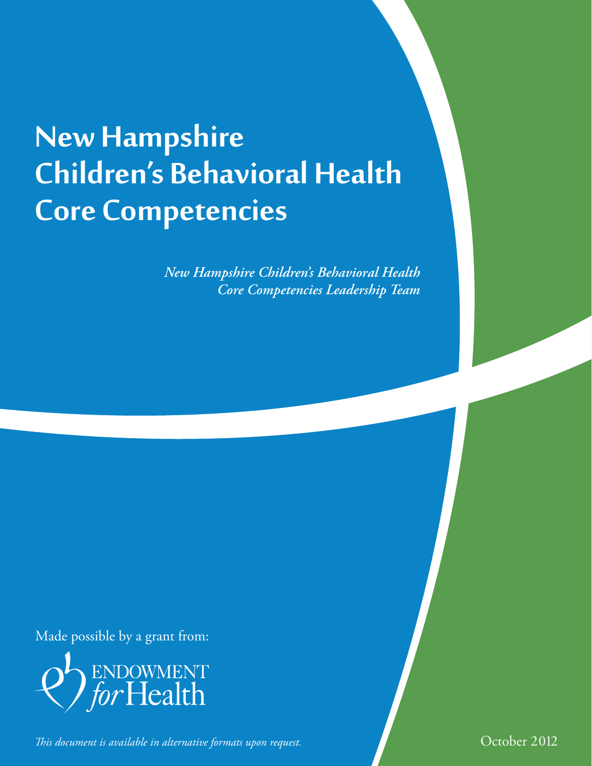# New Hampshire Children's Behavioral Health Core Competencies

*New Hampshire Children's Behavioral Health Core Competencies Leadership Team*

Made possible by a grant from:

ENDOWMENT *for* Health

*This document is available in alternative formats upon request.*

October 2012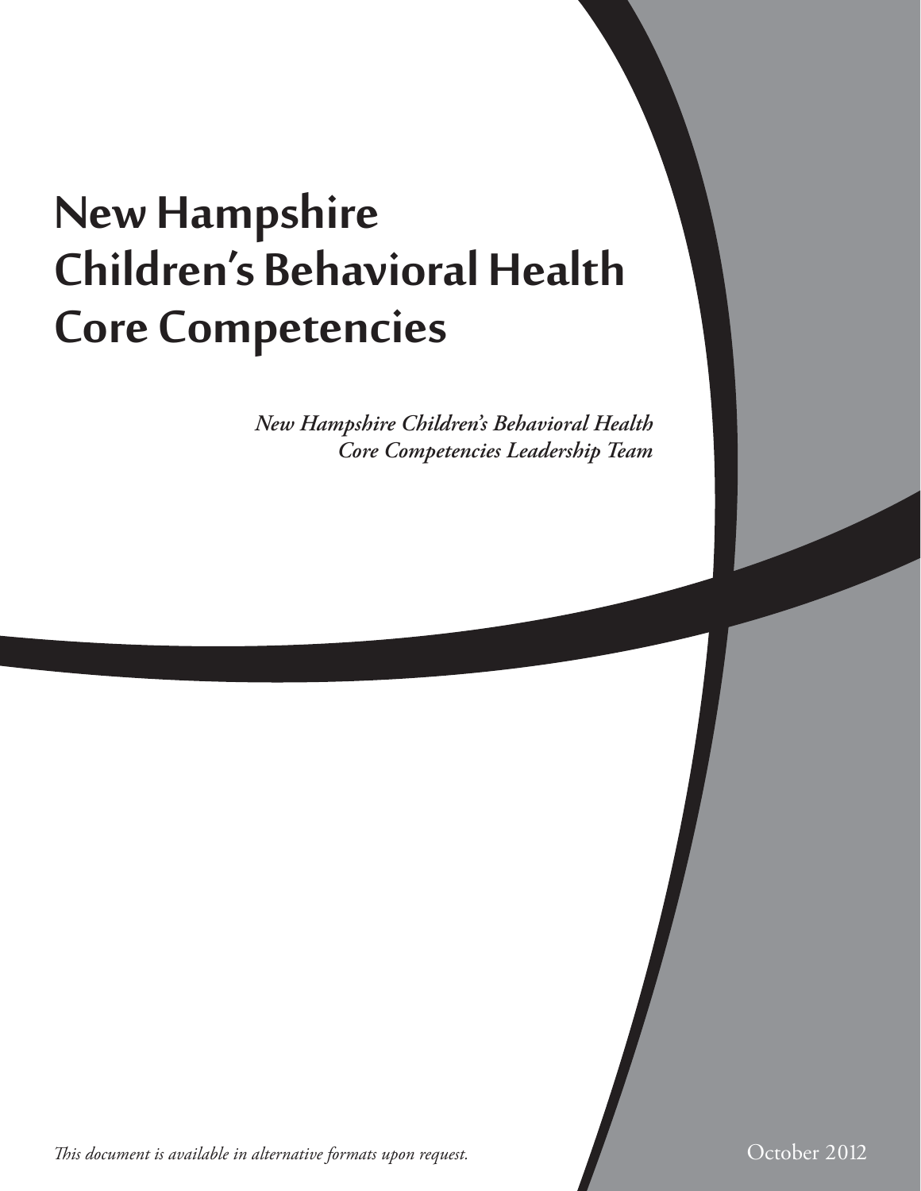# New Hampshire Children's Behavioral Health Core Competencies

*New Hampshire Children's Behavioral Health Core Competencies Leadership Team*

*This document is available in alternative formats upon request.*

October 2012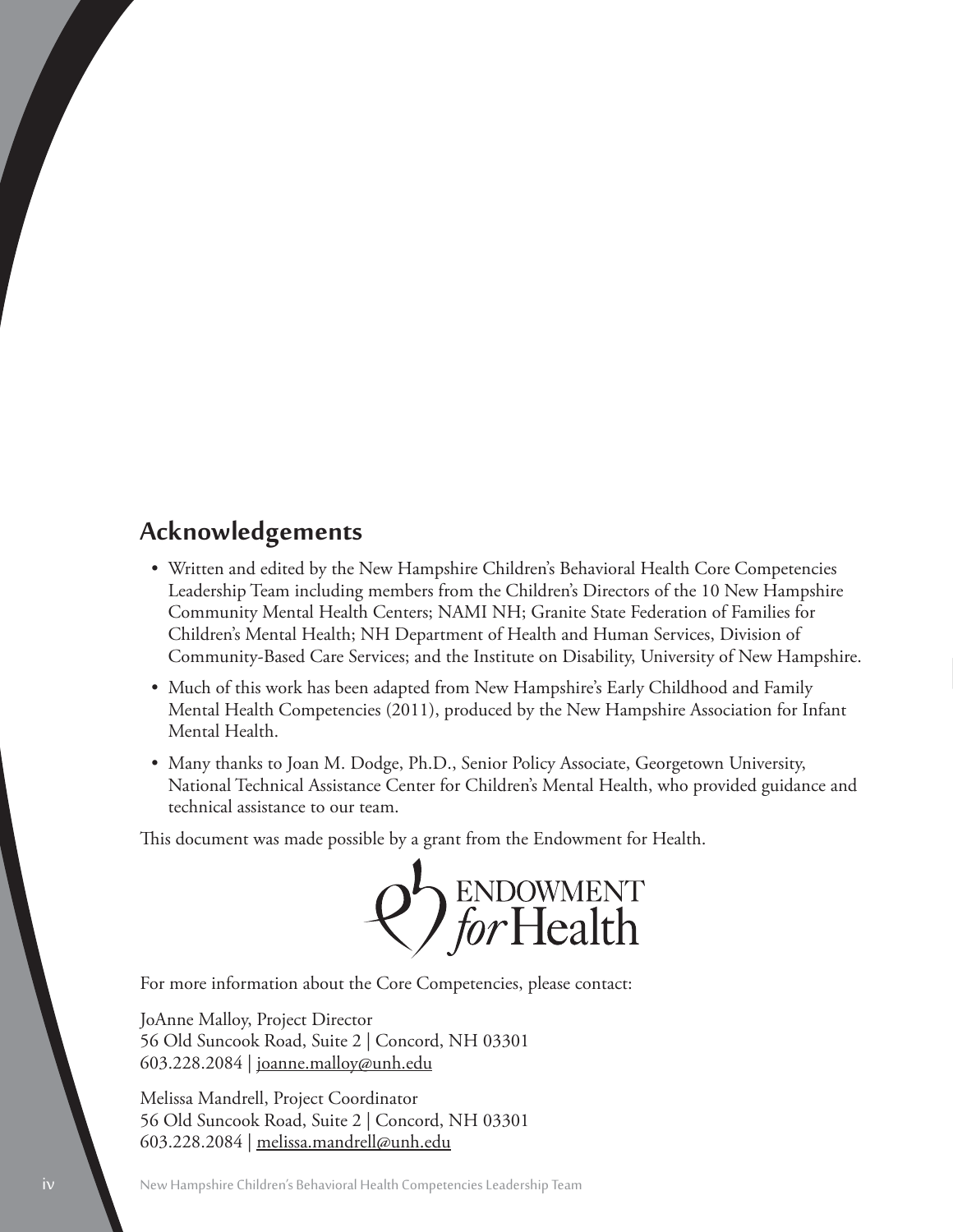## Acknowledgements

- Written and edited by the New Hampshire Children's Behavioral Health Core Competencies Leadership Team including members from the Children's Directors of the 10 New Hampshire Community Mental Health Centers; NAMI NH; Granite State Federation of Families for Children's Mental Health; NH Department of Health and Human Services, Division of Community-Based Care Services; and the Institute on Disability, University of New Hampshire.
- Much of this work has been adapted from New Hampshire's Early Childhood and Family Mental Health Competencies (2011), produced by the New Hampshire Association for Infant Mental Health.
- Many thanks to Joan M. Dodge, Ph.D., Senior Policy Associate, Georgetown University, National Technical Assistance Center for Children's Mental Health, who provided guidance and technical assistance to our team.

This document was made possible by a grant from the Endowment for Health.

ENDOWMENT *for* Health

For more information about the Core Competencies, please contact:

JoAnne Malloy, Project Director
56 Old Suncook Road, Suite 2 | Concord, NH 03301
603.228.2084 | joanne.malloy@unh.edu

Melissa Mandrell, Project Coordinator
56 Old Suncook Road, Suite 2 | Concord, NH 03301
603.228.2084 | melissa.mandrell@unh.edu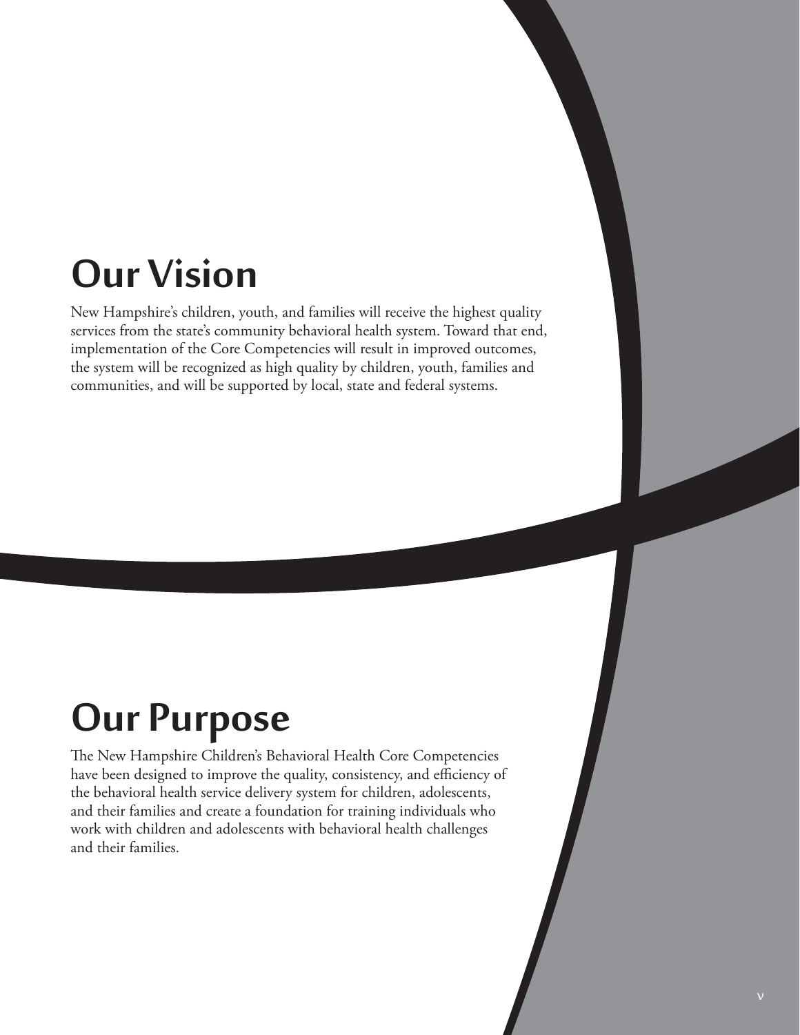# Our Vision

New Hampshire's children, youth, and families will receive the highest quality services from the state's community behavioral health system. Toward that end, implementation of the Core Competencies will result in improved outcomes, the system will be recognized as high quality by children, youth, families and communities, and will be supported by local, state and federal systems.

# Our Purpose

The New Hampshire Children's Behavioral Health Core Competencies have been designed to improve the quality, consistency, and efficiency of the behavioral health service delivery system for children, adolescents, and their families and create a foundation for training individuals who work with children and adolescents with behavioral health challenges and their families.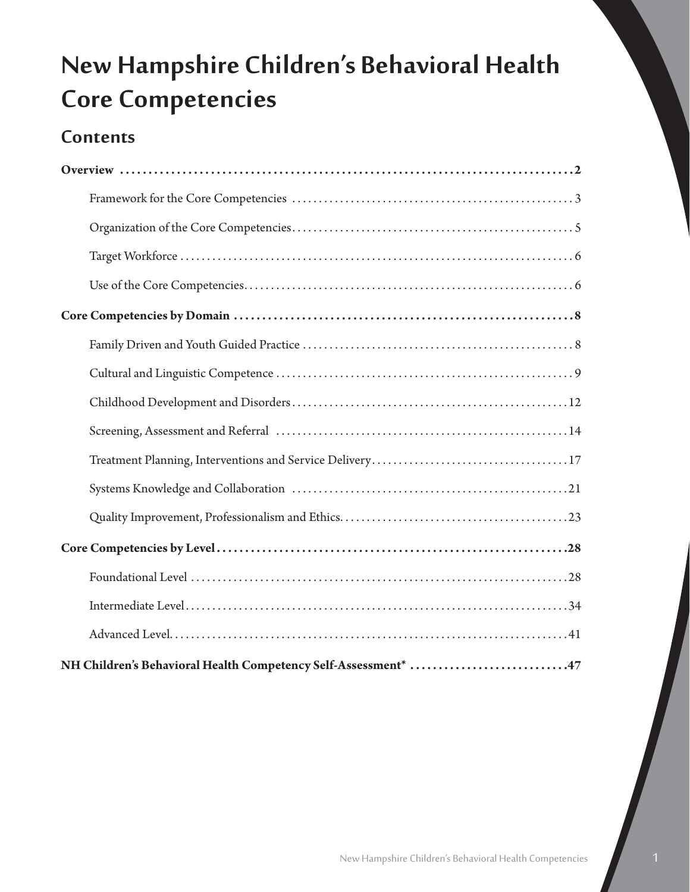# New Hampshire Children's Behavioral Health Core Competencies

## Contents

**Overview** ........ **2**

- Framework for the Core Competencies ........ 3
- Organization of the Core Competencies ........ 5
- Target Workforce ........ 6
- Use of the Core Competencies ........ 6

**Core Competencies by Domain** ........ **8**

- Family Driven and Youth Guided Practice ........ 8
- Cultural and Linguistic Competence ........ 9
- Childhood Development and Disorders ........ 12
- Screening, Assessment and Referral ........ 14
- Treatment Planning, Interventions and Service Delivery ........ 17
- Systems Knowledge and Collaboration ........ 21
- Quality Improvement, Professionalism and Ethics ........ 23

**Core Competencies by Level** ........ **28**

- Foundational Level ........ 28
- Intermediate Level ........ 34
- Advanced Level ........ 41

**NH Children's Behavioral Health Competency Self-Assessment*** ........ **47**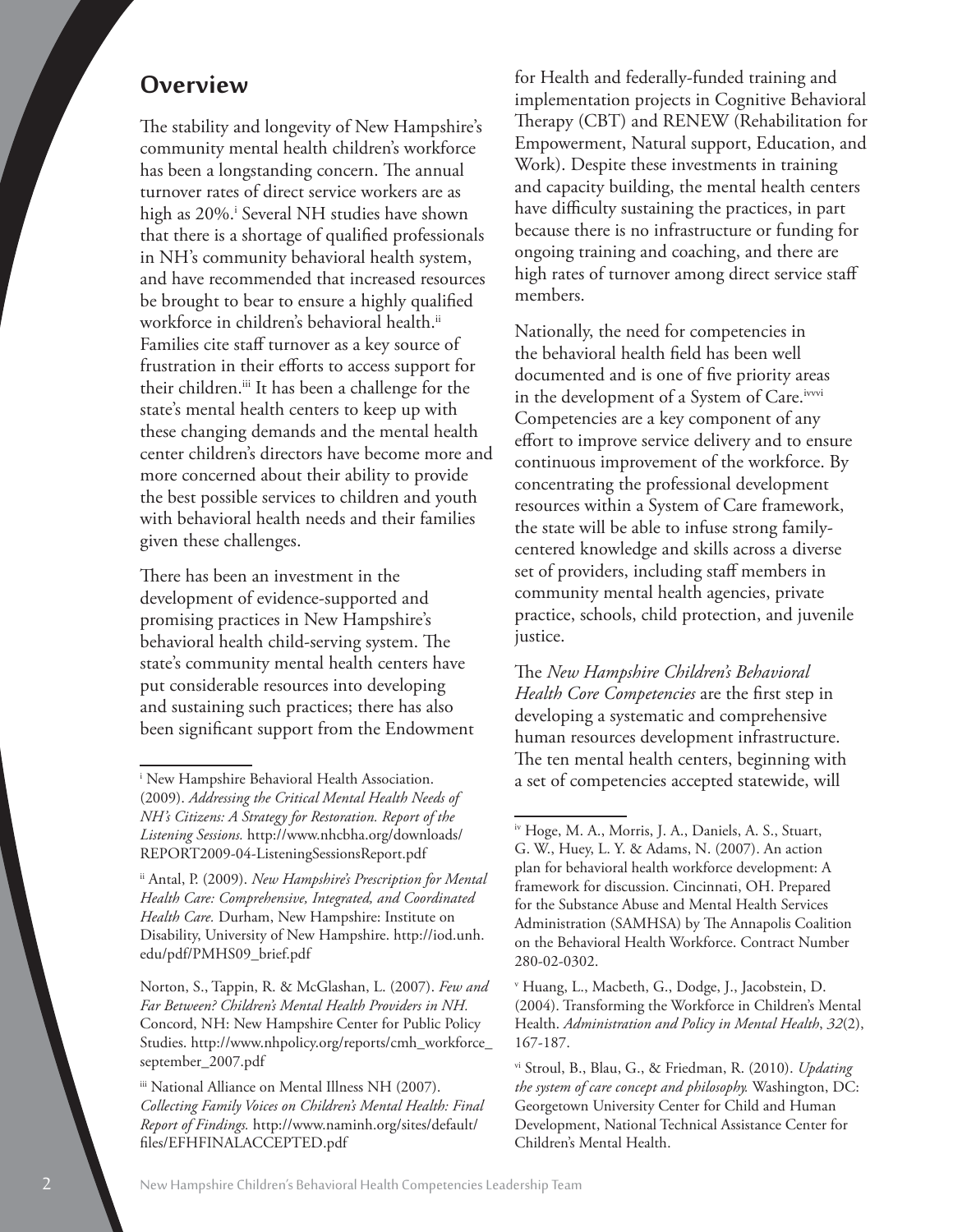## Overview

The stability and longevity of New Hampshire's community mental health children's workforce has been a longstanding concern. The annual turnover rates of direct service workers are as high as 20%.[i] Several NH studies have shown that there is a shortage of qualified professionals in NH's community behavioral health system, and have recommended that increased resources be brought to bear to ensure a highly qualified workforce in children's behavioral health.[ii] Families cite staff turnover as a key source of frustration in their efforts to access support for their children.[iii] It has been a challenge for the state's mental health centers to keep up with these changing demands and the mental health center children's directors have become more and more concerned about their ability to provide the best possible services to children and youth with behavioral health needs and their families given these challenges.

There has been an investment in the development of evidence-supported and promising practices in New Hampshire's behavioral health child-serving system. The state's community mental health centers have put considerable resources into developing and sustaining such practices; there has also been significant support from the Endowment for Health and federally-funded training and implementation projects in Cognitive Behavioral Therapy (CBT) and RENEW (Rehabilitation for Empowerment, Natural support, Education, and Work). Despite these investments in training and capacity building, the mental health centers have difficulty sustaining the practices, in part because there is no infrastructure or funding for ongoing training and coaching, and there are high rates of turnover among direct service staff members.

Nationally, the need for competencies in the behavioral health field has been well documented and is one of five priority areas in the development of a System of Care.[iv,v,vi] Competencies are a key component of any effort to improve service delivery and to ensure continuous improvement of the workforce. By concentrating the professional development resources within a System of Care framework, the state will be able to infuse strong family-centered knowledge and skills across a diverse set of providers, including staff members in community mental health agencies, private practice, schools, child protection, and juvenile justice.

The *New Hampshire Children's Behavioral Health Core Competencies* are the first step in developing a systematic and comprehensive human resources development infrastructure. The ten mental health centers, beginning with a set of competencies accepted statewide, will

---

[i] New Hampshire Behavioral Health Association. (2009). *Addressing the Critical Mental Health Needs of NH's Citizens: A Strategy for Restoration. Report of the Listening Sessions.* http://www.nhcbha.org/downloads/REPORT2009-04-ListeningSessionsReport.pdf

[ii] Antal, P. (2009). *New Hampshire's Prescription for Mental Health Care: Comprehensive, Integrated, and Coordinated Health Care.* Durham, New Hampshire: Institute on Disability, University of New Hampshire. http://iod.unh.edu/pdf/PMHS09_brief.pdf

Norton, S., Tappin, R. & McGlashan, L. (2007). *Few and Far Between? Children's Mental Health Providers in NH.* Concord, NH: New Hampshire Center for Public Policy Studies. http://www.nhpolicy.org/reports/cmh_workforce_september_2007.pdf

[iii] National Alliance on Mental Illness NH (2007). *Collecting Family Voices on Children's Mental Health: Final Report of Findings.* http://www.naminh.org/sites/default/files/EFHFINALACCEPTED.pdf

[iv] Hoge, M. A., Morris, J. A., Daniels, A. S., Stuart, G. W., Huey, L. Y. & Adams, N. (2007). An action plan for behavioral health workforce development: A framework for discussion. Cincinnati, OH. Prepared for the Substance Abuse and Mental Health Services Administration (SAMHSA) by The Annapolis Coalition on the Behavioral Health Workforce. Contract Number 280-02-0302.

[v] Huang, L., Macbeth, G., Dodge, J., Jacobstein, D. (2004). Transforming the Workforce in Children's Mental Health. *Administration and Policy in Mental Health*, *32*(2), 167-187.

[vi] Stroul, B., Blau, G., & Friedman, R. (2010). *Updating the system of care concept and philosophy.* Washington, DC: Georgetown University Center for Child and Human Development, National Technical Assistance Center for Children's Mental Health.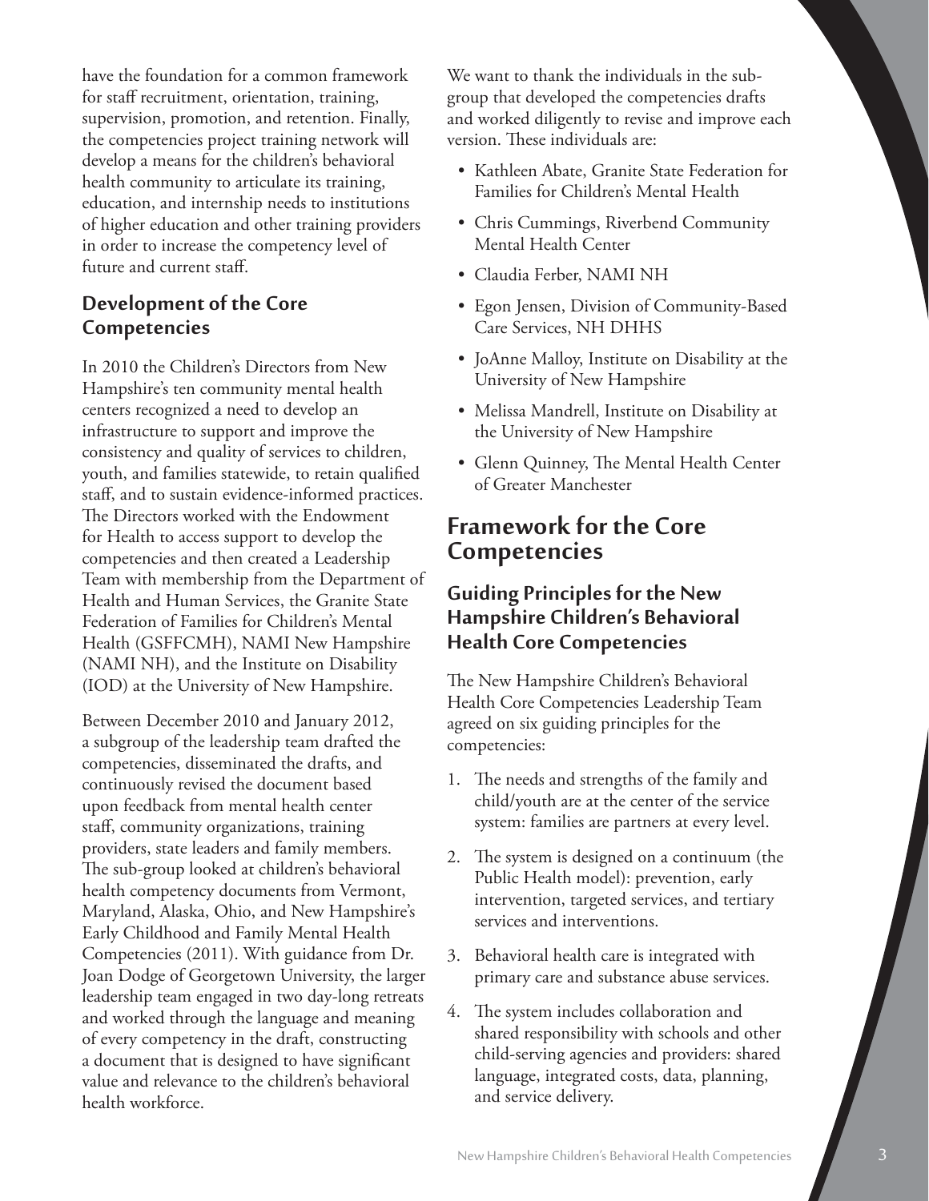have the foundation for a common framework for staff recruitment, orientation, training, supervision, promotion, and retention. Finally, the competencies project training network will develop a means for the children's behavioral health community to articulate its training, education, and internship needs to institutions of higher education and other training providers in order to increase the competency level of future and current staff.

### Development of the Core Competencies

In 2010 the Children's Directors from New Hampshire's ten community mental health centers recognized a need to develop an infrastructure to support and improve the consistency and quality of services to children, youth, and families statewide, to retain qualified staff, and to sustain evidence-informed practices. The Directors worked with the Endowment for Health to access support to develop the competencies and then created a Leadership Team with membership from the Department of Health and Human Services, the Granite State Federation of Families for Children's Mental Health (GSFFCMH), NAMI New Hampshire (NAMI NH), and the Institute on Disability (IOD) at the University of New Hampshire.

Between December 2010 and January 2012, a subgroup of the leadership team drafted the competencies, disseminated the drafts, and continuously revised the document based upon feedback from mental health center staff, community organizations, training providers, state leaders and family members. The sub-group looked at children's behavioral health competency documents from Vermont, Maryland, Alaska, Ohio, and New Hampshire's Early Childhood and Family Mental Health Competencies (2011). With guidance from Dr. Joan Dodge of Georgetown University, the larger leadership team engaged in two day-long retreats and worked through the language and meaning of every competency in the draft, constructing a document that is designed to have significant value and relevance to the children's behavioral health workforce.

We want to thank the individuals in the sub-group that developed the competencies drafts and worked diligently to revise and improve each version. These individuals are:

- Kathleen Abate, Granite State Federation for Families for Children's Mental Health
- Chris Cummings, Riverbend Community Mental Health Center
- Claudia Ferber, NAMI NH
- Egon Jensen, Division of Community-Based Care Services, NH DHHS
- JoAnne Malloy, Institute on Disability at the University of New Hampshire
- Melissa Mandrell, Institute on Disability at the University of New Hampshire
- Glenn Quinney, The Mental Health Center of Greater Manchester

## Framework for the Core Competencies

### Guiding Principles for the New Hampshire Children's Behavioral Health Core Competencies

The New Hampshire Children's Behavioral Health Core Competencies Leadership Team agreed on six guiding principles for the competencies:

1. The needs and strengths of the family and child/youth are at the center of the service system: families are partners at every level.
2. The system is designed on a continuum (the Public Health model): prevention, early intervention, targeted services, and tertiary services and interventions.
3. Behavioral health care is integrated with primary care and substance abuse services.
4. The system includes collaboration and shared responsibility with schools and other child-serving agencies and providers: shared language, integrated costs, data, planning, and service delivery.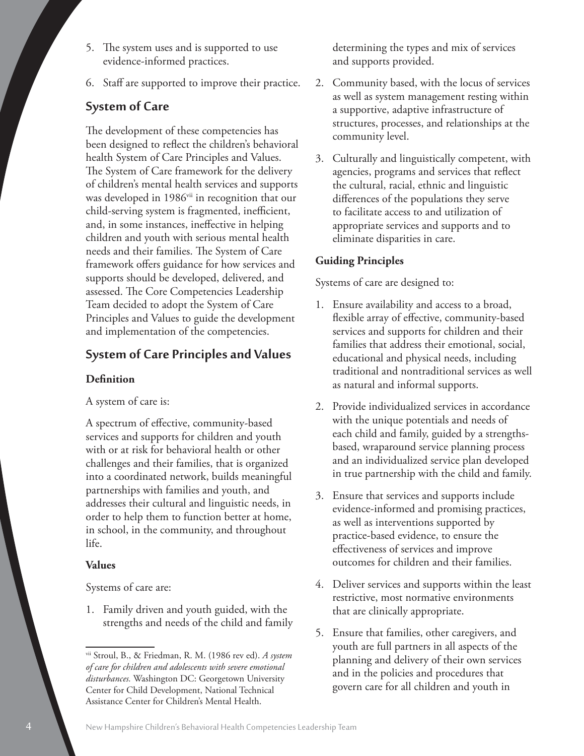5. The system uses and is supported to use evidence-informed practices.
6. Staff are supported to improve their practice.

## System of Care

The development of these competencies has been designed to reflect the children's behavioral health System of Care Principles and Values. The System of Care framework for the delivery of children's mental health services and supports was developed in 1986[vii] in recognition that our child-serving system is fragmented, inefficient, and, in some instances, ineffective in helping children and youth with serious mental health needs and their families. The System of Care framework offers guidance for how services and supports should be developed, delivered, and assessed. The Core Competencies Leadership Team decided to adopt the System of Care Principles and Values to guide the development and implementation of the competencies.

## System of Care Principles and Values

### Definition

A system of care is:

A spectrum of effective, community-based services and supports for children and youth with or at risk for behavioral health or other challenges and their families, that is organized into a coordinated network, builds meaningful partnerships with families and youth, and addresses their cultural and linguistic needs, in order to help them to function better at home, in school, in the community, and throughout life.

### Values

Systems of care are:

1. Family driven and youth guided, with the strengths and needs of the child and family determining the types and mix of services and supports provided.
2. Community based, with the locus of services as well as system management resting within a supportive, adaptive infrastructure of structures, processes, and relationships at the community level.
3. Culturally and linguistically competent, with agencies, programs and services that reflect the cultural, racial, ethnic and linguistic differences of the populations they serve to facilitate access to and utilization of appropriate services and supports and to eliminate disparities in care.

### Guiding Principles

Systems of care are designed to:

1. Ensure availability and access to a broad, flexible array of effective, community-based services and supports for children and their families that address their emotional, social, educational and physical needs, including traditional and nontraditional services as well as natural and informal supports.
2. Provide individualized services in accordance with the unique potentials and needs of each child and family, guided by a strengths-based, wraparound service planning process and an individualized service plan developed in true partnership with the child and family.
3. Ensure that services and supports include evidence-informed and promising practices, as well as interventions supported by practice-based evidence, to ensure the effectiveness of services and improve outcomes for children and their families.
4. Deliver services and supports within the least restrictive, most normative environments that are clinically appropriate.
5. Ensure that families, other caregivers, and youth are full partners in all aspects of the planning and delivery of their own services and in the policies and procedures that govern care for all children and youth in

[vii] Stroul, B., & Friedman, R. M. (1986 rev ed). *A system of care for children and adolescents with severe emotional disturbances.* Washington DC: Georgetown University Center for Child Development, National Technical Assistance Center for Children's Mental Health.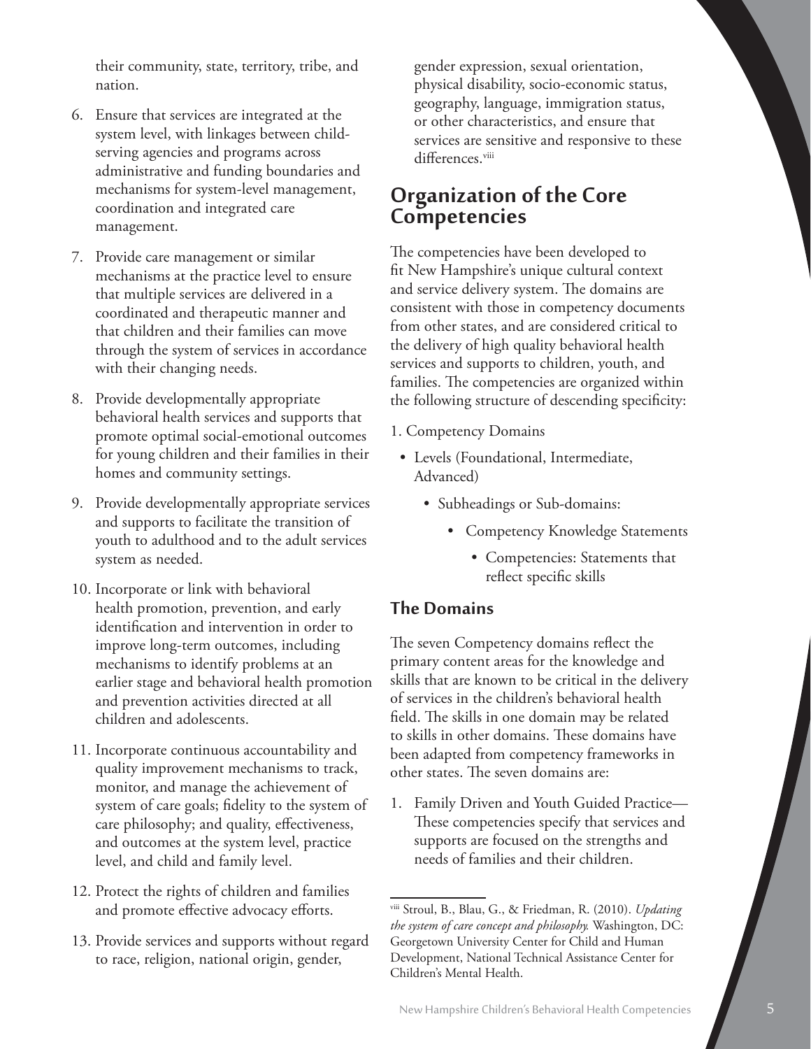their community, state, territory, tribe, and nation.

6. Ensure that services are integrated at the system level, with linkages between child-serving agencies and programs across administrative and funding boundaries and mechanisms for system-level management, coordination and integrated care management.
7. Provide care management or similar mechanisms at the practice level to ensure that multiple services are delivered in a coordinated and therapeutic manner and that children and their families can move through the system of services in accordance with their changing needs.
8. Provide developmentally appropriate behavioral health services and supports that promote optimal social-emotional outcomes for young children and their families in their homes and community settings.
9. Provide developmentally appropriate services and supports to facilitate the transition of youth to adulthood and to the adult services system as needed.
10. Incorporate or link with behavioral health promotion, prevention, and early identification and intervention in order to improve long-term outcomes, including mechanisms to identify problems at an earlier stage and behavioral health promotion and prevention activities directed at all children and adolescents.
11. Incorporate continuous accountability and quality improvement mechanisms to track, monitor, and manage the achievement of system of care goals; fidelity to the system of care philosophy; and quality, effectiveness, and outcomes at the system level, practice level, and child and family level.
12. Protect the rights of children and families and promote effective advocacy efforts.
13. Provide services and supports without regard to race, religion, national origin, gender, gender expression, sexual orientation, physical disability, socio-economic status, geography, language, immigration status, or other characteristics, and ensure that services are sensitive and responsive to these differences.[viii]

## Organization of the Core Competencies

The competencies have been developed to fit New Hampshire's unique cultural context and service delivery system. The domains are consistent with those in competency documents from other states, and are considered critical to the delivery of high quality behavioral health services and supports to children, youth, and families. The competencies are organized within the following structure of descending specificity:

1. Competency Domains
   - Levels (Foundational, Intermediate, Advanced)
     - Subheadings or Sub-domains:
       - Competency Knowledge Statements
         - Competencies: Statements that reflect specific skills

### The Domains

The seven Competency domains reflect the primary content areas for the knowledge and skills that are known to be critical in the delivery of services in the children's behavioral health field. The skills in one domain may be related to skills in other domains. These domains have been adapted from competency frameworks in other states. The seven domains are:

1. Family Driven and Youth Guided Practice—These competencies specify that services and supports are focused on the strengths and needs of families and their children.

---

[viii] Stroul, B., Blau, G., & Friedman, R. (2010). *Updating the system of care concept and philosophy.* Washington, DC: Georgetown University Center for Child and Human Development, National Technical Assistance Center for Children's Mental Health.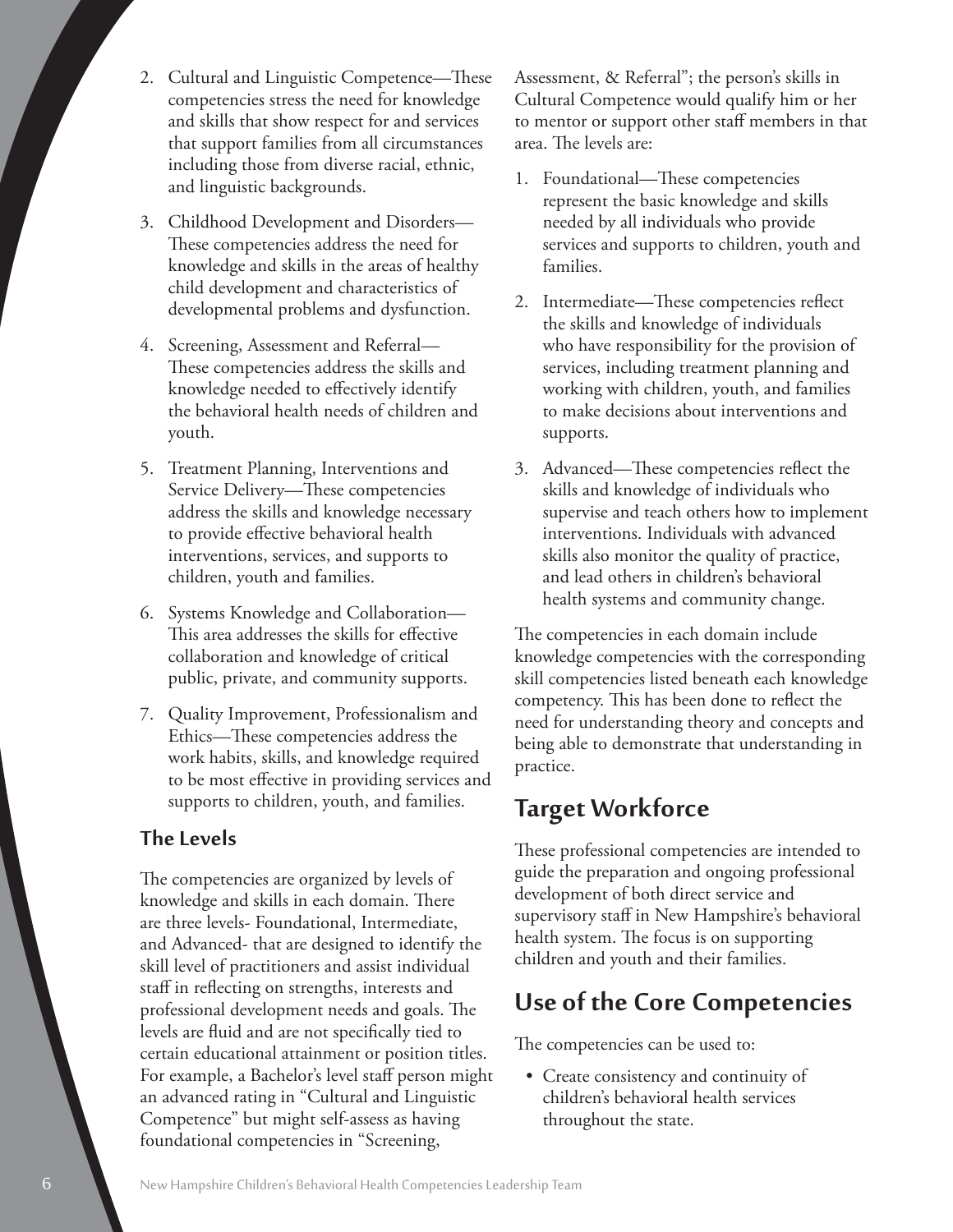2. Cultural and Linguistic Competence—These competencies stress the need for knowledge and skills that show respect for and services that support families from all circumstances including those from diverse racial, ethnic, and linguistic backgrounds.
3. Childhood Development and Disorders—These competencies address the need for knowledge and skills in the areas of healthy child development and characteristics of developmental problems and dysfunction.
4. Screening, Assessment and Referral—These competencies address the skills and knowledge needed to effectively identify the behavioral health needs of children and youth.
5. Treatment Planning, Interventions and Service Delivery—These competencies address the skills and knowledge necessary to provide effective behavioral health interventions, services, and supports to children, youth and families.
6. Systems Knowledge and Collaboration—This area addresses the skills for effective collaboration and knowledge of critical public, private, and community supports.
7. Quality Improvement, Professionalism and Ethics—These competencies address the work habits, skills, and knowledge required to be most effective in providing services and supports to children, youth, and families.

### The Levels

The competencies are organized by levels of knowledge and skills in each domain. There are three levels- Foundational, Intermediate, and Advanced- that are designed to identify the skill level of practitioners and assist individual staff in reflecting on strengths, interests and professional development needs and goals. The levels are fluid and are not specifically tied to certain educational attainment or position titles. For example, a Bachelor's level staff person might an advanced rating in "Cultural and Linguistic Competence" but might self-assess as having foundational competencies in "Screening, Assessment, & Referral"; the person's skills in Cultural Competence would qualify him or her to mentor or support other staff members in that area. The levels are:

1. Foundational—These competencies represent the basic knowledge and skills needed by all individuals who provide services and supports to children, youth and families.
2. Intermediate—These competencies reflect the skills and knowledge of individuals who have responsibility for the provision of services, including treatment planning and working with children, youth, and families to make decisions about interventions and supports.
3. Advanced—These competencies reflect the skills and knowledge of individuals who supervise and teach others how to implement interventions. Individuals with advanced skills also monitor the quality of practice, and lead others in children's behavioral health systems and community change.

The competencies in each domain include knowledge competencies with the corresponding skill competencies listed beneath each knowledge competency. This has been done to reflect the need for understanding theory and concepts and being able to demonstrate that understanding in practice.

## Target Workforce

These professional competencies are intended to guide the preparation and ongoing professional development of both direct service and supervisory staff in New Hampshire's behavioral health system. The focus is on supporting children and youth and their families.

## Use of the Core Competencies

The competencies can be used to:

- Create consistency and continuity of children's behavioral health services throughout the state.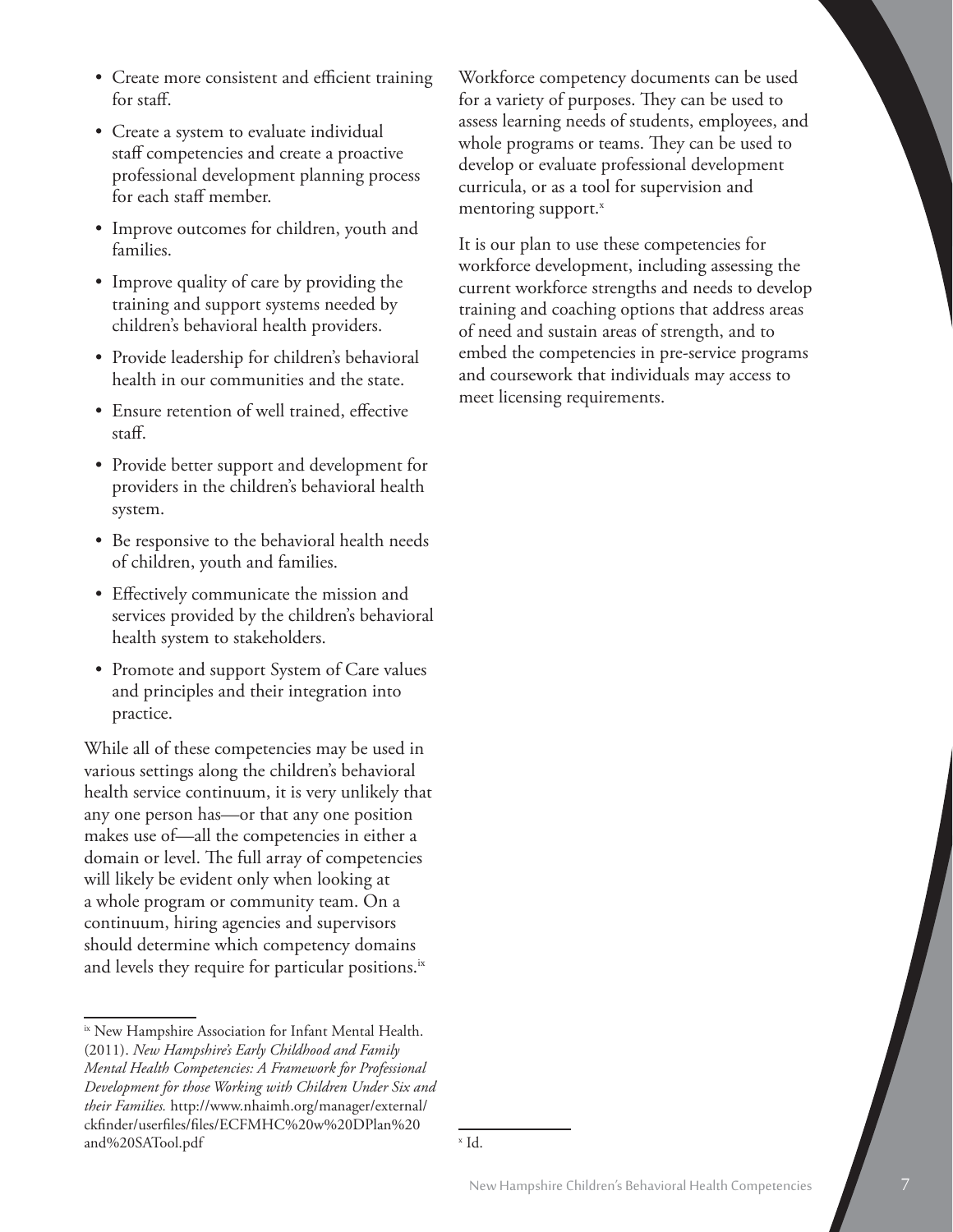- Create more consistent and efficient training for staff.
- Create a system to evaluate individual staff competencies and create a proactive professional development planning process for each staff member.
- Improve outcomes for children, youth and families.
- Improve quality of care by providing the training and support systems needed by children's behavioral health providers.
- Provide leadership for children's behavioral health in our communities and the state.
- Ensure retention of well trained, effective staff.
- Provide better support and development for providers in the children's behavioral health system.
- Be responsive to the behavioral health needs of children, youth and families.
- Effectively communicate the mission and services provided by the children's behavioral health system to stakeholders.
- Promote and support System of Care values and principles and their integration into practice.

While all of these competencies may be used in various settings along the children's behavioral health service continuum, it is very unlikely that any one person has—or that any one position makes use of—all the competencies in either a domain or level. The full array of competencies will likely be evident only when looking at a whole program or community team. On a continuum, hiring agencies and supervisors should determine which competency domains and levels they require for particular positions.[ix]

Workforce competency documents can be used for a variety of purposes. They can be used to assess learning needs of students, employees, and whole programs or teams. They can be used to develop or evaluate professional development curricula, or as a tool for supervision and mentoring support.[x]

It is our plan to use these competencies for workforce development, including assessing the current workforce strengths and needs to develop training and coaching options that address areas of need and sustain areas of strength, and to embed the competencies in pre-service programs and coursework that individuals may access to meet licensing requirements.

---

[ix] New Hampshire Association for Infant Mental Health. (2011). *New Hampshire's Early Childhood and Family Mental Health Competencies: A Framework for Professional Development for those Working with Children Under Six and their Families.* http://www.nhaimh.org/manager/external/ckfinder/userfiles/files/ECFMHC%20w%20DPlan%20and%20SATool.pdf

[x] Id.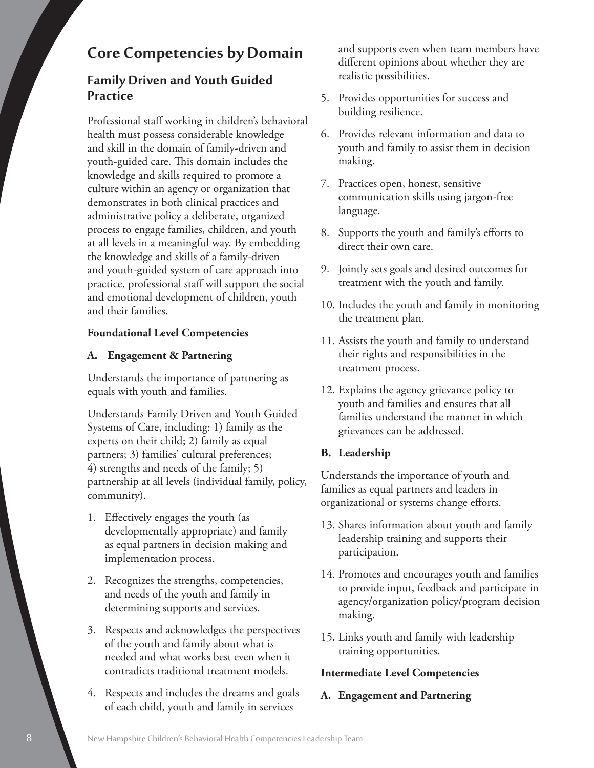# Core Competencies by Domain

## Family Driven and Youth Guided Practice

Professional staff working in children's behavioral health must possess considerable knowledge and skill in the domain of family-driven and youth-guided care. This domain includes the knowledge and skills required to promote a culture within an agency or organization that demonstrates in both clinical practices and administrative policy a deliberate, organized process to engage families, children, and youth at all levels in a meaningful way. By embedding the knowledge and skills of a family-driven and youth-guided system of care approach into practice, professional staff will support the social and emotional development of children, youth and their families.

**Foundational Level Competencies**

**A. Engagement & Partnering**

Understands the importance of partnering as equals with youth and families.

Understands Family Driven and Youth Guided Systems of Care, including: 1) family as the experts on their child; 2) family as equal partners; 3) families' cultural preferences; 4) strengths and needs of the family; 5) partnership at all levels (individual family, policy, community).

1. Effectively engages the youth (as developmentally appropriate) and family as equal partners in decision making and implementation process.
2. Recognizes the strengths, competencies, and needs of the youth and family in determining supports and services.
3. Respects and acknowledges the perspectives of the youth and family about what is needed and what works best even when it contradicts traditional treatment models.
4. Respects and includes the dreams and goals of each child, youth and family in services and supports even when team members have different opinions about whether they are realistic possibilities.
5. Provides opportunities for success and building resilience.
6. Provides relevant information and data to youth and family to assist them in decision making.
7. Practices open, honest, sensitive communication skills using jargon-free language.
8. Supports the youth and family's efforts to direct their own care.
9. Jointly sets goals and desired outcomes for treatment with the youth and family.
10. Includes the youth and family in monitoring the treatment plan.
11. Assists the youth and family to understand their rights and responsibilities in the treatment process.
12. Explains the agency grievance policy to youth and families and ensures that all families understand the manner in which grievances can be addressed.

**B. Leadership**

Understands the importance of youth and families as equal partners and leaders in organizational or systems change efforts.

13. Shares information about youth and family leadership training and supports their participation.
14. Promotes and encourages youth and families to provide input, feedback and participate in agency/organization policy/program decision making.
15. Links youth and family with leadership training opportunities.

**Intermediate Level Competencies**

**A. Engagement and Partnering**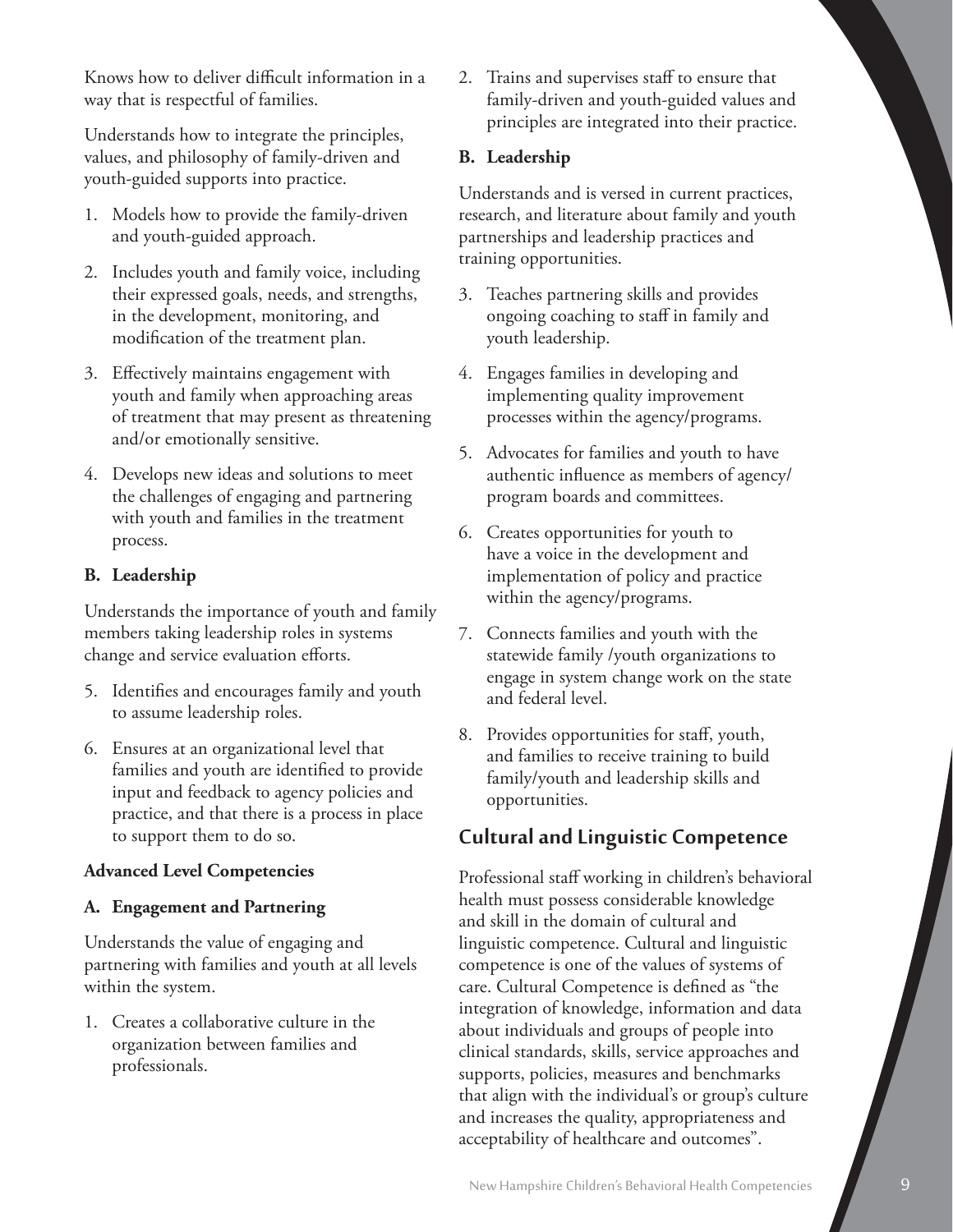Knows how to deliver difficult information in a way that is respectful of families.

Understands how to integrate the principles, values, and philosophy of family-driven and youth-guided supports into practice.

1. Models how to provide the family-driven and youth-guided approach.
2. Includes youth and family voice, including their expressed goals, needs, and strengths, in the development, monitoring, and modification of the treatment plan.
3. Effectively maintains engagement with youth and family when approaching areas of treatment that may present as threatening and/or emotionally sensitive.
4. Develops new ideas and solutions to meet the challenges of engaging and partnering with youth and families in the treatment process.

**B. Leadership**

Understands the importance of youth and family members taking leadership roles in systems change and service evaluation efforts.

5. Identifies and encourages family and youth to assume leadership roles.
6. Ensures at an organizational level that families and youth are identified to provide input and feedback to agency policies and practice, and that there is a process in place to support them to do so.

**Advanced Level Competencies**

**A. Engagement and Partnering**

Understands the value of engaging and partnering with families and youth at all levels within the system.

1. Creates a collaborative culture in the organization between families and professionals.
2. Trains and supervises staff to ensure that family-driven and youth-guided values and principles are integrated into their practice.

**B. Leadership**

Understands and is versed in current practices, research, and literature about family and youth partnerships and leadership practices and training opportunities.

3. Teaches partnering skills and provides ongoing coaching to staff in family and youth leadership.
4. Engages families in developing and implementing quality improvement processes within the agency/programs.
5. Advocates for families and youth to have authentic influence as members of agency/ program boards and committees.
6. Creates opportunities for youth to have a voice in the development and implementation of policy and practice within the agency/programs.
7. Connects families and youth with the statewide family /youth organizations to engage in system change work on the state and federal level.
8. Provides opportunities for staff, youth, and families to receive training to build family/youth and leadership skills and opportunities.

## Cultural and Linguistic Competence

Professional staff working in children's behavioral health must possess considerable knowledge and skill in the domain of cultural and linguistic competence. Cultural and linguistic competence is one of the values of systems of care. Cultural Competence is defined as "the integration of knowledge, information and data about individuals and groups of people into clinical standards, skills, service approaches and supports, policies, measures and benchmarks that align with the individual's or group's culture and increases the quality, appropriateness and acceptability of healthcare and outcomes".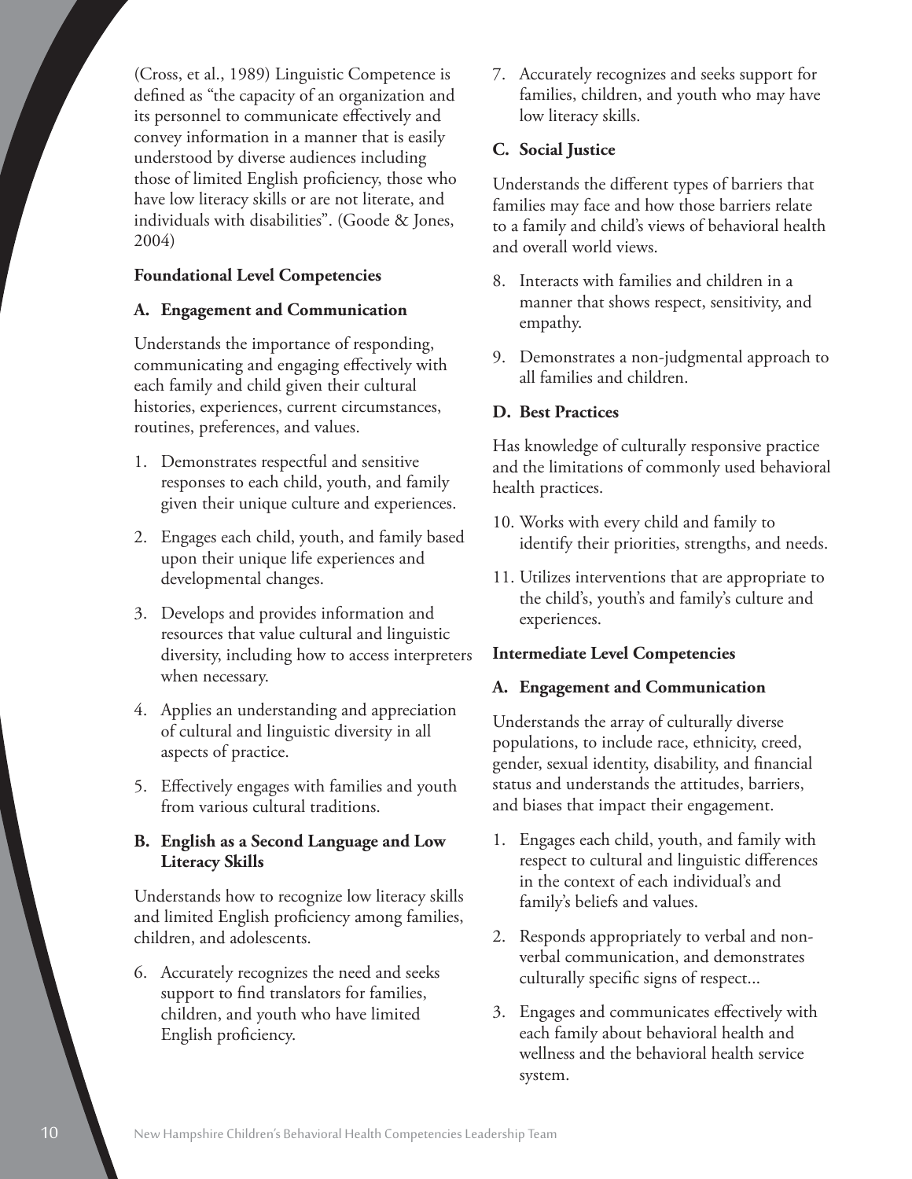(Cross, et al., 1989) Linguistic Competence is defined as "the capacity of an organization and its personnel to communicate effectively and convey information in a manner that is easily understood by diverse audiences including those of limited English proficiency, those who have low literacy skills or are not literate, and individuals with disabilities". (Goode & Jones, 2004)

**Foundational Level Competencies**

**A. Engagement and Communication**

Understands the importance of responding, communicating and engaging effectively with each family and child given their cultural histories, experiences, current circumstances, routines, preferences, and values.

1. Demonstrates respectful and sensitive responses to each child, youth, and family given their unique culture and experiences.
2. Engages each child, youth, and family based upon their unique life experiences and developmental changes.
3. Develops and provides information and resources that value cultural and linguistic diversity, including how to access interpreters when necessary.
4. Applies an understanding and appreciation of cultural and linguistic diversity in all aspects of practice.
5. Effectively engages with families and youth from various cultural traditions.

**B. English as a Second Language and Low Literacy Skills**

Understands how to recognize low literacy skills and limited English proficiency among families, children, and adolescents.

6. Accurately recognizes the need and seeks support to find translators for families, children, and youth who have limited English proficiency.
7. Accurately recognizes and seeks support for families, children, and youth who may have low literacy skills.

**C. Social Justice**

Understands the different types of barriers that families may face and how those barriers relate to a family and child's views of behavioral health and overall world views.

8. Interacts with families and children in a manner that shows respect, sensitivity, and empathy.
9. Demonstrates a non-judgmental approach to all families and children.

**D. Best Practices**

Has knowledge of culturally responsive practice and the limitations of commonly used behavioral health practices.

10. Works with every child and family to identify their priorities, strengths, and needs.
11. Utilizes interventions that are appropriate to the child's, youth's and family's culture and experiences.

**Intermediate Level Competencies**

**A. Engagement and Communication**

Understands the array of culturally diverse populations, to include race, ethnicity, creed, gender, sexual identity, disability, and financial status and understands the attitudes, barriers, and biases that impact their engagement.

1. Engages each child, youth, and family with respect to cultural and linguistic differences in the context of each individual's and family's beliefs and values.
2. Responds appropriately to verbal and non-verbal communication, and demonstrates culturally specific signs of respect...
3. Engages and communicates effectively with each family about behavioral health and wellness and the behavioral health service system.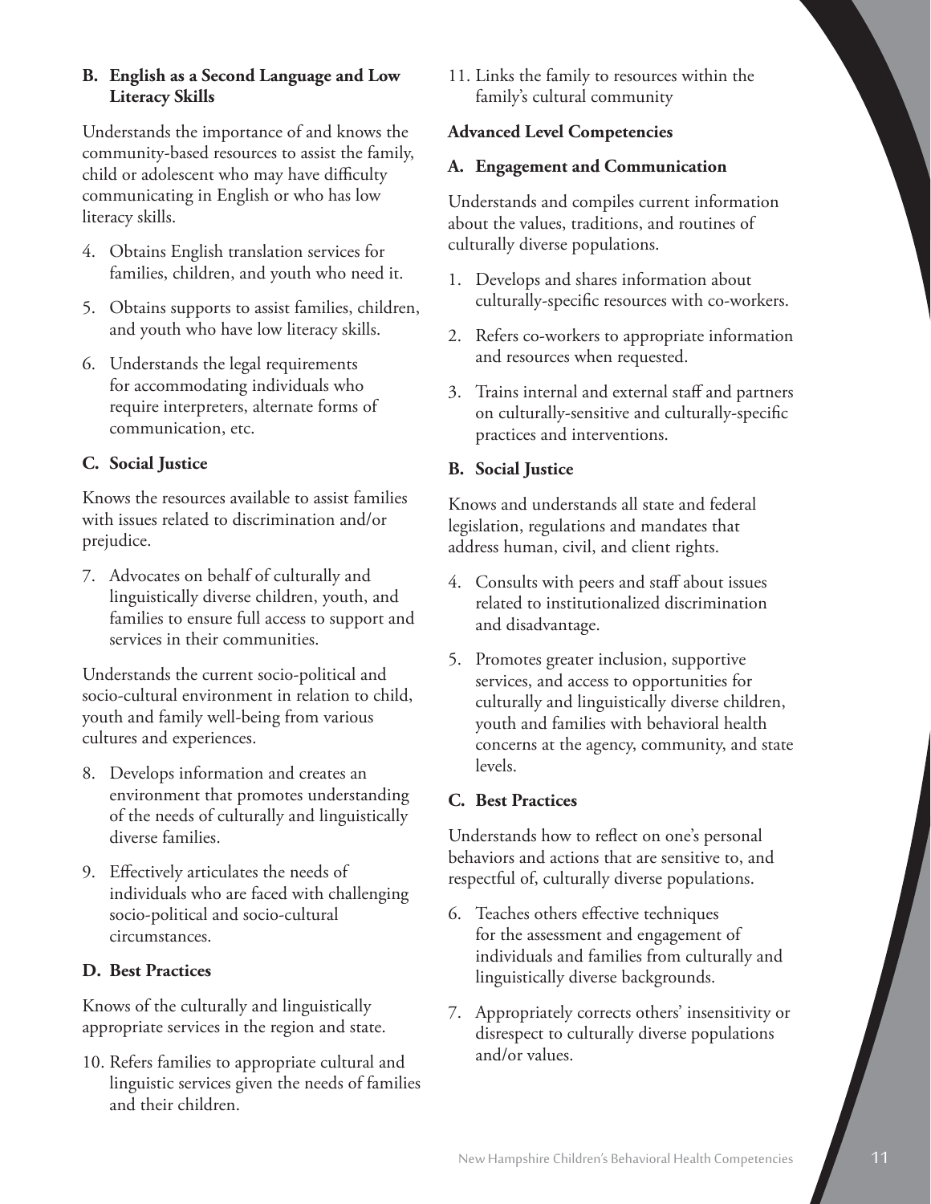### B. English as a Second Language and Low Literacy Skills

Understands the importance of and knows the community-based resources to assist the family, child or adolescent who may have difficulty communicating in English or who has low literacy skills.

4. Obtains English translation services for families, children, and youth who need it.
5. Obtains supports to assist families, children, and youth who have low literacy skills.
6. Understands the legal requirements for accommodating individuals who require interpreters, alternate forms of communication, etc.

### C. Social Justice

Knows the resources available to assist families with issues related to discrimination and/or prejudice.

7. Advocates on behalf of culturally and linguistically diverse children, youth, and families to ensure full access to support and services in their communities.

Understands the current socio-political and socio-cultural environment in relation to child, youth and family well-being from various cultures and experiences.

8. Develops information and creates an environment that promotes understanding of the needs of culturally and linguistically diverse families.
9. Effectively articulates the needs of individuals who are faced with challenging socio-political and socio-cultural circumstances.

### D. Best Practices

Knows of the culturally and linguistically appropriate services in the region and state.

10. Refers families to appropriate cultural and linguistic services given the needs of families and their children.
11. Links the family to resources within the family's cultural community

## Advanced Level Competencies

### A. Engagement and Communication

Understands and compiles current information about the values, traditions, and routines of culturally diverse populations.

1. Develops and shares information about culturally-specific resources with co-workers.
2. Refers co-workers to appropriate information and resources when requested.
3. Trains internal and external staff and partners on culturally-sensitive and culturally-specific practices and interventions.

### B. Social Justice

Knows and understands all state and federal legislation, regulations and mandates that address human, civil, and client rights.

4. Consults with peers and staff about issues related to institutionalized discrimination and disadvantage.
5. Promotes greater inclusion, supportive services, and access to opportunities for culturally and linguistically diverse children, youth and families with behavioral health concerns at the agency, community, and state levels.

### C. Best Practices

Understands how to reflect on one's personal behaviors and actions that are sensitive to, and respectful of, culturally diverse populations.

6. Teaches others effective techniques for the assessment and engagement of individuals and families from culturally and linguistically diverse backgrounds.
7. Appropriately corrects others' insensitivity or disrespect to culturally diverse populations and/or values.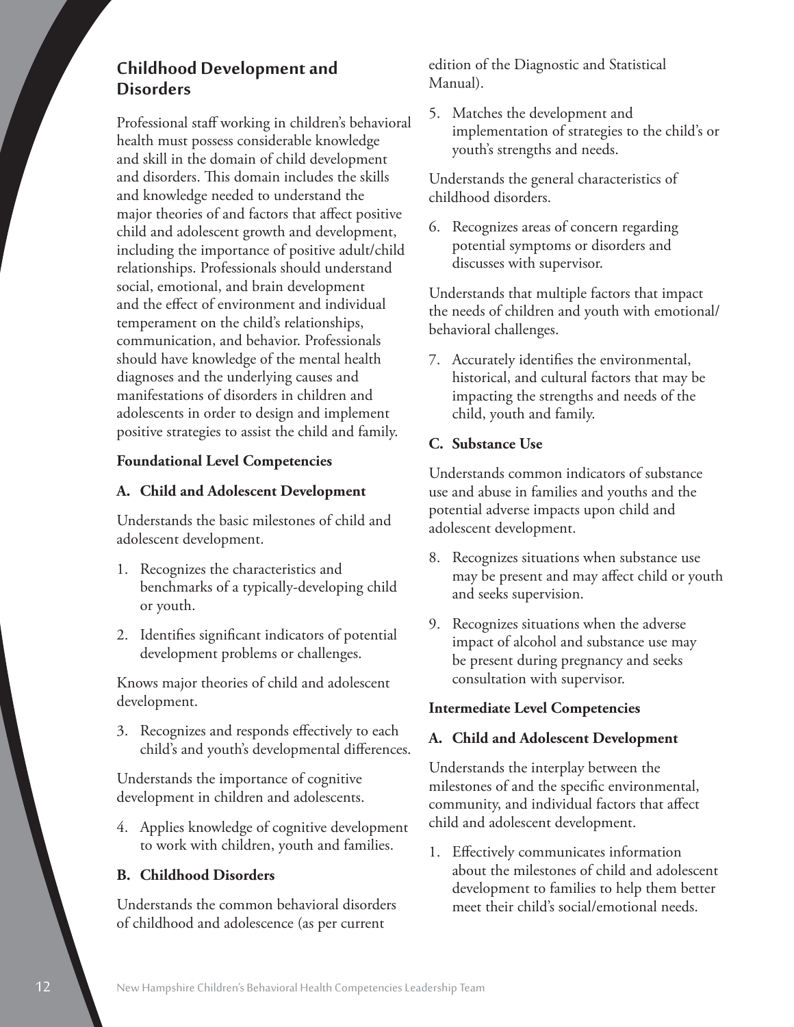## Childhood Development and Disorders

Professional staff working in children's behavioral health must possess considerable knowledge and skill in the domain of child development and disorders. This domain includes the skills and knowledge needed to understand the major theories of and factors that affect positive child and adolescent growth and development, including the importance of positive adult/child relationships. Professionals should understand social, emotional, and brain development and the effect of environment and individual temperament on the child's relationships, communication, and behavior. Professionals should have knowledge of the mental health diagnoses and the underlying causes and manifestations of disorders in children and adolescents in order to design and implement positive strategies to assist the child and family.

### Foundational Level Competencies

#### A. Child and Adolescent Development

Understands the basic milestones of child and adolescent development.

1. Recognizes the characteristics and benchmarks of a typically-developing child or youth.
2. Identifies significant indicators of potential development problems or challenges.

Knows major theories of child and adolescent development.

3. Recognizes and responds effectively to each child's and youth's developmental differences.

Understands the importance of cognitive development in children and adolescents.

4. Applies knowledge of cognitive development to work with children, youth and families.

#### B. Childhood Disorders

Understands the common behavioral disorders of childhood and adolescence (as per current edition of the Diagnostic and Statistical Manual).

5. Matches the development and implementation of strategies to the child's or youth's strengths and needs.

Understands the general characteristics of childhood disorders.

6. Recognizes areas of concern regarding potential symptoms or disorders and discusses with supervisor.

Understands that multiple factors that impact the needs of children and youth with emotional/behavioral challenges.

7. Accurately identifies the environmental, historical, and cultural factors that may be impacting the strengths and needs of the child, youth and family.

#### C. Substance Use

Understands common indicators of substance use and abuse in families and youths and the potential adverse impacts upon child and adolescent development.

8. Recognizes situations when substance use may be present and may affect child or youth and seeks supervision.
9. Recognizes situations when the adverse impact of alcohol and substance use may be present during pregnancy and seeks consultation with supervisor.

### Intermediate Level Competencies

#### A. Child and Adolescent Development

Understands the interplay between the milestones of and the specific environmental, community, and individual factors that affect child and adolescent development.

1. Effectively communicates information about the milestones of child and adolescent development to families to help them better meet their child's social/emotional needs.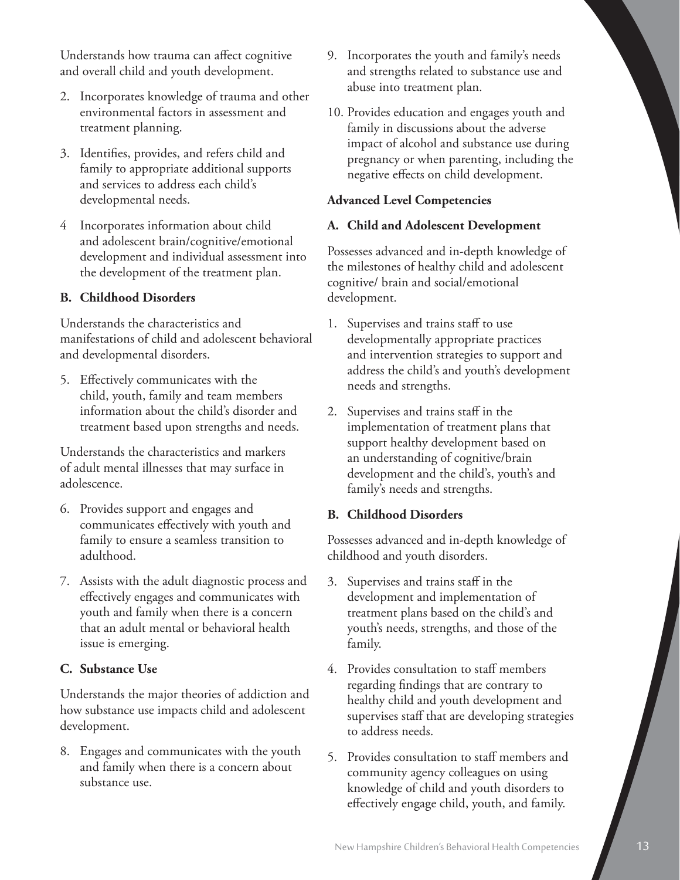Understands how trauma can affect cognitive and overall child and youth development.

2. Incorporates knowledge of trauma and other environmental factors in assessment and treatment planning.
3. Identifies, provides, and refers child and family to appropriate additional supports and services to address each child's developmental needs.
4. Incorporates information about child and adolescent brain/cognitive/emotional development and individual assessment into the development of the treatment plan.

**B. Childhood Disorders**

Understands the characteristics and manifestations of child and adolescent behavioral and developmental disorders.

5. Effectively communicates with the child, youth, family and team members information about the child's disorder and treatment based upon strengths and needs.

Understands the characteristics and markers of adult mental illnesses that may surface in adolescence.

6. Provides support and engages and communicates effectively with youth and family to ensure a seamless transition to adulthood.
7. Assists with the adult diagnostic process and effectively engages and communicates with youth and family when there is a concern that an adult mental or behavioral health issue is emerging.

**C. Substance Use**

Understands the major theories of addiction and how substance use impacts child and adolescent development.

8. Engages and communicates with the youth and family when there is a concern about substance use.
9. Incorporates the youth and family's needs and strengths related to substance use and abuse into treatment plan.
10. Provides education and engages youth and family in discussions about the adverse impact of alcohol and substance use during pregnancy or when parenting, including the negative effects on child development.

**Advanced Level Competencies**

**A. Child and Adolescent Development**

Possesses advanced and in-depth knowledge of the milestones of healthy child and adolescent cognitive/ brain and social/emotional development.

1. Supervises and trains staff to use developmentally appropriate practices and intervention strategies to support and address the child's and youth's development needs and strengths.
2. Supervises and trains staff in the implementation of treatment plans that support healthy development based on an understanding of cognitive/brain development and the child's, youth's and family's needs and strengths.

**B. Childhood Disorders**

Possesses advanced and in-depth knowledge of childhood and youth disorders.

3. Supervises and trains staff in the development and implementation of treatment plans based on the child's and youth's needs, strengths, and those of the family.
4. Provides consultation to staff members regarding findings that are contrary to healthy child and youth development and supervises staff that are developing strategies to address needs.
5. Provides consultation to staff members and community agency colleagues on using knowledge of child and youth disorders to effectively engage child, youth, and family.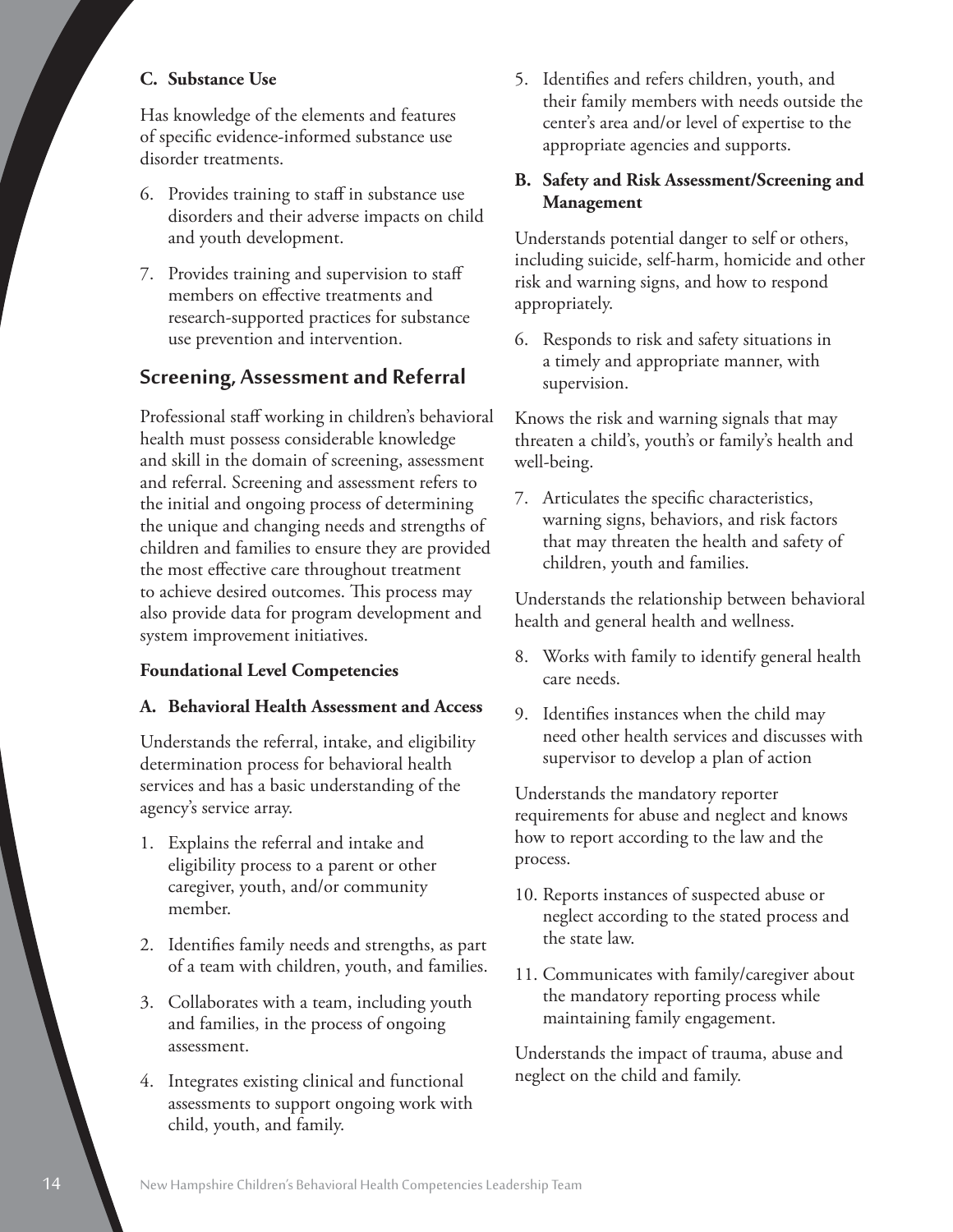**C. Substance Use**

Has knowledge of the elements and features of specific evidence-informed substance use disorder treatments.

6. Provides training to staff in substance use disorders and their adverse impacts on child and youth development.
7. Provides training and supervision to staff members on effective treatments and research-supported practices for substance use prevention and intervention.

## Screening, Assessment and Referral

Professional staff working in children's behavioral health must possess considerable knowledge and skill in the domain of screening, assessment and referral. Screening and assessment refers to the initial and ongoing process of determining the unique and changing needs and strengths of children and families to ensure they are provided the most effective care throughout treatment to achieve desired outcomes. This process may also provide data for program development and system improvement initiatives.

**Foundational Level Competencies**

**A. Behavioral Health Assessment and Access**

Understands the referral, intake, and eligibility determination process for behavioral health services and has a basic understanding of the agency's service array.

1. Explains the referral and intake and eligibility process to a parent or other caregiver, youth, and/or community member.
2. Identifies family needs and strengths, as part of a team with children, youth, and families.
3. Collaborates with a team, including youth and families, in the process of ongoing assessment.
4. Integrates existing clinical and functional assessments to support ongoing work with child, youth, and family.
5. Identifies and refers children, youth, and their family members with needs outside the center's area and/or level of expertise to the appropriate agencies and supports.

**B. Safety and Risk Assessment/Screening and Management**

Understands potential danger to self or others, including suicide, self-harm, homicide and other risk and warning signs, and how to respond appropriately.

6. Responds to risk and safety situations in a timely and appropriate manner, with supervision.

Knows the risk and warning signals that may threaten a child's, youth's or family's health and well-being.

7. Articulates the specific characteristics, warning signs, behaviors, and risk factors that may threaten the health and safety of children, youth and families.

Understands the relationship between behavioral health and general health and wellness.

8. Works with family to identify general health care needs.
9. Identifies instances when the child may need other health services and discusses with supervisor to develop a plan of action

Understands the mandatory reporter requirements for abuse and neglect and knows how to report according to the law and the process.

10. Reports instances of suspected abuse or neglect according to the stated process and the state law.
11. Communicates with family/caregiver about the mandatory reporting process while maintaining family engagement.

Understands the impact of trauma, abuse and neglect on the child and family.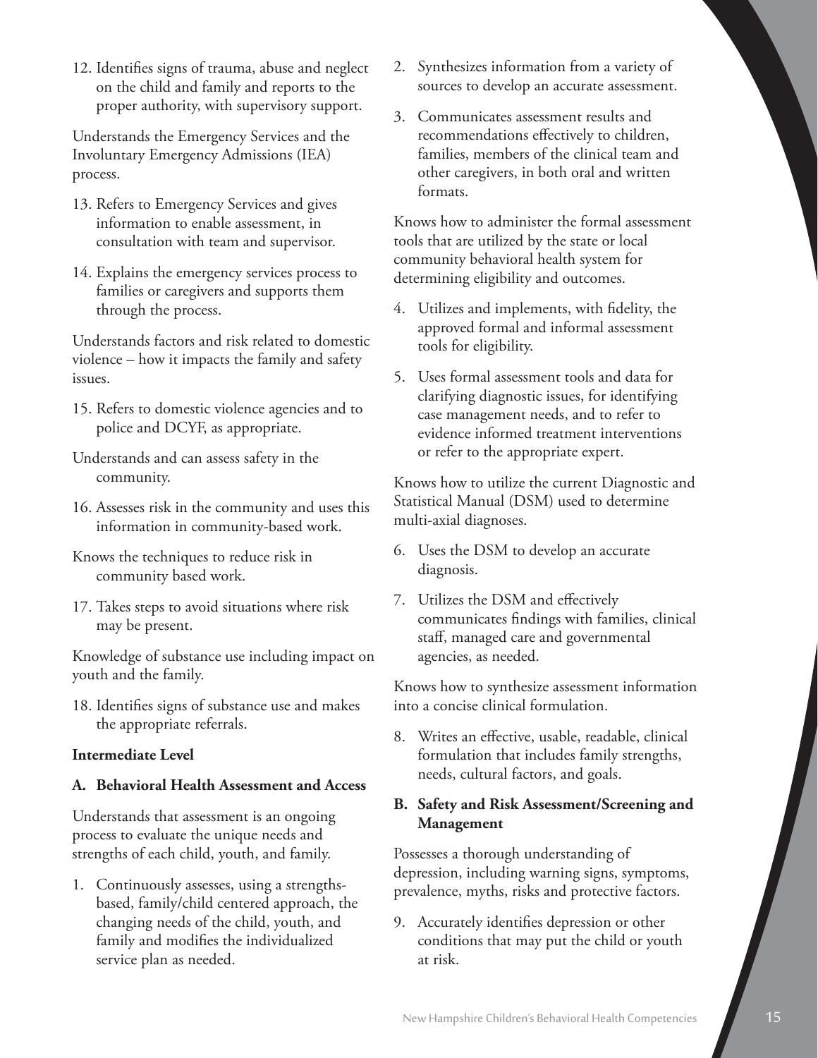12. Identifies signs of trauma, abuse and neglect on the child and family and reports to the proper authority, with supervisory support.

Understands the Emergency Services and the Involuntary Emergency Admissions (IEA) process.

13. Refers to Emergency Services and gives information to enable assessment, in consultation with team and supervisor.

14. Explains the emergency services process to families or caregivers and supports them through the process.

Understands factors and risk related to domestic violence – how it impacts the family and safety issues.

15. Refers to domestic violence agencies and to police and DCYF, as appropriate.

Understands and can assess safety in the community.

16. Assesses risk in the community and uses this information in community-based work.

Knows the techniques to reduce risk in community based work.

17. Takes steps to avoid situations where risk may be present.

Knowledge of substance use including impact on youth and the family.

18. Identifies signs of substance use and makes the appropriate referrals.

**Intermediate Level**

**A. Behavioral Health Assessment and Access**

Understands that assessment is an ongoing process to evaluate the unique needs and strengths of each child, youth, and family.

1. Continuously assesses, using a strengths-based, family/child centered approach, the changing needs of the child, youth, and family and modifies the individualized service plan as needed.

2. Synthesizes information from a variety of sources to develop an accurate assessment.

3. Communicates assessment results and recommendations effectively to children, families, members of the clinical team and other caregivers, in both oral and written formats.

Knows how to administer the formal assessment tools that are utilized by the state or local community behavioral health system for determining eligibility and outcomes.

4. Utilizes and implements, with fidelity, the approved formal and informal assessment tools for eligibility.

5. Uses formal assessment tools and data for clarifying diagnostic issues, for identifying case management needs, and to refer to evidence informed treatment interventions or refer to the appropriate expert.

Knows how to utilize the current Diagnostic and Statistical Manual (DSM) used to determine multi-axial diagnoses.

6. Uses the DSM to develop an accurate diagnosis.

7. Utilizes the DSM and effectively communicates findings with families, clinical staff, managed care and governmental agencies, as needed.

Knows how to synthesize assessment information into a concise clinical formulation.

8. Writes an effective, usable, readable, clinical formulation that includes family strengths, needs, cultural factors, and goals.

**B. Safety and Risk Assessment/Screening and Management**

Possesses a thorough understanding of depression, including warning signs, symptoms, prevalence, myths, risks and protective factors.

9. Accurately identifies depression or other conditions that may put the child or youth at risk.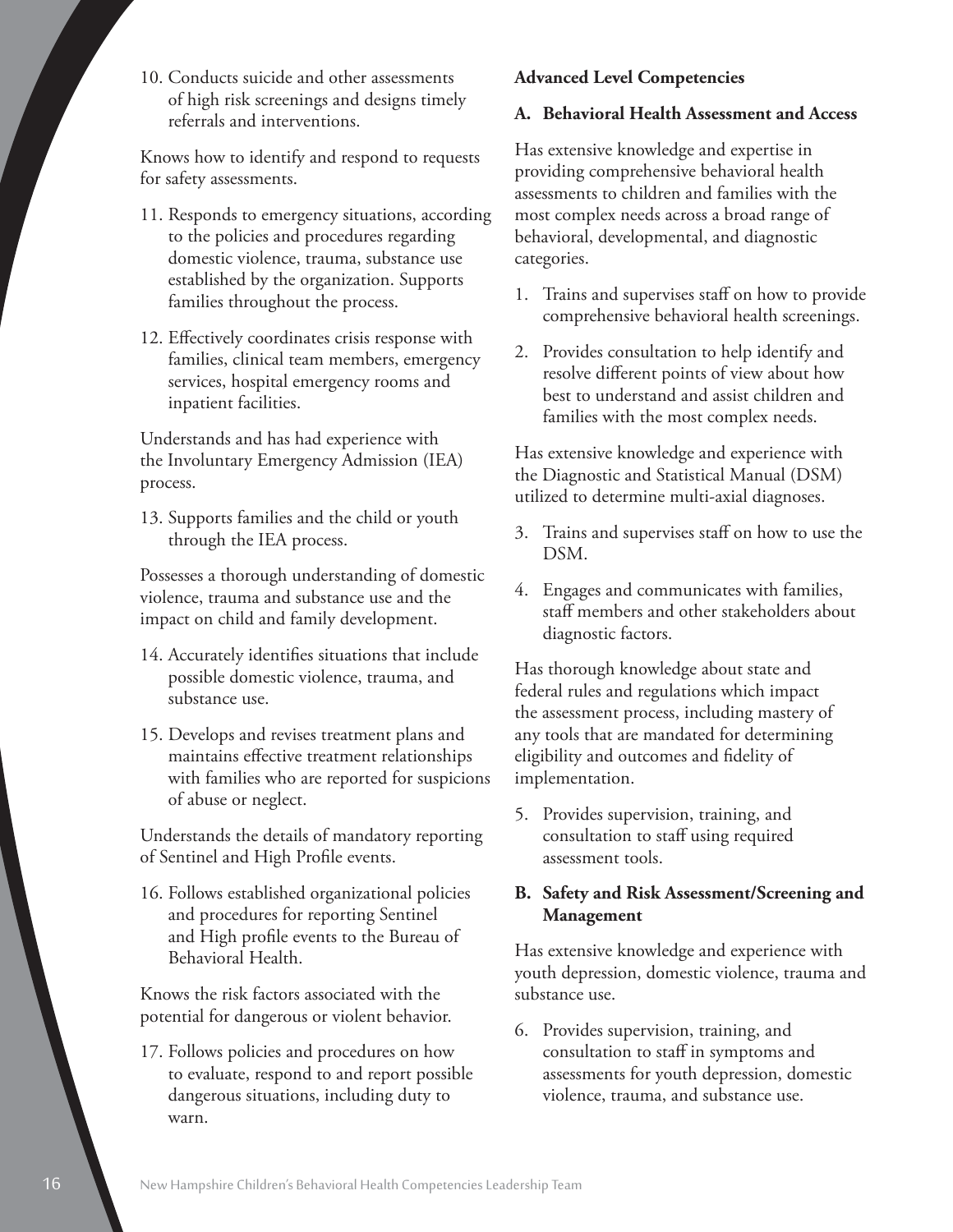10. Conducts suicide and other assessments of high risk screenings and designs timely referrals and interventions.

Knows how to identify and respond to requests for safety assessments.

11. Responds to emergency situations, according to the policies and procedures regarding domestic violence, trauma, substance use established by the organization. Supports families throughout the process.

12. Effectively coordinates crisis response with families, clinical team members, emergency services, hospital emergency rooms and inpatient facilities.

Understands and has had experience with the Involuntary Emergency Admission (IEA) process.

13. Supports families and the child or youth through the IEA process.

Possesses a thorough understanding of domestic violence, trauma and substance use and the impact on child and family development.

14. Accurately identifies situations that include possible domestic violence, trauma, and substance use.

15. Develops and revises treatment plans and maintains effective treatment relationships with families who are reported for suspicions of abuse or neglect.

Understands the details of mandatory reporting of Sentinel and High Profile events.

16. Follows established organizational policies and procedures for reporting Sentinel and High profile events to the Bureau of Behavioral Health.

Knows the risk factors associated with the potential for dangerous or violent behavior.

17. Follows policies and procedures on how to evaluate, respond to and report possible dangerous situations, including duty to warn.

**Advanced Level Competencies**

**A. Behavioral Health Assessment and Access**

Has extensive knowledge and expertise in providing comprehensive behavioral health assessments to children and families with the most complex needs across a broad range of behavioral, developmental, and diagnostic categories.

1. Trains and supervises staff on how to provide comprehensive behavioral health screenings.

2. Provides consultation to help identify and resolve different points of view about how best to understand and assist children and families with the most complex needs.

Has extensive knowledge and experience with the Diagnostic and Statistical Manual (DSM) utilized to determine multi-axial diagnoses.

3. Trains and supervises staff on how to use the DSM.

4. Engages and communicates with families, staff members and other stakeholders about diagnostic factors.

Has thorough knowledge about state and federal rules and regulations which impact the assessment process, including mastery of any tools that are mandated for determining eligibility and outcomes and fidelity of implementation.

5. Provides supervision, training, and consultation to staff using required assessment tools.

**B. Safety and Risk Assessment/Screening and Management**

Has extensive knowledge and experience with youth depression, domestic violence, trauma and substance use.

6. Provides supervision, training, and consultation to staff in symptoms and assessments for youth depression, domestic violence, trauma, and substance use.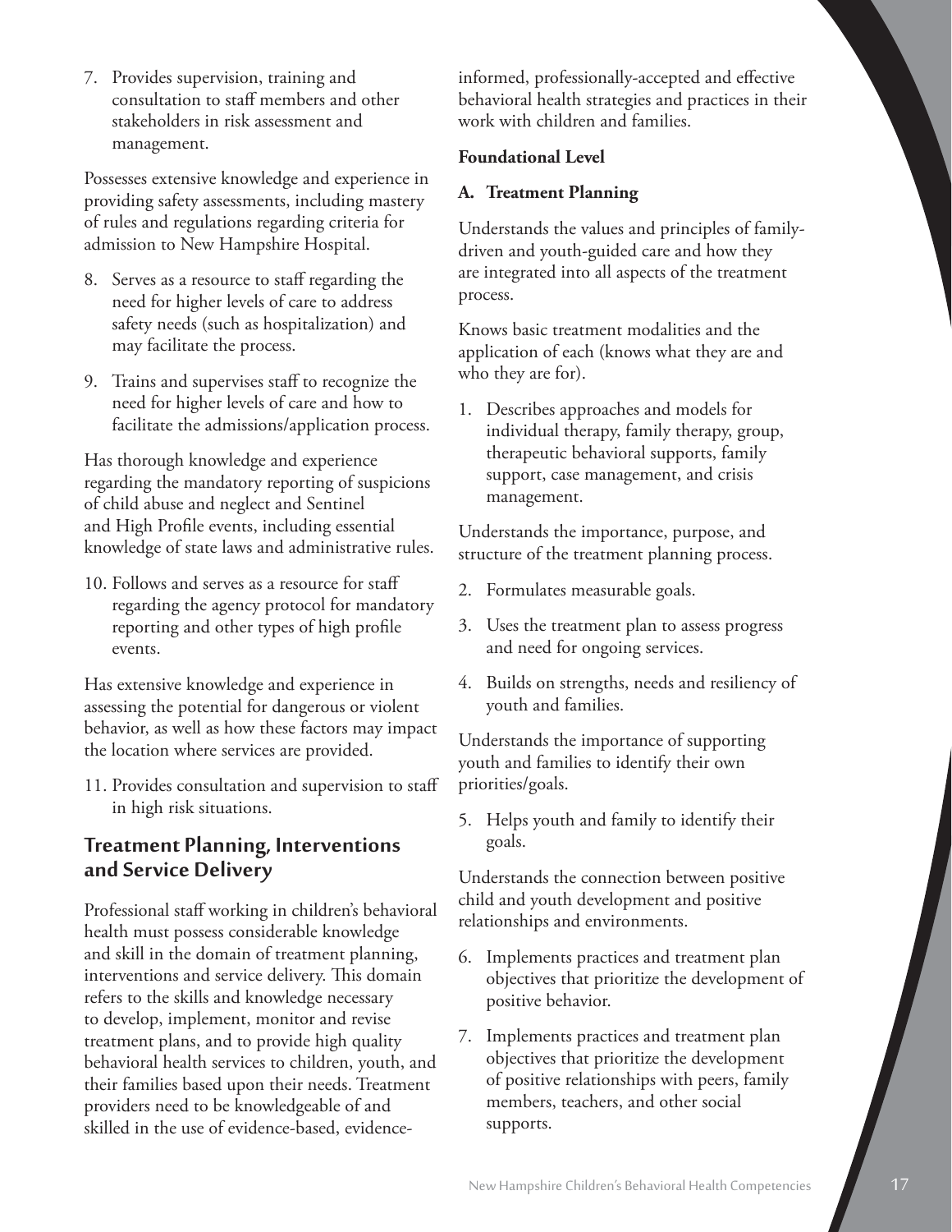7. Provides supervision, training and consultation to staff members and other stakeholders in risk assessment and management.

Possesses extensive knowledge and experience in providing safety assessments, including mastery of rules and regulations regarding criteria for admission to New Hampshire Hospital.

8. Serves as a resource to staff regarding the need for higher levels of care to address safety needs (such as hospitalization) and may facilitate the process.
9. Trains and supervises staff to recognize the need for higher levels of care and how to facilitate the admissions/application process.

Has thorough knowledge and experience regarding the mandatory reporting of suspicions of child abuse and neglect and Sentinel and High Profile events, including essential knowledge of state laws and administrative rules.

10. Follows and serves as a resource for staff regarding the agency protocol for mandatory reporting and other types of high profile events.

Has extensive knowledge and experience in assessing the potential for dangerous or violent behavior, as well as how these factors may impact the location where services are provided.

11. Provides consultation and supervision to staff in high risk situations.

## Treatment Planning, Interventions and Service Delivery

Professional staff working in children's behavioral health must possess considerable knowledge and skill in the domain of treatment planning, interventions and service delivery. This domain refers to the skills and knowledge necessary to develop, implement, monitor and revise treatment plans, and to provide high quality behavioral health services to children, youth, and their families based upon their needs. Treatment providers need to be knowledgeable of and skilled in the use of evidence-based, evidence-informed, professionally-accepted and effective behavioral health strategies and practices in their work with children and families.

**Foundational Level**

**A. Treatment Planning**

Understands the values and principles of family-driven and youth-guided care and how they are integrated into all aspects of the treatment process.

Knows basic treatment modalities and the application of each (knows what they are and who they are for).

1. Describes approaches and models for individual therapy, family therapy, group, therapeutic behavioral supports, family support, case management, and crisis management.

Understands the importance, purpose, and structure of the treatment planning process.

2. Formulates measurable goals.
3. Uses the treatment plan to assess progress and need for ongoing services.
4. Builds on strengths, needs and resiliency of youth and families.

Understands the importance of supporting youth and families to identify their own priorities/goals.

5. Helps youth and family to identify their goals.

Understands the connection between positive child and youth development and positive relationships and environments.

6. Implements practices and treatment plan objectives that prioritize the development of positive behavior.
7. Implements practices and treatment plan objectives that prioritize the development of positive relationships with peers, family members, teachers, and other social supports.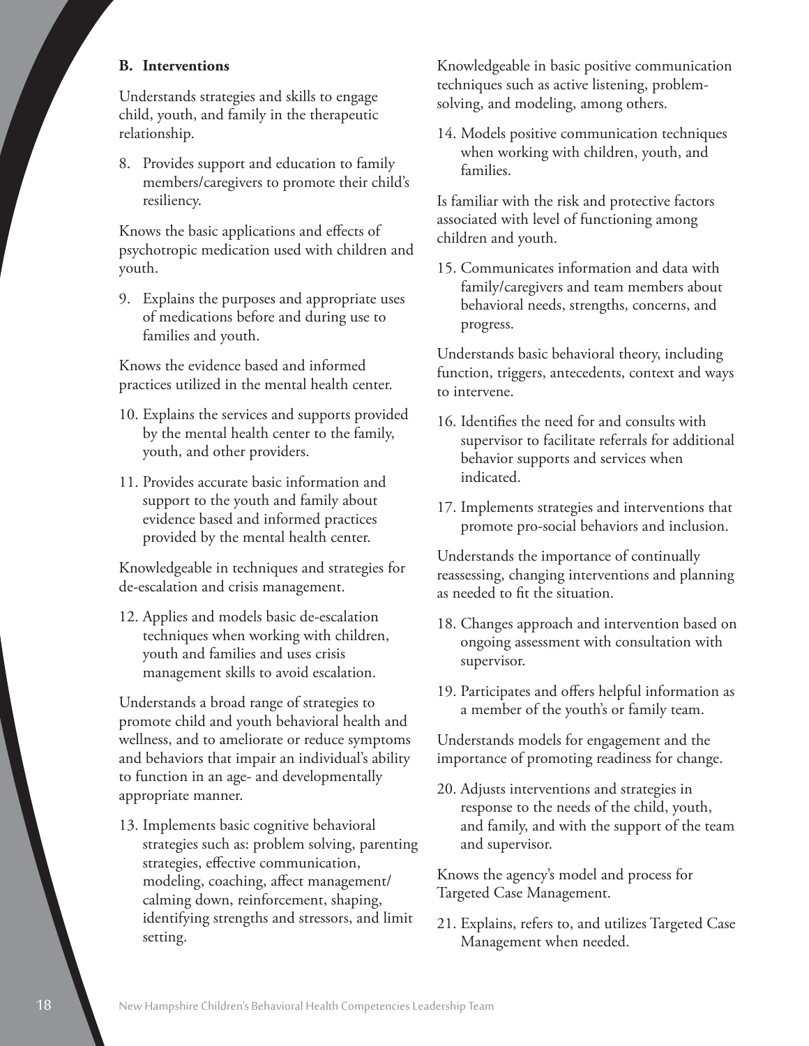### B. Interventions

Understands strategies and skills to engage child, youth, and family in the therapeutic relationship.

8. Provides support and education to family members/caregivers to promote their child's resiliency.

Knows the basic applications and effects of psychotropic medication used with children and youth.

9. Explains the purposes and appropriate uses of medications before and during use to families and youth.

Knows the evidence based and informed practices utilized in the mental health center.

10. Explains the services and supports provided by the mental health center to the family, youth, and other providers.
11. Provides accurate basic information and support to the youth and family about evidence based and informed practices provided by the mental health center.

Knowledgeable in techniques and strategies for de-escalation and crisis management.

12. Applies and models basic de-escalation techniques when working with children, youth and families and uses crisis management skills to avoid escalation.

Understands a broad range of strategies to promote child and youth behavioral health and wellness, and to ameliorate or reduce symptoms and behaviors that impair an individual's ability to function in an age- and developmentally appropriate manner.

13. Implements basic cognitive behavioral strategies such as: problem solving, parenting strategies, effective communication, modeling, coaching, affect management/ calming down, reinforcement, shaping, identifying strengths and stressors, and limit setting.

Knowledgeable in basic positive communication techniques such as active listening, problem-solving, and modeling, among others.

14. Models positive communication techniques when working with children, youth, and families.

Is familiar with the risk and protective factors associated with level of functioning among children and youth.

15. Communicates information and data with family/caregivers and team members about behavioral needs, strengths, concerns, and progress.

Understands basic behavioral theory, including function, triggers, antecedents, context and ways to intervene.

16. Identifies the need for and consults with supervisor to facilitate referrals for additional behavior supports and services when indicated.
17. Implements strategies and interventions that promote pro-social behaviors and inclusion.

Understands the importance of continually reassessing, changing interventions and planning as needed to fit the situation.

18. Changes approach and intervention based on ongoing assessment with consultation with supervisor.
19. Participates and offers helpful information as a member of the youth's or family team.

Understands models for engagement and the importance of promoting readiness for change.

20. Adjusts interventions and strategies in response to the needs of the child, youth, and family, and with the support of the team and supervisor.

Knows the agency's model and process for Targeted Case Management.

21. Explains, refers to, and utilizes Targeted Case Management when needed.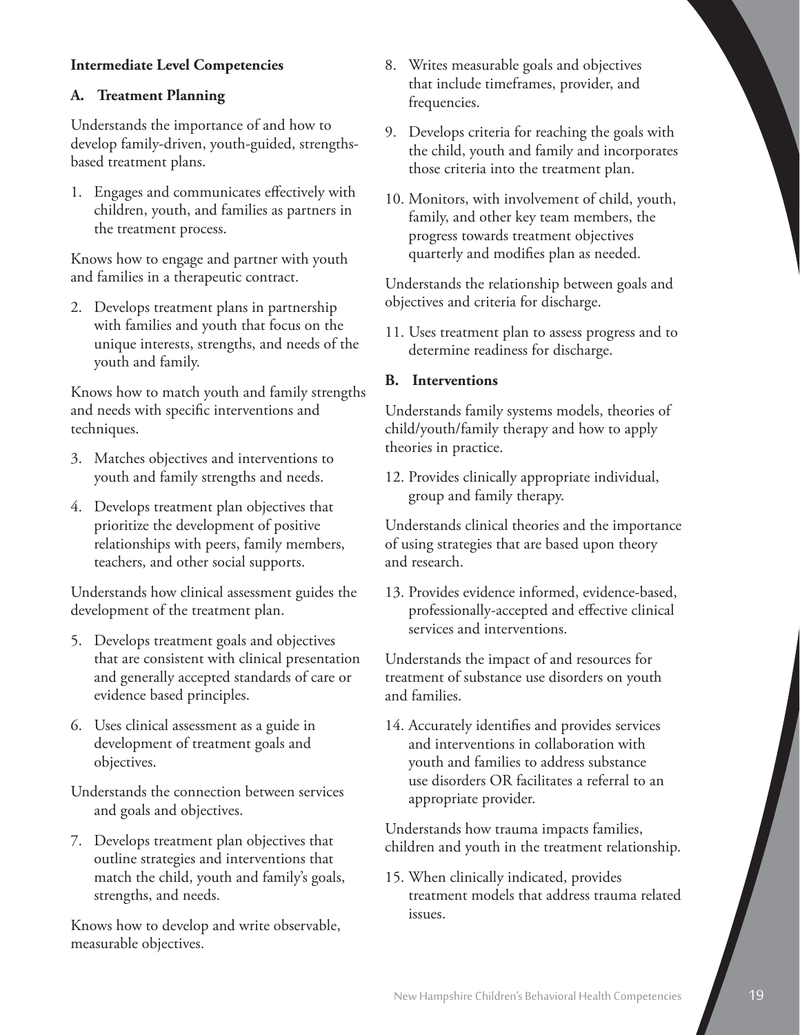**Intermediate Level Competencies**

**A. Treatment Planning**

Understands the importance of and how to develop family-driven, youth-guided, strengths-based treatment plans.

1. Engages and communicates effectively with children, youth, and families as partners in the treatment process.

Knows how to engage and partner with youth and families in a therapeutic contract.

2. Develops treatment plans in partnership with families and youth that focus on the unique interests, strengths, and needs of the youth and family.

Knows how to match youth and family strengths and needs with specific interventions and techniques.

3. Matches objectives and interventions to youth and family strengths and needs.
4. Develops treatment plan objectives that prioritize the development of positive relationships with peers, family members, teachers, and other social supports.

Understands how clinical assessment guides the development of the treatment plan.

5. Develops treatment goals and objectives that are consistent with clinical presentation and generally accepted standards of care or evidence based principles.
6. Uses clinical assessment as a guide in development of treatment goals and objectives.

Understands the connection between services and goals and objectives.

7. Develops treatment plan objectives that outline strategies and interventions that match the child, youth and family's goals, strengths, and needs.

Knows how to develop and write observable, measurable objectives.

8. Writes measurable goals and objectives that include timeframes, provider, and frequencies.
9. Develops criteria for reaching the goals with the child, youth and family and incorporates those criteria into the treatment plan.
10. Monitors, with involvement of child, youth, family, and other key team members, the progress towards treatment objectives quarterly and modifies plan as needed.

Understands the relationship between goals and objectives and criteria for discharge.

11. Uses treatment plan to assess progress and to determine readiness for discharge.

**B. Interventions**

Understands family systems models, theories of child/youth/family therapy and how to apply theories in practice.

12. Provides clinically appropriate individual, group and family therapy.

Understands clinical theories and the importance of using strategies that are based upon theory and research.

13. Provides evidence informed, evidence-based, professionally-accepted and effective clinical services and interventions.

Understands the impact of and resources for treatment of substance use disorders on youth and families.

14. Accurately identifies and provides services and interventions in collaboration with youth and families to address substance use disorders OR facilitates a referral to an appropriate provider.

Understands how trauma impacts families, children and youth in the treatment relationship.

15. When clinically indicated, provides treatment models that address trauma related issues.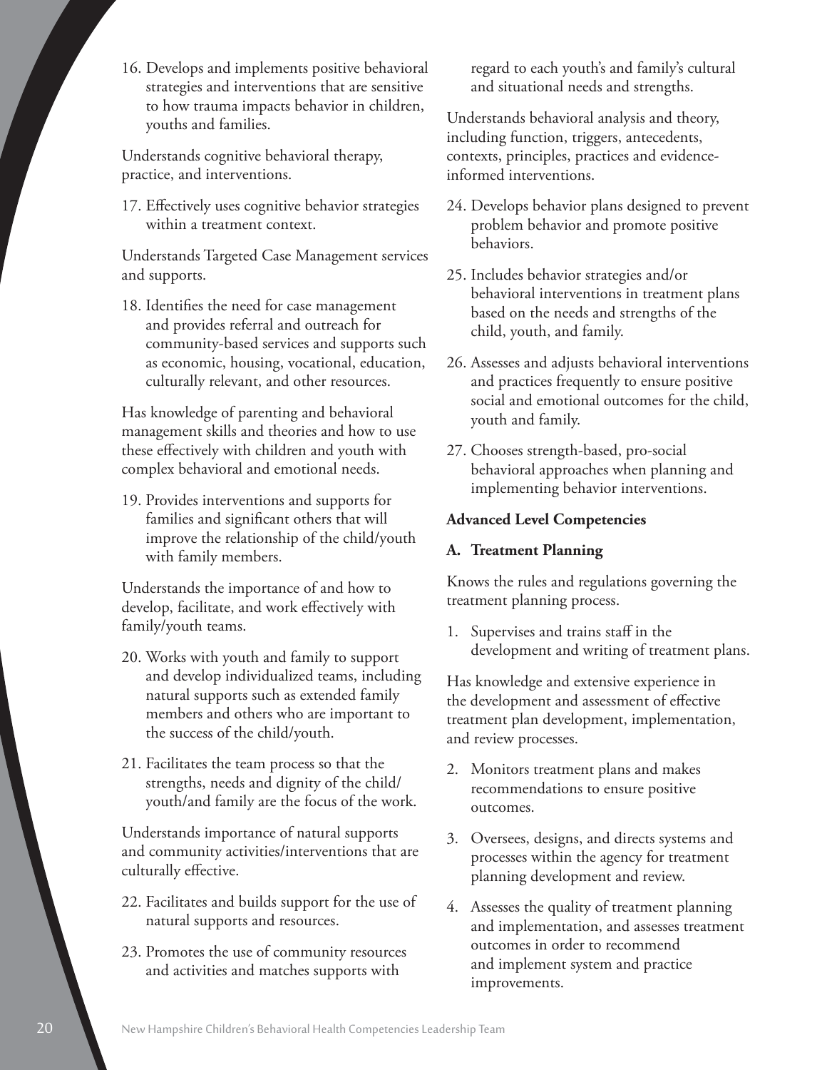16. Develops and implements positive behavioral strategies and interventions that are sensitive to how trauma impacts behavior in children, youths and families.

Understands cognitive behavioral therapy, practice, and interventions.

17. Effectively uses cognitive behavior strategies within a treatment context.

Understands Targeted Case Management services and supports.

18. Identifies the need for case management and provides referral and outreach for community-based services and supports such as economic, housing, vocational, education, culturally relevant, and other resources.

Has knowledge of parenting and behavioral management skills and theories and how to use these effectively with children and youth with complex behavioral and emotional needs.

19. Provides interventions and supports for families and significant others that will improve the relationship of the child/youth with family members.

Understands the importance of and how to develop, facilitate, and work effectively with family/youth teams.

20. Works with youth and family to support and develop individualized teams, including natural supports such as extended family members and others who are important to the success of the child/youth.

21. Facilitates the team process so that the strengths, needs and dignity of the child/youth/and family are the focus of the work.

Understands importance of natural supports and community activities/interventions that are culturally effective.

22. Facilitates and builds support for the use of natural supports and resources.

23. Promotes the use of community resources and activities and matches supports with regard to each youth's and family's cultural and situational needs and strengths.

Understands behavioral analysis and theory, including function, triggers, antecedents, contexts, principles, practices and evidence-informed interventions.

24. Develops behavior plans designed to prevent problem behavior and promote positive behaviors.

25. Includes behavior strategies and/or behavioral interventions in treatment plans based on the needs and strengths of the child, youth, and family.

26. Assesses and adjusts behavioral interventions and practices frequently to ensure positive social and emotional outcomes for the child, youth and family.

27. Chooses strength-based, pro-social behavioral approaches when planning and implementing behavior interventions.

**Advanced Level Competencies**

**A. Treatment Planning**

Knows the rules and regulations governing the treatment planning process.

1. Supervises and trains staff in the development and writing of treatment plans.

Has knowledge and extensive experience in the development and assessment of effective treatment plan development, implementation, and review processes.

2. Monitors treatment plans and makes recommendations to ensure positive outcomes.
3. Oversees, designs, and directs systems and processes within the agency for treatment planning development and review.
4. Assesses the quality of treatment planning and implementation, and assesses treatment outcomes in order to recommend and implement system and practice improvements.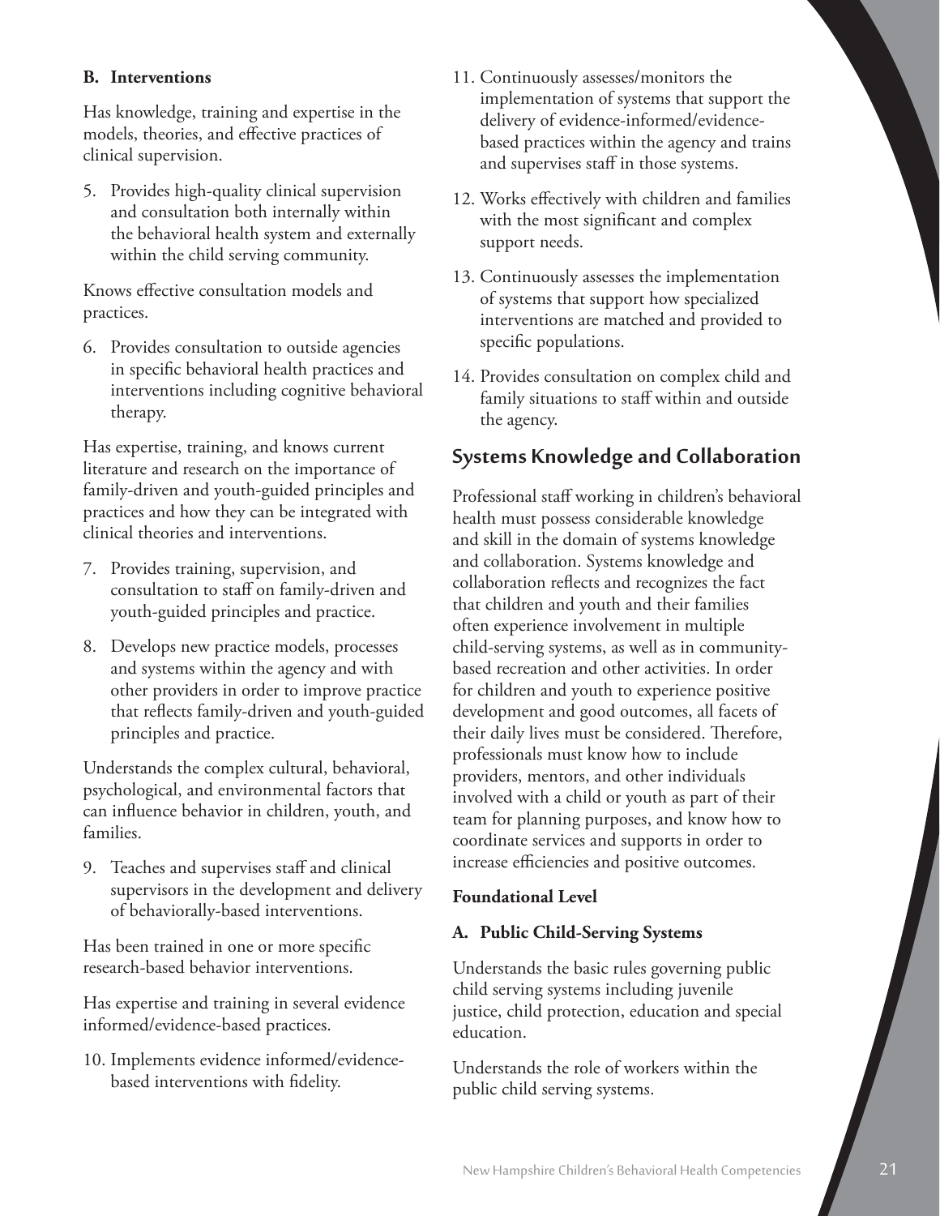**B. Interventions**

Has knowledge, training and expertise in the models, theories, and effective practices of clinical supervision.

5. Provides high-quality clinical supervision and consultation both internally within the behavioral health system and externally within the child serving community.

Knows effective consultation models and practices.

6. Provides consultation to outside agencies in specific behavioral health practices and interventions including cognitive behavioral therapy.

Has expertise, training, and knows current literature and research on the importance of family-driven and youth-guided principles and practices and how they can be integrated with clinical theories and interventions.

7. Provides training, supervision, and consultation to staff on family-driven and youth-guided principles and practice.
8. Develops new practice models, processes and systems within the agency and with other providers in order to improve practice that reflects family-driven and youth-guided principles and practice.

Understands the complex cultural, behavioral, psychological, and environmental factors that can influence behavior in children, youth, and families.

9. Teaches and supervises staff and clinical supervisors in the development and delivery of behaviorally-based interventions.

Has been trained in one or more specific research-based behavior interventions.

Has expertise and training in several evidence informed/evidence-based practices.

10. Implements evidence informed/evidence-based interventions with fidelity.
11. Continuously assesses/monitors the implementation of systems that support the delivery of evidence-informed/evidence-based practices within the agency and trains and supervises staff in those systems.
12. Works effectively with children and families with the most significant and complex support needs.
13. Continuously assesses the implementation of systems that support how specialized interventions are matched and provided to specific populations.
14. Provides consultation on complex child and family situations to staff within and outside the agency.

## Systems Knowledge and Collaboration

Professional staff working in children's behavioral health must possess considerable knowledge and skill in the domain of systems knowledge and collaboration. Systems knowledge and collaboration reflects and recognizes the fact that children and youth and their families often experience involvement in multiple child-serving systems, as well as in community-based recreation and other activities. In order for children and youth to experience positive development and good outcomes, all facets of their daily lives must be considered. Therefore, professionals must know how to include providers, mentors, and other individuals involved with a child or youth as part of their team for planning purposes, and know how to coordinate services and supports in order to increase efficiencies and positive outcomes.

**Foundational Level**

**A. Public Child-Serving Systems**

Understands the basic rules governing public child serving systems including juvenile justice, child protection, education and special education.

Understands the role of workers within the public child serving systems.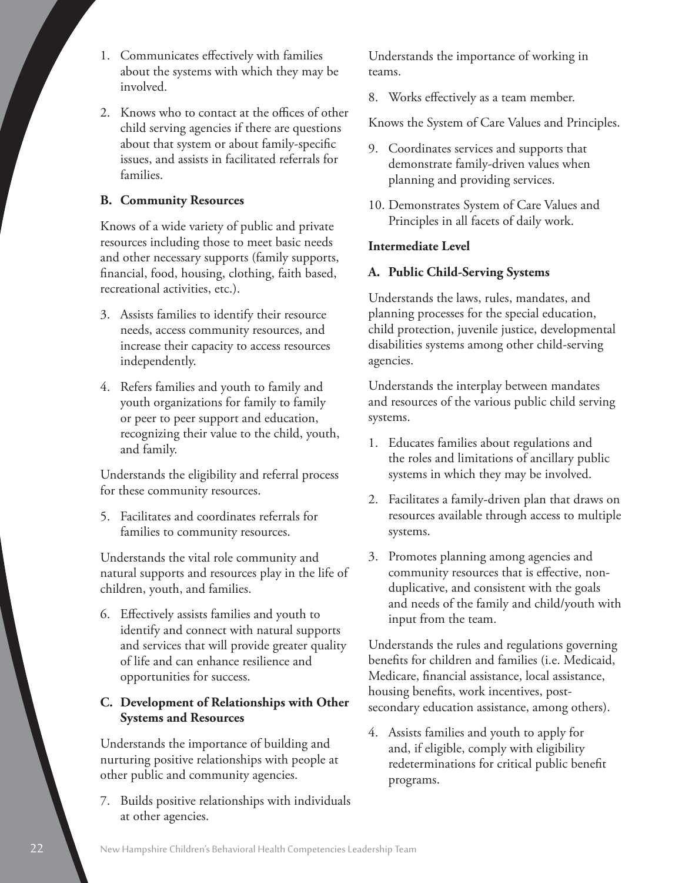1. Communicates effectively with families about the systems with which they may be involved.

2. Knows who to contact at the offices of other child serving agencies if there are questions about that system or about family-specific issues, and assists in facilitated referrals for families.

**B. Community Resources**

Knows of a wide variety of public and private resources including those to meet basic needs and other necessary supports (family supports, financial, food, housing, clothing, faith based, recreational activities, etc.).

3. Assists families to identify their resource needs, access community resources, and increase their capacity to access resources independently.

4. Refers families and youth to family and youth organizations for family to family or peer to peer support and education, recognizing their value to the child, youth, and family.

Understands the eligibility and referral process for these community resources.

5. Facilitates and coordinates referrals for families to community resources.

Understands the vital role community and natural supports and resources play in the life of children, youth, and families.

6. Effectively assists families and youth to identify and connect with natural supports and services that will provide greater quality of life and can enhance resilience and opportunities for success.

**C. Development of Relationships with Other Systems and Resources**

Understands the importance of building and nurturing positive relationships with people at other public and community agencies.

7. Builds positive relationships with individuals at other agencies.

Understands the importance of working in teams.

8. Works effectively as a team member.

Knows the System of Care Values and Principles.

9. Coordinates services and supports that demonstrate family-driven values when planning and providing services.

10. Demonstrates System of Care Values and Principles in all facets of daily work.

**Intermediate Level**

**A. Public Child-Serving Systems**

Understands the laws, rules, mandates, and planning processes for the special education, child protection, juvenile justice, developmental disabilities systems among other child-serving agencies.

Understands the interplay between mandates and resources of the various public child serving systems.

1. Educates families about regulations and the roles and limitations of ancillary public systems in which they may be involved.

2. Facilitates a family-driven plan that draws on resources available through access to multiple systems.

3. Promotes planning among agencies and community resources that is effective, non-duplicative, and consistent with the goals and needs of the family and child/youth with input from the team.

Understands the rules and regulations governing benefits for children and families (i.e. Medicaid, Medicare, financial assistance, local assistance, housing benefits, work incentives, post-secondary education assistance, among others).

4. Assists families and youth to apply for and, if eligible, comply with eligibility redeterminations for critical public benefit programs.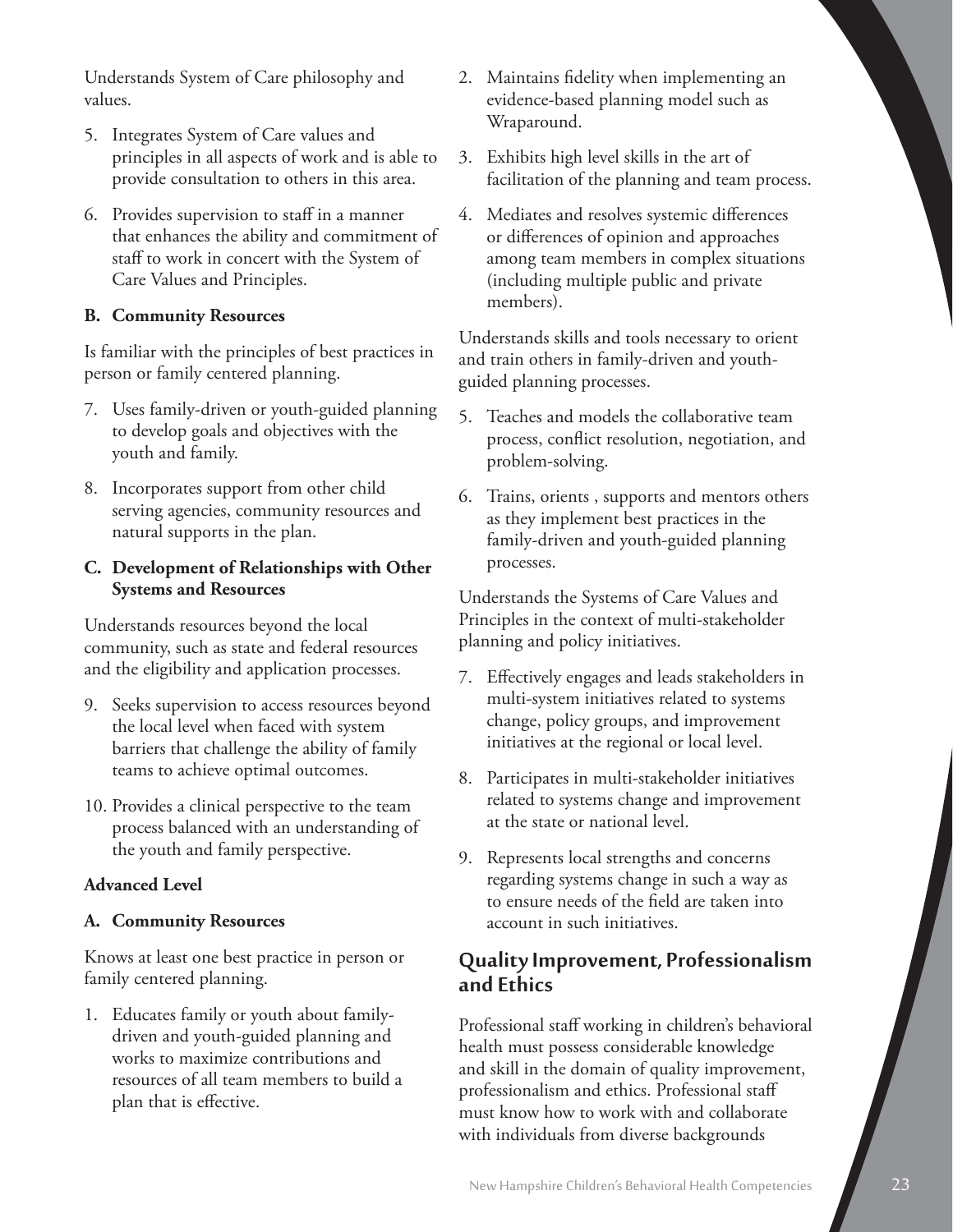Understands System of Care philosophy and values.

5. Integrates System of Care values and principles in all aspects of work and is able to provide consultation to others in this area.
6. Provides supervision to staff in a manner that enhances the ability and commitment of staff to work in concert with the System of Care Values and Principles.

**B. Community Resources**

Is familiar with the principles of best practices in person or family centered planning.

7. Uses family-driven or youth-guided planning to develop goals and objectives with the youth and family.
8. Incorporates support from other child serving agencies, community resources and natural supports in the plan.

**C. Development of Relationships with Other Systems and Resources**

Understands resources beyond the local community, such as state and federal resources and the eligibility and application processes.

9. Seeks supervision to access resources beyond the local level when faced with system barriers that challenge the ability of family teams to achieve optimal outcomes.
10. Provides a clinical perspective to the team process balanced with an understanding of the youth and family perspective.

**Advanced Level**

**A. Community Resources**

Knows at least one best practice in person or family centered planning.

1. Educates family or youth about family-driven and youth-guided planning and works to maximize contributions and resources of all team members to build a plan that is effective.
2. Maintains fidelity when implementing an evidence-based planning model such as Wraparound.
3. Exhibits high level skills in the art of facilitation of the planning and team process.
4. Mediates and resolves systemic differences or differences of opinion and approaches among team members in complex situations (including multiple public and private members).

Understands skills and tools necessary to orient and train others in family-driven and youth-guided planning processes.

5. Teaches and models the collaborative team process, conflict resolution, negotiation, and problem-solving.
6. Trains, orients , supports and mentors others as they implement best practices in the family-driven and youth-guided planning processes.

Understands the Systems of Care Values and Principles in the context of multi-stakeholder planning and policy initiatives.

7. Effectively engages and leads stakeholders in multi-system initiatives related to systems change, policy groups, and improvement initiatives at the regional or local level.
8. Participates in multi-stakeholder initiatives related to systems change and improvement at the state or national level.
9. Represents local strengths and concerns regarding systems change in such a way as to ensure needs of the field are taken into account in such initiatives.

## Quality Improvement, Professionalism and Ethics

Professional staff working in children's behavioral health must possess considerable knowledge and skill in the domain of quality improvement, professionalism and ethics. Professional staff must know how to work with and collaborate with individuals from diverse backgrounds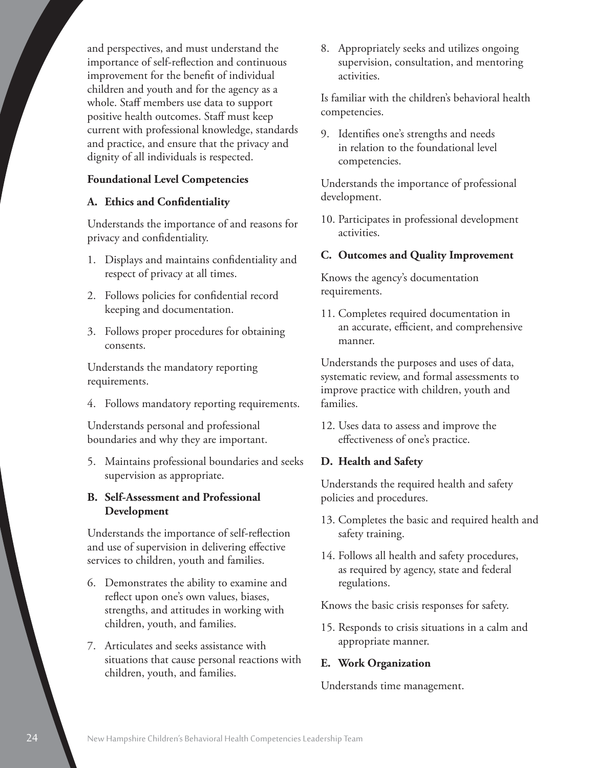and perspectives, and must understand the importance of self-reflection and continuous improvement for the benefit of individual children and youth and for the agency as a whole. Staff members use data to support positive health outcomes. Staff must keep current with professional knowledge, standards and practice, and ensure that the privacy and dignity of all individuals is respected.

**Foundational Level Competencies**

**A. Ethics and Confidentiality**

Understands the importance of and reasons for privacy and confidentiality.

1. Displays and maintains confidentiality and respect of privacy at all times.
2. Follows policies for confidential record keeping and documentation.
3. Follows proper procedures for obtaining consents.

Understands the mandatory reporting requirements.

4. Follows mandatory reporting requirements.

Understands personal and professional boundaries and why they are important.

5. Maintains professional boundaries and seeks supervision as appropriate.

**B. Self-Assessment and Professional Development**

Understands the importance of self-reflection and use of supervision in delivering effective services to children, youth and families.

6. Demonstrates the ability to examine and reflect upon one's own values, biases, strengths, and attitudes in working with children, youth, and families.
7. Articulates and seeks assistance with situations that cause personal reactions with children, youth, and families.
8. Appropriately seeks and utilizes ongoing supervision, consultation, and mentoring activities.

Is familiar with the children's behavioral health competencies.

9. Identifies one's strengths and needs in relation to the foundational level competencies.

Understands the importance of professional development.

10. Participates in professional development activities.

**C. Outcomes and Quality Improvement**

Knows the agency's documentation requirements.

11. Completes required documentation in an accurate, efficient, and comprehensive manner.

Understands the purposes and uses of data, systematic review, and formal assessments to improve practice with children, youth and families.

12. Uses data to assess and improve the effectiveness of one's practice.

**D. Health and Safety**

Understands the required health and safety policies and procedures.

13. Completes the basic and required health and safety training.
14. Follows all health and safety procedures, as required by agency, state and federal regulations.

Knows the basic crisis responses for safety.

15. Responds to crisis situations in a calm and appropriate manner.

**E. Work Organization**

Understands time management.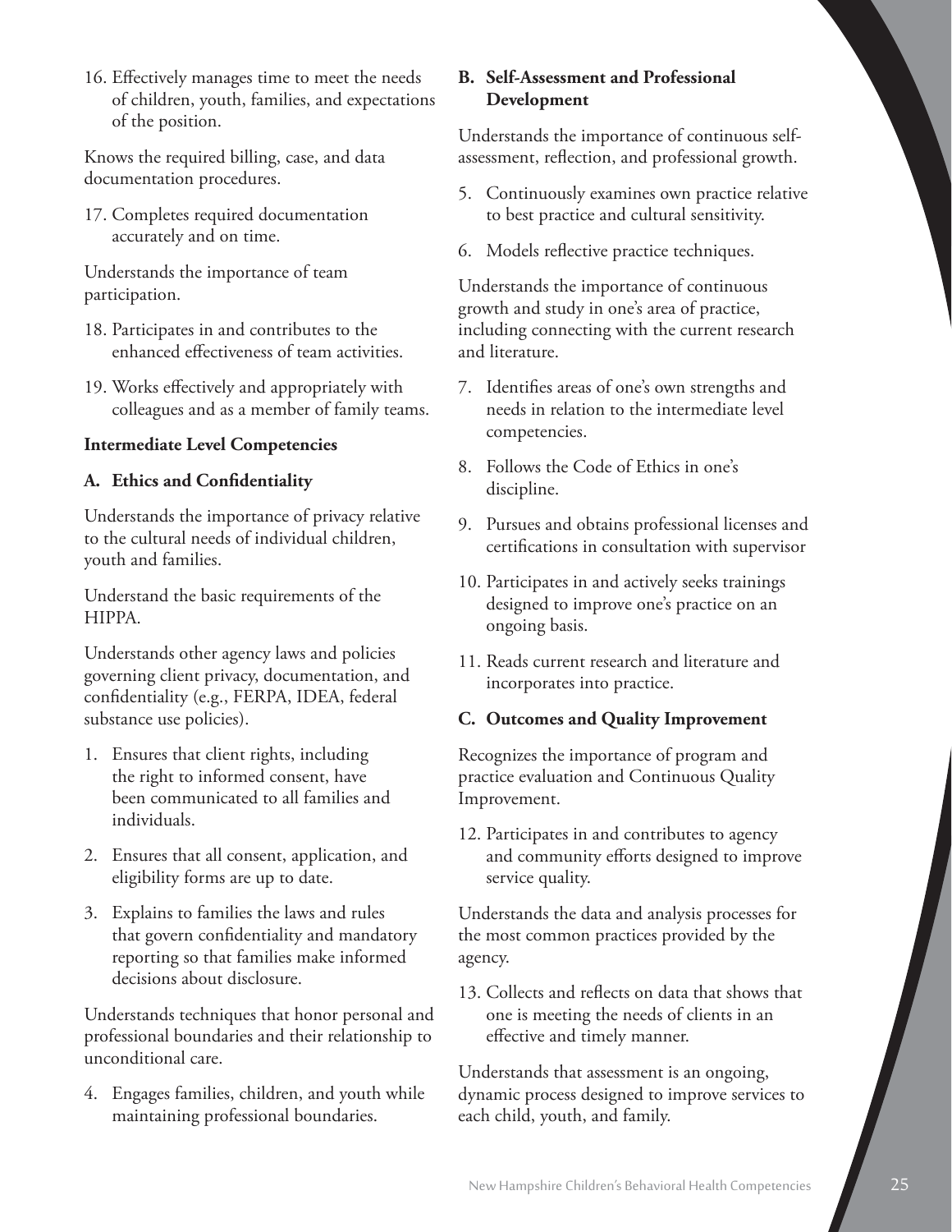16. Effectively manages time to meet the needs of children, youth, families, and expectations of the position.

Knows the required billing, case, and data documentation procedures.

17. Completes required documentation accurately and on time.

Understands the importance of team participation.

18. Participates in and contributes to the enhanced effectiveness of team activities.
19. Works effectively and appropriately with colleagues and as a member of family teams.

**Intermediate Level Competencies**

**A. Ethics and Confidentiality**

Understands the importance of privacy relative to the cultural needs of individual children, youth and families.

Understand the basic requirements of the HIPPA.

Understands other agency laws and policies governing client privacy, documentation, and confidentiality (e.g., FERPA, IDEA, federal substance use policies).

1. Ensures that client rights, including the right to informed consent, have been communicated to all families and individuals.
2. Ensures that all consent, application, and eligibility forms are up to date.
3. Explains to families the laws and rules that govern confidentiality and mandatory reporting so that families make informed decisions about disclosure.

Understands techniques that honor personal and professional boundaries and their relationship to unconditional care.

4. Engages families, children, and youth while maintaining professional boundaries.

**B. Self-Assessment and Professional Development**

Understands the importance of continuous self-assessment, reflection, and professional growth.

5. Continuously examines own practice relative to best practice and cultural sensitivity.
6. Models reflective practice techniques.

Understands the importance of continuous growth and study in one's area of practice, including connecting with the current research and literature.

7. Identifies areas of one's own strengths and needs in relation to the intermediate level competencies.
8. Follows the Code of Ethics in one's discipline.
9. Pursues and obtains professional licenses and certifications in consultation with supervisor
10. Participates in and actively seeks trainings designed to improve one's practice on an ongoing basis.
11. Reads current research and literature and incorporates into practice.

**C. Outcomes and Quality Improvement**

Recognizes the importance of program and practice evaluation and Continuous Quality Improvement.

12. Participates in and contributes to agency and community efforts designed to improve service quality.

Understands the data and analysis processes for the most common practices provided by the agency.

13. Collects and reflects on data that shows that one is meeting the needs of clients in an effective and timely manner.

Understands that assessment is an ongoing, dynamic process designed to improve services to each child, youth, and family.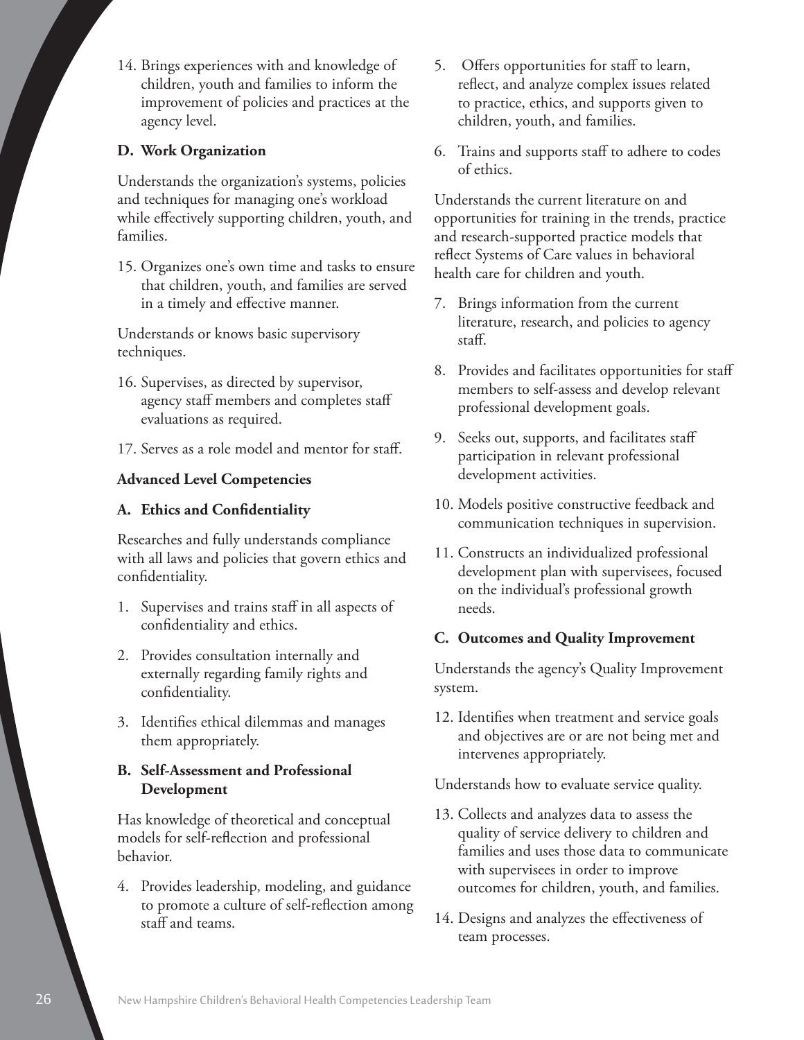14. Brings experiences with and knowledge of children, youth and families to inform the improvement of policies and practices at the agency level.

**D. Work Organization**

Understands the organization's systems, policies and techniques for managing one's workload while effectively supporting children, youth, and families.

15. Organizes one's own time and tasks to ensure that children, youth, and families are served in a timely and effective manner.

Understands or knows basic supervisory techniques.

16. Supervises, as directed by supervisor, agency staff members and completes staff evaluations as required.
17. Serves as a role model and mentor for staff.

**Advanced Level Competencies**

**A. Ethics and Confidentiality**

Researches and fully understands compliance with all laws and policies that govern ethics and confidentiality.

1. Supervises and trains staff in all aspects of confidentiality and ethics.
2. Provides consultation internally and externally regarding family rights and confidentiality.
3. Identifies ethical dilemmas and manages them appropriately.

**B. Self-Assessment and Professional Development**

Has knowledge of theoretical and conceptual models for self-reflection and professional behavior.

4. Provides leadership, modeling, and guidance to promote a culture of self-reflection among staff and teams.
5. Offers opportunities for staff to learn, reflect, and analyze complex issues related to practice, ethics, and supports given to children, youth, and families.
6. Trains and supports staff to adhere to codes of ethics.

Understands the current literature on and opportunities for training in the trends, practice and research-supported practice models that reflect Systems of Care values in behavioral health care for children and youth.

7. Brings information from the current literature, research, and policies to agency staff.
8. Provides and facilitates opportunities for staff members to self-assess and develop relevant professional development goals.
9. Seeks out, supports, and facilitates staff participation in relevant professional development activities.
10. Models positive constructive feedback and communication techniques in supervision.
11. Constructs an individualized professional development plan with supervisees, focused on the individual's professional growth needs.

**C. Outcomes and Quality Improvement**

Understands the agency's Quality Improvement system.

12. Identifies when treatment and service goals and objectives are or are not being met and intervenes appropriately.

Understands how to evaluate service quality.

13. Collects and analyzes data to assess the quality of service delivery to children and families and uses those data to communicate with supervisees in order to improve outcomes for children, youth, and families.
14. Designs and analyzes the effectiveness of team processes.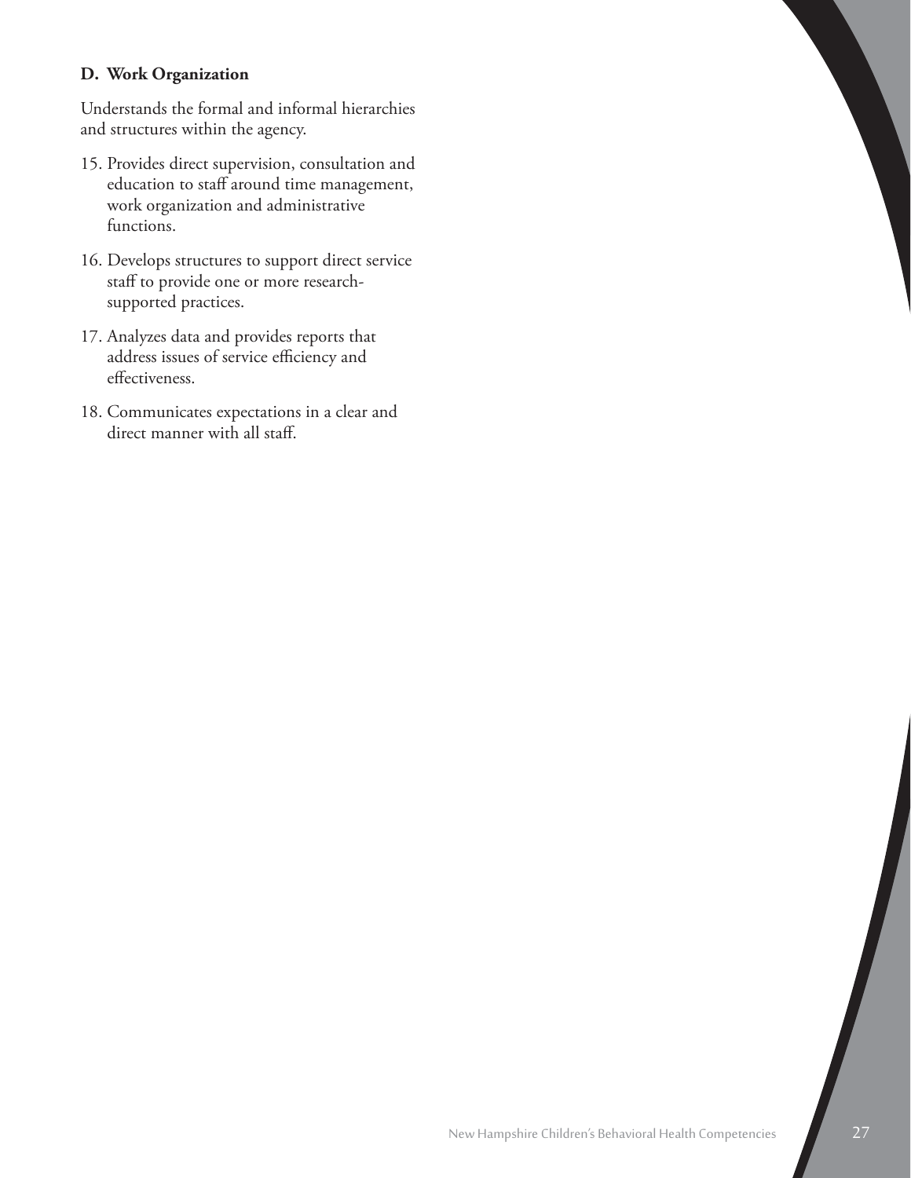**D. Work Organization**

Understands the formal and informal hierarchies and structures within the agency.

15. Provides direct supervision, consultation and education to staff around time management, work organization and administrative functions.

16. Develops structures to support direct service staff to provide one or more research-supported practices.

17. Analyzes data and provides reports that address issues of service efficiency and effectiveness.

18. Communicates expectations in a clear and direct manner with all staff.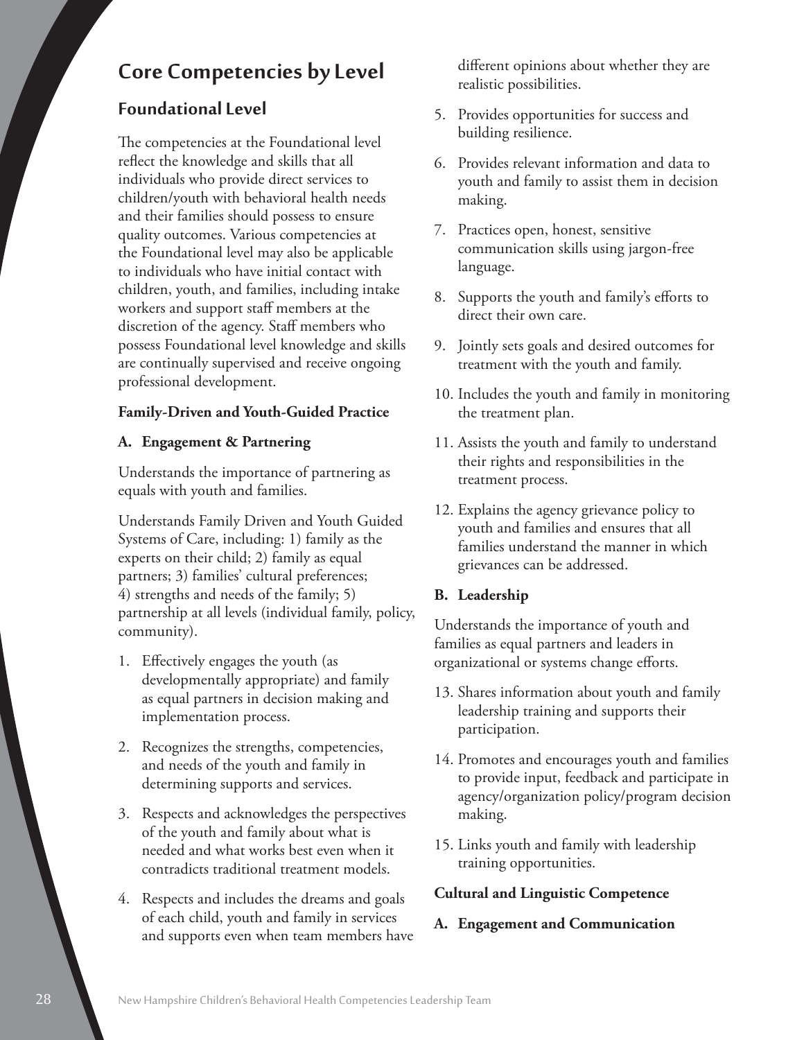# Core Competencies by Level

## Foundational Level

The competencies at the Foundational level reflect the knowledge and skills that all individuals who provide direct services to children/youth with behavioral health needs and their families should possess to ensure quality outcomes. Various competencies at the Foundational level may also be applicable to individuals who have initial contact with children, youth, and families, including intake workers and support staff members at the discretion of the agency. Staff members who possess Foundational level knowledge and skills are continually supervised and receive ongoing professional development.

**Family-Driven and Youth-Guided Practice**

**A. Engagement & Partnering**

Understands the importance of partnering as equals with youth and families.

Understands Family Driven and Youth Guided Systems of Care, including: 1) family as the experts on their child; 2) family as equal partners; 3) families' cultural preferences; 4) strengths and needs of the family; 5) partnership at all levels (individual family, policy, community).

1. Effectively engages the youth (as developmentally appropriate) and family as equal partners in decision making and implementation process.
2. Recognizes the strengths, competencies, and needs of the youth and family in determining supports and services.
3. Respects and acknowledges the perspectives of the youth and family about what is needed and what works best even when it contradicts traditional treatment models.
4. Respects and includes the dreams and goals of each child, youth and family in services and supports even when team members have different opinions about whether they are realistic possibilities.
5. Provides opportunities for success and building resilience.
6. Provides relevant information and data to youth and family to assist them in decision making.
7. Practices open, honest, sensitive communication skills using jargon-free language.
8. Supports the youth and family's efforts to direct their own care.
9. Jointly sets goals and desired outcomes for treatment with the youth and family.
10. Includes the youth and family in monitoring the treatment plan.
11. Assists the youth and family to understand their rights and responsibilities in the treatment process.
12. Explains the agency grievance policy to youth and families and ensures that all families understand the manner in which grievances can be addressed.

**B. Leadership**

Understands the importance of youth and families as equal partners and leaders in organizational or systems change efforts.

13. Shares information about youth and family leadership training and supports their participation.
14. Promotes and encourages youth and families to provide input, feedback and participate in agency/organization policy/program decision making.
15. Links youth and family with leadership training opportunities.

**Cultural and Linguistic Competence**

**A. Engagement and Communication**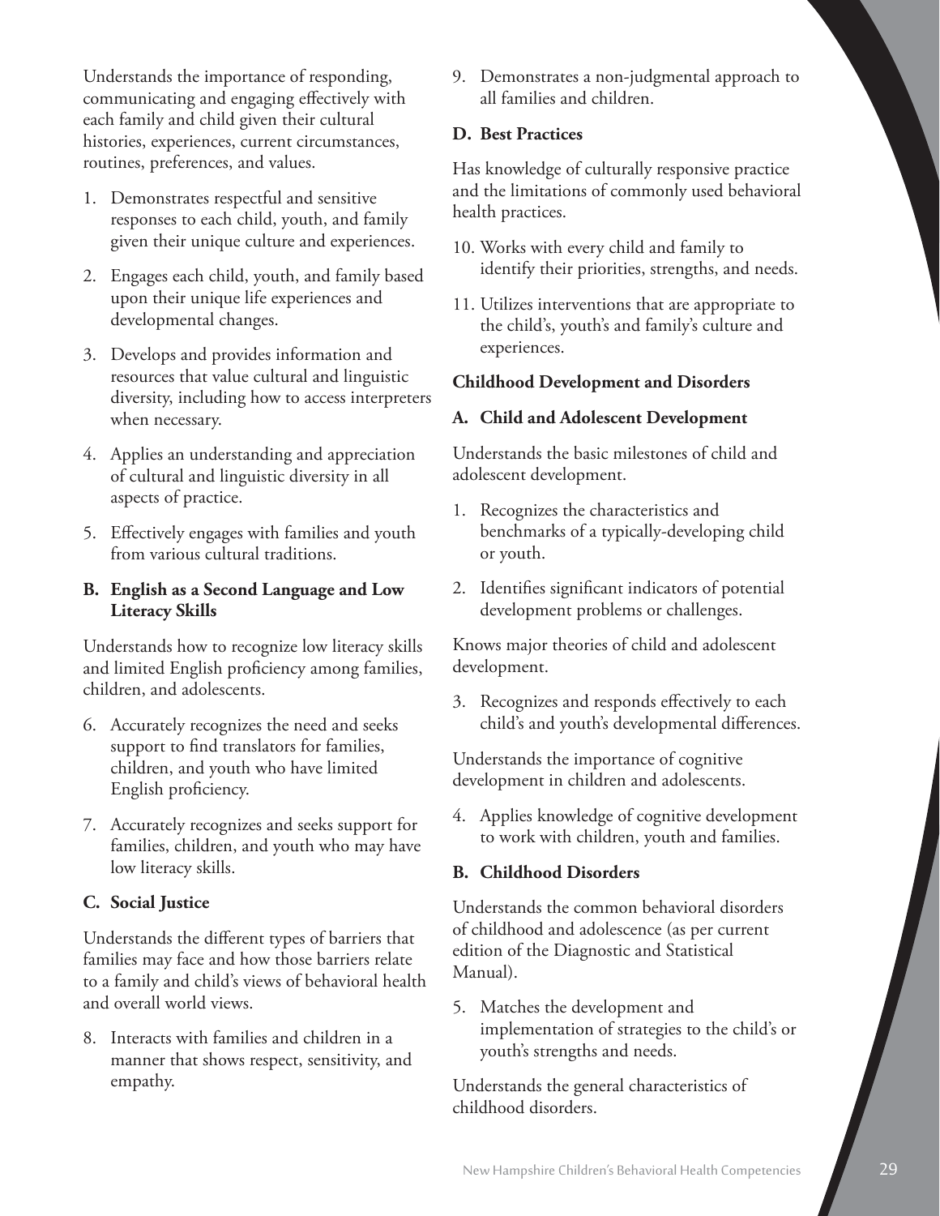Understands the importance of responding, communicating and engaging effectively with each family and child given their cultural histories, experiences, current circumstances, routines, preferences, and values.

1. Demonstrates respectful and sensitive responses to each child, youth, and family given their unique culture and experiences.
2. Engages each child, youth, and family based upon their unique life experiences and developmental changes.
3. Develops and provides information and resources that value cultural and linguistic diversity, including how to access interpreters when necessary.
4. Applies an understanding and appreciation of cultural and linguistic diversity in all aspects of practice.
5. Effectively engages with families and youth from various cultural traditions.

**B. English as a Second Language and Low Literacy Skills**

Understands how to recognize low literacy skills and limited English proficiency among families, children, and adolescents.

6. Accurately recognizes the need and seeks support to find translators for families, children, and youth who have limited English proficiency.
7. Accurately recognizes and seeks support for families, children, and youth who may have low literacy skills.

**C. Social Justice**

Understands the different types of barriers that families may face and how those barriers relate to a family and child's views of behavioral health and overall world views.

8. Interacts with families and children in a manner that shows respect, sensitivity, and empathy.
9. Demonstrates a non-judgmental approach to all families and children.

**D. Best Practices**

Has knowledge of culturally responsive practice and the limitations of commonly used behavioral health practices.

10. Works with every child and family to identify their priorities, strengths, and needs.
11. Utilizes interventions that are appropriate to the child's, youth's and family's culture and experiences.

**Childhood Development and Disorders**

**A. Child and Adolescent Development**

Understands the basic milestones of child and adolescent development.

1. Recognizes the characteristics and benchmarks of a typically-developing child or youth.
2. Identifies significant indicators of potential development problems or challenges.

Knows major theories of child and adolescent development.

3. Recognizes and responds effectively to each child's and youth's developmental differences.

Understands the importance of cognitive development in children and adolescents.

4. Applies knowledge of cognitive development to work with children, youth and families.

**B. Childhood Disorders**

Understands the common behavioral disorders of childhood and adolescence (as per current edition of the Diagnostic and Statistical Manual).

5. Matches the development and implementation of strategies to the child's or youth's strengths and needs.

Understands the general characteristics of childhood disorders.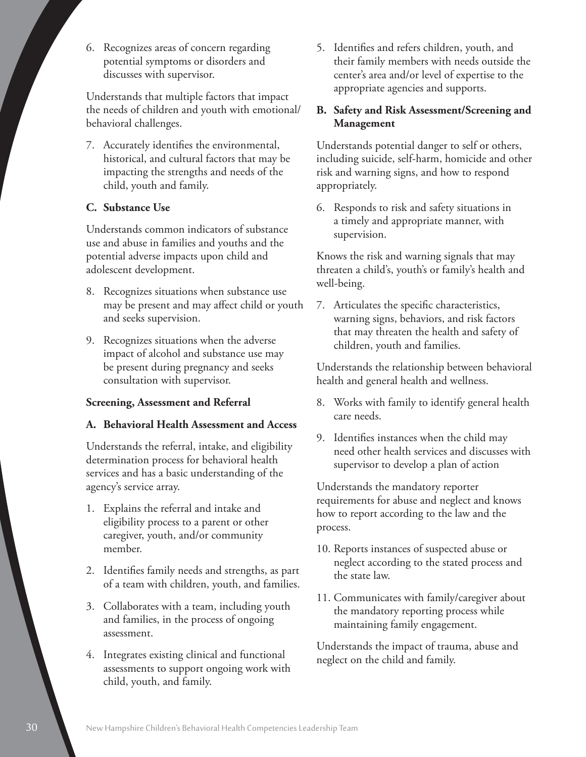6. Recognizes areas of concern regarding potential symptoms or disorders and discusses with supervisor.

Understands that multiple factors that impact the needs of children and youth with emotional/behavioral challenges.

7. Accurately identifies the environmental, historical, and cultural factors that may be impacting the strengths and needs of the child, youth and family.

**C. Substance Use**

Understands common indicators of substance use and abuse in families and youths and the potential adverse impacts upon child and adolescent development.

8. Recognizes situations when substance use may be present and may affect child or youth and seeks supervision.
9. Recognizes situations when the adverse impact of alcohol and substance use may be present during pregnancy and seeks consultation with supervisor.

**Screening, Assessment and Referral**

**A. Behavioral Health Assessment and Access**

Understands the referral, intake, and eligibility determination process for behavioral health services and has a basic understanding of the agency's service array.

1. Explains the referral and intake and eligibility process to a parent or other caregiver, youth, and/or community member.
2. Identifies family needs and strengths, as part of a team with children, youth, and families.
3. Collaborates with a team, including youth and families, in the process of ongoing assessment.
4. Integrates existing clinical and functional assessments to support ongoing work with child, youth, and family.
5. Identifies and refers children, youth, and their family members with needs outside the center's area and/or level of expertise to the appropriate agencies and supports.

**B. Safety and Risk Assessment/Screening and Management**

Understands potential danger to self or others, including suicide, self-harm, homicide and other risk and warning signs, and how to respond appropriately.

6. Responds to risk and safety situations in a timely and appropriate manner, with supervision.

Knows the risk and warning signals that may threaten a child's, youth's or family's health and well-being.

7. Articulates the specific characteristics, warning signs, behaviors, and risk factors that may threaten the health and safety of children, youth and families.

Understands the relationship between behavioral health and general health and wellness.

8. Works with family to identify general health care needs.
9. Identifies instances when the child may need other health services and discusses with supervisor to develop a plan of action

Understands the mandatory reporter requirements for abuse and neglect and knows how to report according to the law and the process.

10. Reports instances of suspected abuse or neglect according to the stated process and the state law.
11. Communicates with family/caregiver about the mandatory reporting process while maintaining family engagement.

Understands the impact of trauma, abuse and neglect on the child and family.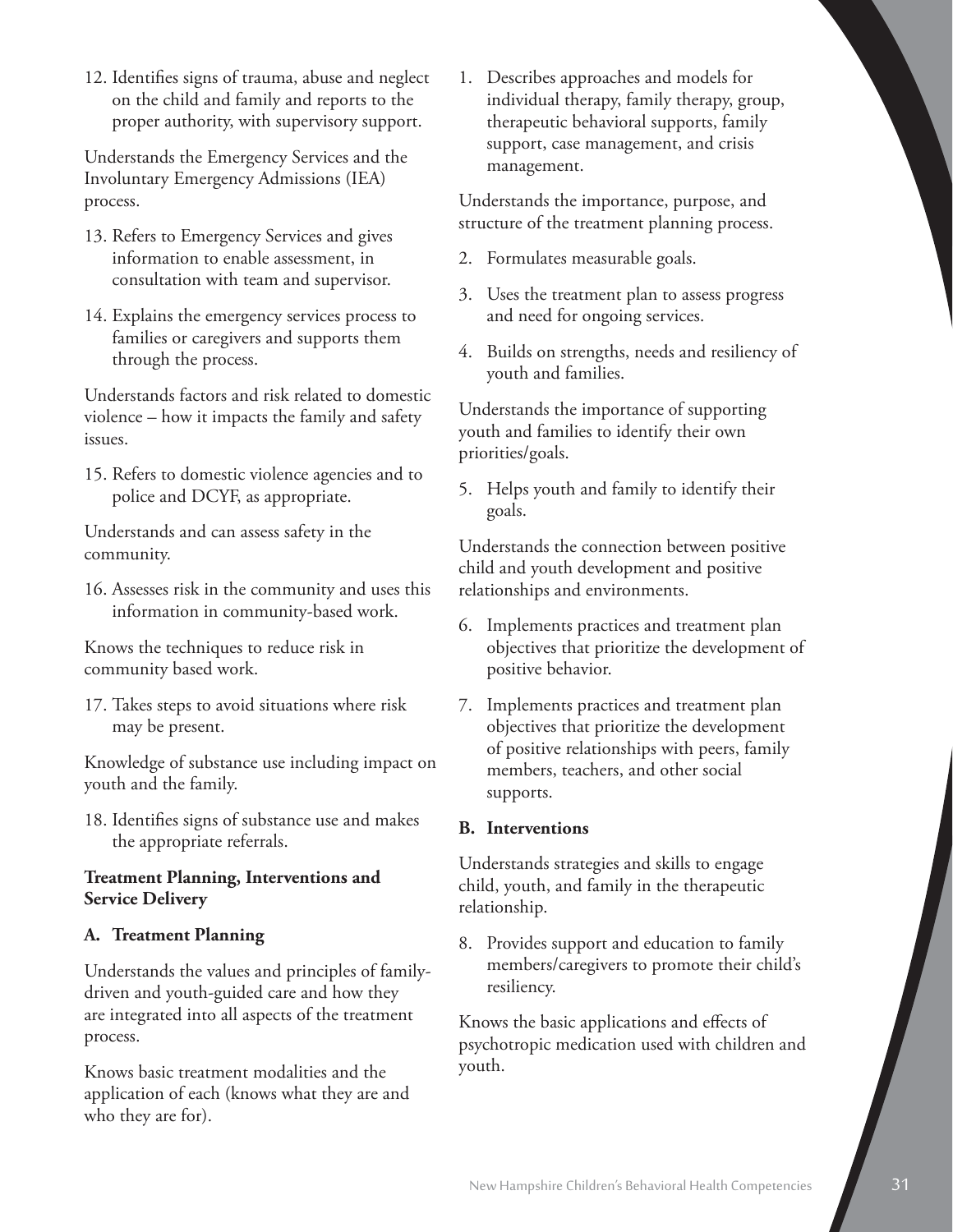12. Identifies signs of trauma, abuse and neglect on the child and family and reports to the proper authority, with supervisory support.

Understands the Emergency Services and the Involuntary Emergency Admissions (IEA) process.

13. Refers to Emergency Services and gives information to enable assessment, in consultation with team and supervisor.

14. Explains the emergency services process to families or caregivers and supports them through the process.

Understands factors and risk related to domestic violence – how it impacts the family and safety issues.

15. Refers to domestic violence agencies and to police and DCYF, as appropriate.

Understands and can assess safety in the community.

16. Assesses risk in the community and uses this information in community-based work.

Knows the techniques to reduce risk in community based work.

17. Takes steps to avoid situations where risk may be present.

Knowledge of substance use including impact on youth and the family.

18. Identifies signs of substance use and makes the appropriate referrals.

**Treatment Planning, Interventions and Service Delivery**

**A. Treatment Planning**

Understands the values and principles of family-driven and youth-guided care and how they are integrated into all aspects of the treatment process.

Knows basic treatment modalities and the application of each (knows what they are and who they are for).

1. Describes approaches and models for individual therapy, family therapy, group, therapeutic behavioral supports, family support, case management, and crisis management.

Understands the importance, purpose, and structure of the treatment planning process.

2. Formulates measurable goals.

3. Uses the treatment plan to assess progress and need for ongoing services.

4. Builds on strengths, needs and resiliency of youth and families.

Understands the importance of supporting youth and families to identify their own priorities/goals.

5. Helps youth and family to identify their goals.

Understands the connection between positive child and youth development and positive relationships and environments.

6. Implements practices and treatment plan objectives that prioritize the development of positive behavior.

7. Implements practices and treatment plan objectives that prioritize the development of positive relationships with peers, family members, teachers, and other social supports.

**B. Interventions**

Understands strategies and skills to engage child, youth, and family in the therapeutic relationship.

8. Provides support and education to family members/caregivers to promote their child's resiliency.

Knows the basic applications and effects of psychotropic medication used with children and youth.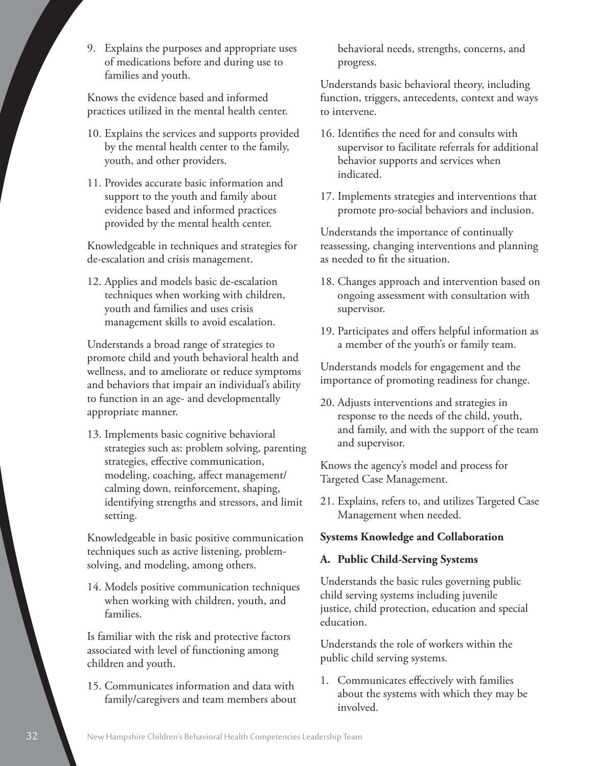9. Explains the purposes and appropriate uses of medications before and during use to families and youth.

Knows the evidence based and informed practices utilized in the mental health center.

10. Explains the services and supports provided by the mental health center to the family, youth, and other providers.
11. Provides accurate basic information and support to the youth and family about evidence based and informed practices provided by the mental health center.

Knowledgeable in techniques and strategies for de-escalation and crisis management.

12. Applies and models basic de-escalation techniques when working with children, youth and families and uses crisis management skills to avoid escalation.

Understands a broad range of strategies to promote child and youth behavioral health and wellness, and to ameliorate or reduce symptoms and behaviors that impair an individual's ability to function in an age- and developmentally appropriate manner.

13. Implements basic cognitive behavioral strategies such as: problem solving, parenting strategies, effective communication, modeling, coaching, affect management/ calming down, reinforcement, shaping, identifying strengths and stressors, and limit setting.

Knowledgeable in basic positive communication techniques such as active listening, problem-solving, and modeling, among others.

14. Models positive communication techniques when working with children, youth, and families.

Is familiar with the risk and protective factors associated with level of functioning among children and youth.

15. Communicates information and data with family/caregivers and team members about behavioral needs, strengths, concerns, and progress.

Understands basic behavioral theory, including function, triggers, antecedents, context and ways to intervene.

16. Identifies the need for and consults with supervisor to facilitate referrals for additional behavior supports and services when indicated.
17. Implements strategies and interventions that promote pro-social behaviors and inclusion.

Understands the importance of continually reassessing, changing interventions and planning as needed to fit the situation.

18. Changes approach and intervention based on ongoing assessment with consultation with supervisor.
19. Participates and offers helpful information as a member of the youth's or family team.

Understands models for engagement and the importance of promoting readiness for change.

20. Adjusts interventions and strategies in response to the needs of the child, youth, and family, and with the support of the team and supervisor.

Knows the agency's model and process for Targeted Case Management.

21. Explains, refers to, and utilizes Targeted Case Management when needed.

**Systems Knowledge and Collaboration**

**A. Public Child-Serving Systems**

Understands the basic rules governing public child serving systems including juvenile justice, child protection, education and special education.

Understands the role of workers within the public child serving systems.

1. Communicates effectively with families about the systems with which they may be involved.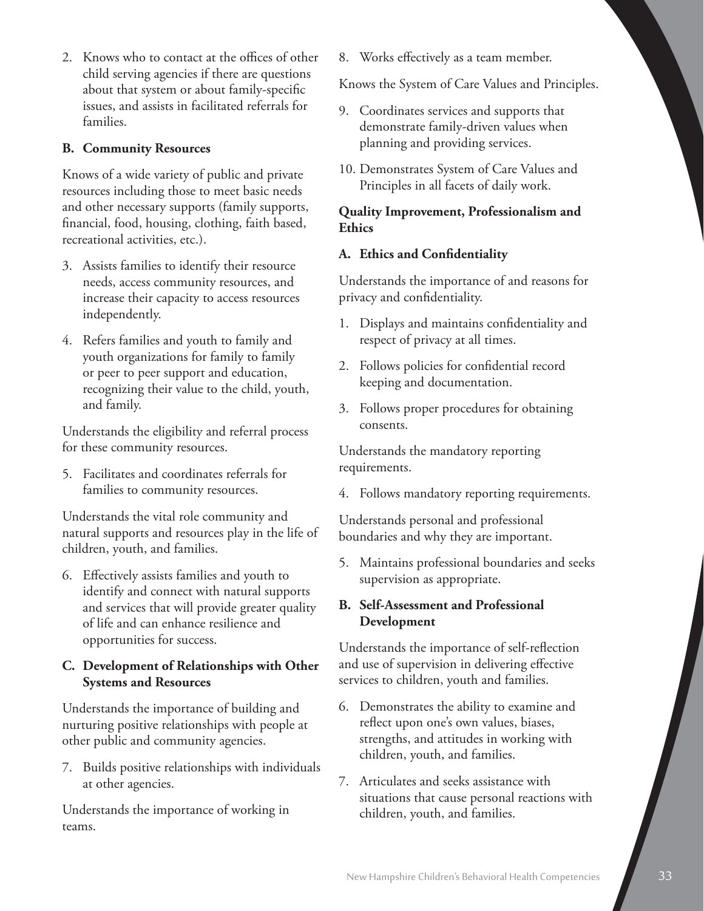2. Knows who to contact at the offices of other child serving agencies if there are questions about that system or about family-specific issues, and assists in facilitated referrals for families.

**B. Community Resources**

Knows of a wide variety of public and private resources including those to meet basic needs and other necessary supports (family supports, financial, food, housing, clothing, faith based, recreational activities, etc.).

3. Assists families to identify their resource needs, access community resources, and increase their capacity to access resources independently.
4. Refers families and youth to family and youth organizations for family to family or peer to peer support and education, recognizing their value to the child, youth, and family.

Understands the eligibility and referral process for these community resources.

5. Facilitates and coordinates referrals for families to community resources.

Understands the vital role community and natural supports and resources play in the life of children, youth, and families.

6. Effectively assists families and youth to identify and connect with natural supports and services that will provide greater quality of life and can enhance resilience and opportunities for success.

**C. Development of Relationships with Other Systems and Resources**

Understands the importance of building and nurturing positive relationships with people at other public and community agencies.

7. Builds positive relationships with individuals at other agencies.

Understands the importance of working in teams.

8. Works effectively as a team member.

Knows the System of Care Values and Principles.

9. Coordinates services and supports that demonstrate family-driven values when planning and providing services.
10. Demonstrates System of Care Values and Principles in all facets of daily work.

**Quality Improvement, Professionalism and Ethics**

**A. Ethics and Confidentiality**

Understands the importance of and reasons for privacy and confidentiality.

1. Displays and maintains confidentiality and respect of privacy at all times.
2. Follows policies for confidential record keeping and documentation.
3. Follows proper procedures for obtaining consents.

Understands the mandatory reporting requirements.

4. Follows mandatory reporting requirements.

Understands personal and professional boundaries and why they are important.

5. Maintains professional boundaries and seeks supervision as appropriate.

**B. Self-Assessment and Professional Development**

Understands the importance of self-reflection and use of supervision in delivering effective services to children, youth and families.

6. Demonstrates the ability to examine and reflect upon one's own values, biases, strengths, and attitudes in working with children, youth, and families.
7. Articulates and seeks assistance with situations that cause personal reactions with children, youth, and families.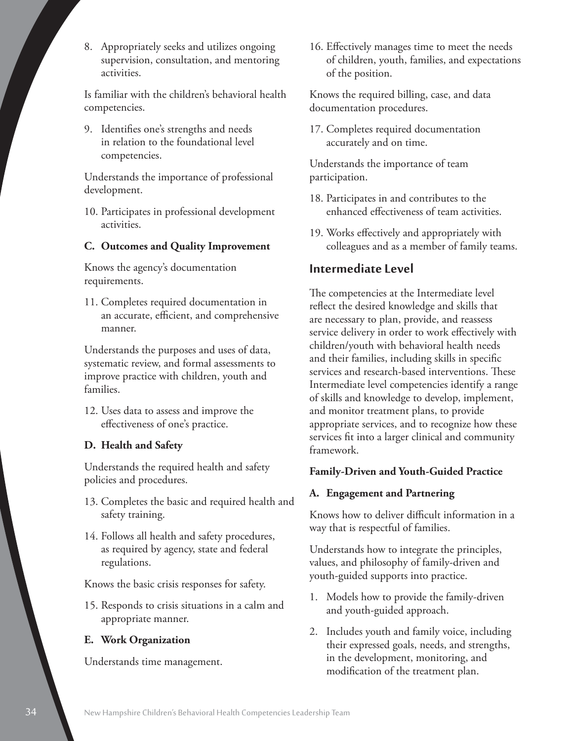8. Appropriately seeks and utilizes ongoing supervision, consultation, and mentoring activities.

Is familiar with the children's behavioral health competencies.

9. Identifies one's strengths and needs in relation to the foundational level competencies.

Understands the importance of professional development.

10. Participates in professional development activities.

**C. Outcomes and Quality Improvement**

Knows the agency's documentation requirements.

11. Completes required documentation in an accurate, efficient, and comprehensive manner.

Understands the purposes and uses of data, systematic review, and formal assessments to improve practice with children, youth and families.

12. Uses data to assess and improve the effectiveness of one's practice.

**D. Health and Safety**

Understands the required health and safety policies and procedures.

13. Completes the basic and required health and safety training.
14. Follows all health and safety procedures, as required by agency, state and federal regulations.

Knows the basic crisis responses for safety.

15. Responds to crisis situations in a calm and appropriate manner.

**E. Work Organization**

Understands time management.

16. Effectively manages time to meet the needs of children, youth, families, and expectations of the position.

Knows the required billing, case, and data documentation procedures.

17. Completes required documentation accurately and on time.

Understands the importance of team participation.

18. Participates in and contributes to the enhanced effectiveness of team activities.
19. Works effectively and appropriately with colleagues and as a member of family teams.

## Intermediate Level

The competencies at the Intermediate level reflect the desired knowledge and skills that are necessary to plan, provide, and reassess service delivery in order to work effectively with children/youth with behavioral health needs and their families, including skills in specific services and research-based interventions. These Intermediate level competencies identify a range of skills and knowledge to develop, implement, and monitor treatment plans, to provide appropriate services, and to recognize how these services fit into a larger clinical and community framework.

**Family-Driven and Youth-Guided Practice**

**A. Engagement and Partnering**

Knows how to deliver difficult information in a way that is respectful of families.

Understands how to integrate the principles, values, and philosophy of family-driven and youth-guided supports into practice.

1. Models how to provide the family-driven and youth-guided approach.
2. Includes youth and family voice, including their expressed goals, needs, and strengths, in the development, monitoring, and modification of the treatment plan.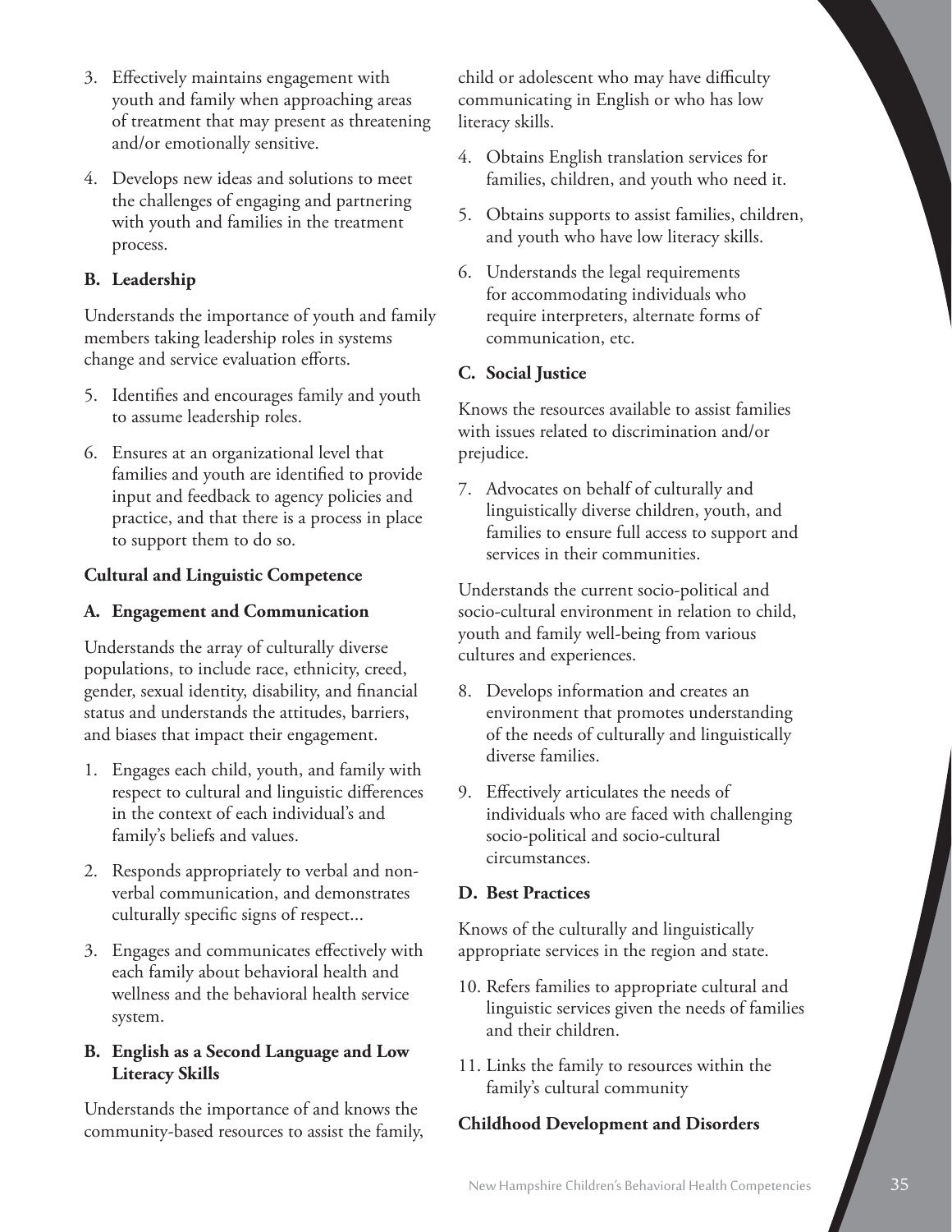3. Effectively maintains engagement with youth and family when approaching areas of treatment that may present as threatening and/or emotionally sensitive.
4. Develops new ideas and solutions to meet the challenges of engaging and partnering with youth and families in the treatment process.

**B. Leadership**

Understands the importance of youth and family members taking leadership roles in systems change and service evaluation efforts.

5. Identifies and encourages family and youth to assume leadership roles.
6. Ensures at an organizational level that families and youth are identified to provide input and feedback to agency policies and practice, and that there is a process in place to support them to do so.

**Cultural and Linguistic Competence**

**A. Engagement and Communication**

Understands the array of culturally diverse populations, to include race, ethnicity, creed, gender, sexual identity, disability, and financial status and understands the attitudes, barriers, and biases that impact their engagement.

1. Engages each child, youth, and family with respect to cultural and linguistic differences in the context of each individual's and family's beliefs and values.
2. Responds appropriately to verbal and non-verbal communication, and demonstrates culturally specific signs of respect...
3. Engages and communicates effectively with each family about behavioral health and wellness and the behavioral health service system.

**B. English as a Second Language and Low Literacy Skills**

Understands the importance of and knows the community-based resources to assist the family, child or adolescent who may have difficulty communicating in English or who has low literacy skills.

4. Obtains English translation services for families, children, and youth who need it.
5. Obtains supports to assist families, children, and youth who have low literacy skills.
6. Understands the legal requirements for accommodating individuals who require interpreters, alternate forms of communication, etc.

**C. Social Justice**

Knows the resources available to assist families with issues related to discrimination and/or prejudice.

7. Advocates on behalf of culturally and linguistically diverse children, youth, and families to ensure full access to support and services in their communities.

Understands the current socio-political and socio-cultural environment in relation to child, youth and family well-being from various cultures and experiences.

8. Develops information and creates an environment that promotes understanding of the needs of culturally and linguistically diverse families.
9. Effectively articulates the needs of individuals who are faced with challenging socio-political and socio-cultural circumstances.

**D. Best Practices**

Knows of the culturally and linguistically appropriate services in the region and state.

10. Refers families to appropriate cultural and linguistic services given the needs of families and their children.
11. Links the family to resources within the family's cultural community

**Childhood Development and Disorders**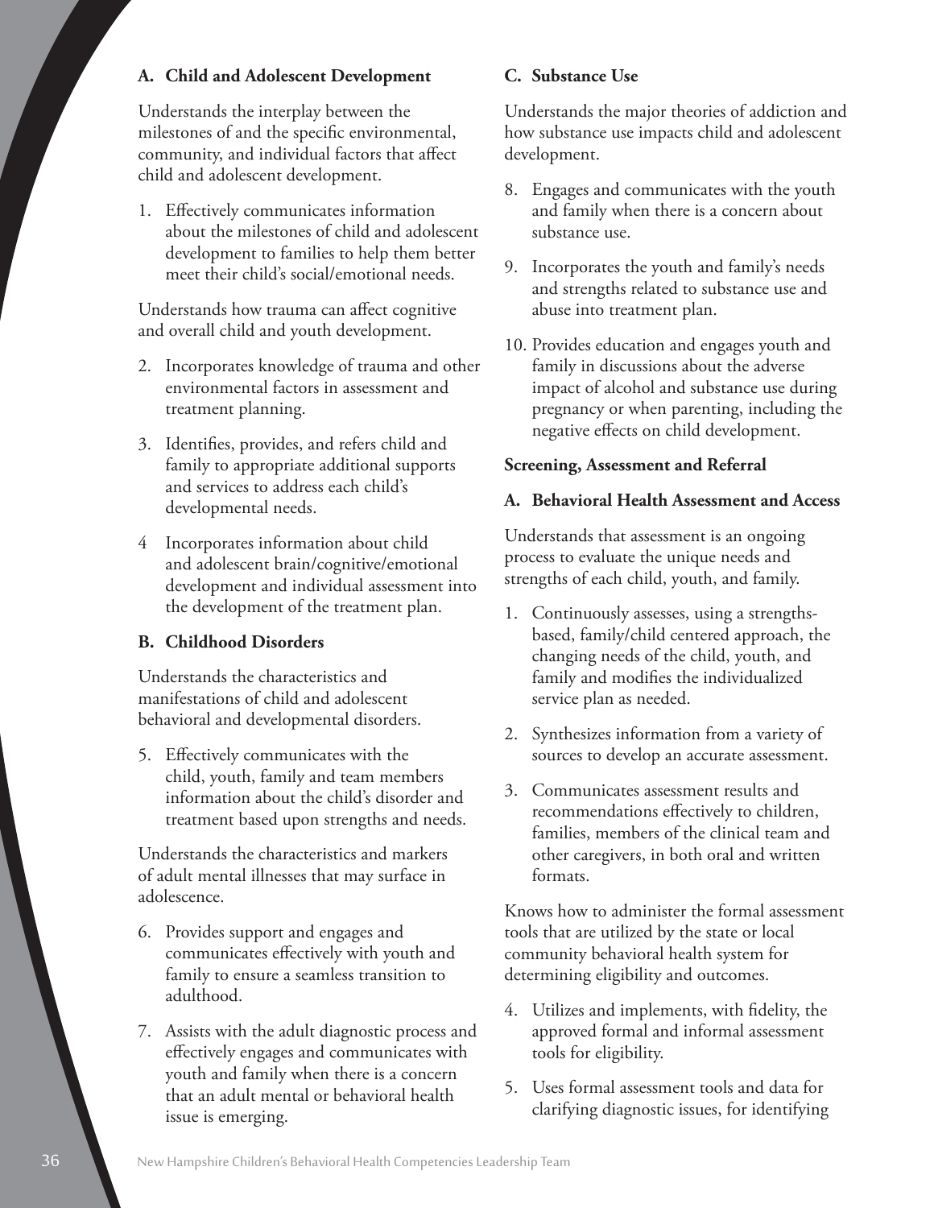**A. Child and Adolescent Development**

Understands the interplay between the milestones of and the specific environmental, community, and individual factors that affect child and adolescent development.

1. Effectively communicates information about the milestones of child and adolescent development to families to help them better meet their child's social/emotional needs.

Understands how trauma can affect cognitive and overall child and youth development.

2. Incorporates knowledge of trauma and other environmental factors in assessment and treatment planning.
3. Identifies, provides, and refers child and family to appropriate additional supports and services to address each child's developmental needs.
4. Incorporates information about child and adolescent brain/cognitive/emotional development and individual assessment into the development of the treatment plan.

**B. Childhood Disorders**

Understands the characteristics and manifestations of child and adolescent behavioral and developmental disorders.

5. Effectively communicates with the child, youth, family and team members information about the child's disorder and treatment based upon strengths and needs.

Understands the characteristics and markers of adult mental illnesses that may surface in adolescence.

6. Provides support and engages and communicates effectively with youth and family to ensure a seamless transition to adulthood.
7. Assists with the adult diagnostic process and effectively engages and communicates with youth and family when there is a concern that an adult mental or behavioral health issue is emerging.

**C. Substance Use**

Understands the major theories of addiction and how substance use impacts child and adolescent development.

8. Engages and communicates with the youth and family when there is a concern about substance use.
9. Incorporates the youth and family's needs and strengths related to substance use and abuse into treatment plan.
10. Provides education and engages youth and family in discussions about the adverse impact of alcohol and substance use during pregnancy or when parenting, including the negative effects on child development.

**Screening, Assessment and Referral**

**A. Behavioral Health Assessment and Access**

Understands that assessment is an ongoing process to evaluate the unique needs and strengths of each child, youth, and family.

1. Continuously assesses, using a strengths-based, family/child centered approach, the changing needs of the child, youth, and family and modifies the individualized service plan as needed.
2. Synthesizes information from a variety of sources to develop an accurate assessment.
3. Communicates assessment results and recommendations effectively to children, families, members of the clinical team and other caregivers, in both oral and written formats.

Knows how to administer the formal assessment tools that are utilized by the state or local community behavioral health system for determining eligibility and outcomes.

4. Utilizes and implements, with fidelity, the approved formal and informal assessment tools for eligibility.
5. Uses formal assessment tools and data for clarifying diagnostic issues, for identifying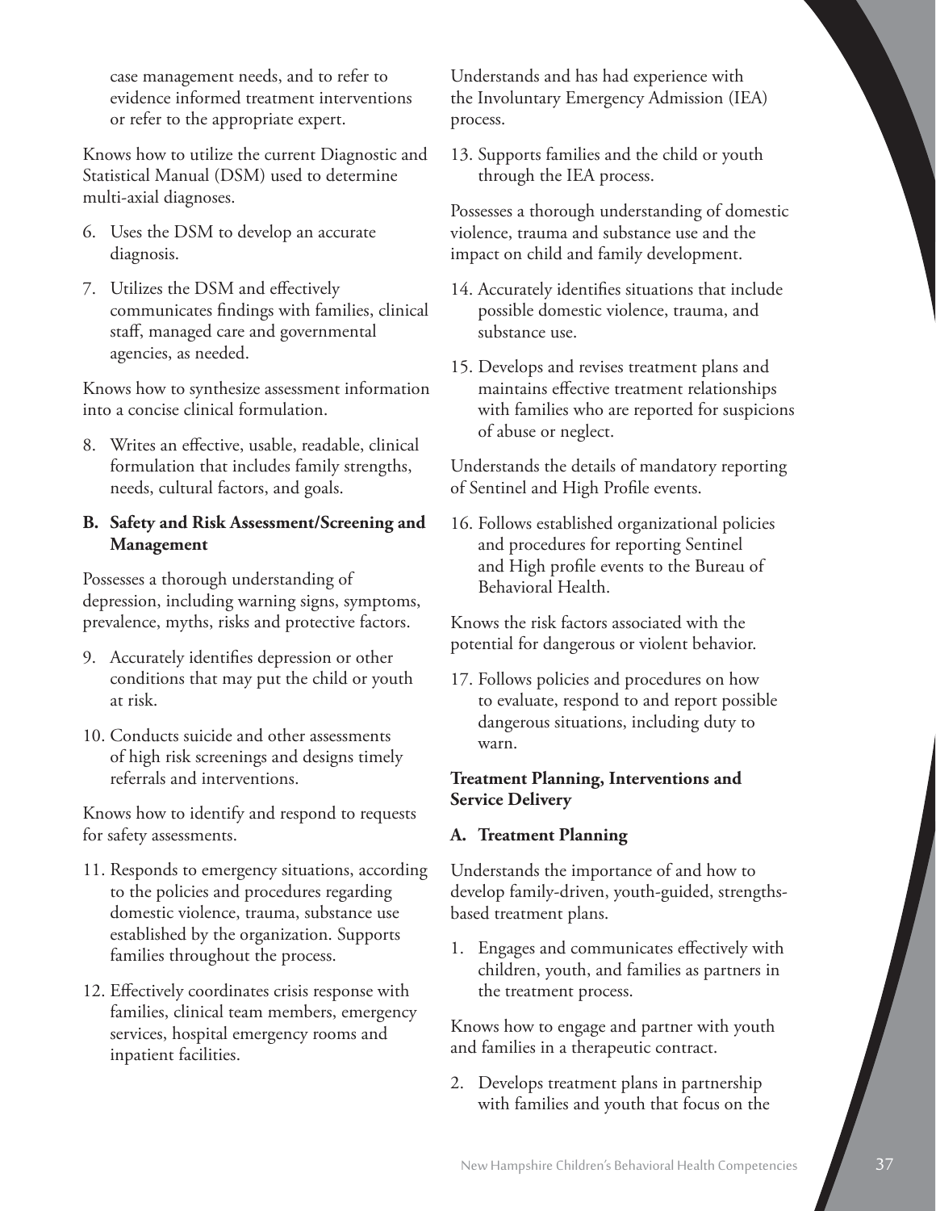case management needs, and to refer to evidence informed treatment interventions or refer to the appropriate expert.

Knows how to utilize the current Diagnostic and Statistical Manual (DSM) used to determine multi-axial diagnoses.

6. Uses the DSM to develop an accurate diagnosis.
7. Utilizes the DSM and effectively communicates findings with families, clinical staff, managed care and governmental agencies, as needed.

Knows how to synthesize assessment information into a concise clinical formulation.

8. Writes an effective, usable, readable, clinical formulation that includes family strengths, needs, cultural factors, and goals.

**B. Safety and Risk Assessment/Screening and Management**

Possesses a thorough understanding of depression, including warning signs, symptoms, prevalence, myths, risks and protective factors.

9. Accurately identifies depression or other conditions that may put the child or youth at risk.
10. Conducts suicide and other assessments of high risk screenings and designs timely referrals and interventions.

Knows how to identify and respond to requests for safety assessments.

11. Responds to emergency situations, according to the policies and procedures regarding domestic violence, trauma, substance use established by the organization. Supports families throughout the process.
12. Effectively coordinates crisis response with families, clinical team members, emergency services, hospital emergency rooms and inpatient facilities.

Understands and has had experience with the Involuntary Emergency Admission (IEA) process.

13. Supports families and the child or youth through the IEA process.

Possesses a thorough understanding of domestic violence, trauma and substance use and the impact on child and family development.

14. Accurately identifies situations that include possible domestic violence, trauma, and substance use.
15. Develops and revises treatment plans and maintains effective treatment relationships with families who are reported for suspicions of abuse or neglect.

Understands the details of mandatory reporting of Sentinel and High Profile events.

16. Follows established organizational policies and procedures for reporting Sentinel and High profile events to the Bureau of Behavioral Health.

Knows the risk factors associated with the potential for dangerous or violent behavior.

17. Follows policies and procedures on how to evaluate, respond to and report possible dangerous situations, including duty to warn.

**Treatment Planning, Interventions and Service Delivery**

**A. Treatment Planning**

Understands the importance of and how to develop family-driven, youth-guided, strengths-based treatment plans.

1. Engages and communicates effectively with children, youth, and families as partners in the treatment process.

Knows how to engage and partner with youth and families in a therapeutic contract.

2. Develops treatment plans in partnership with families and youth that focus on the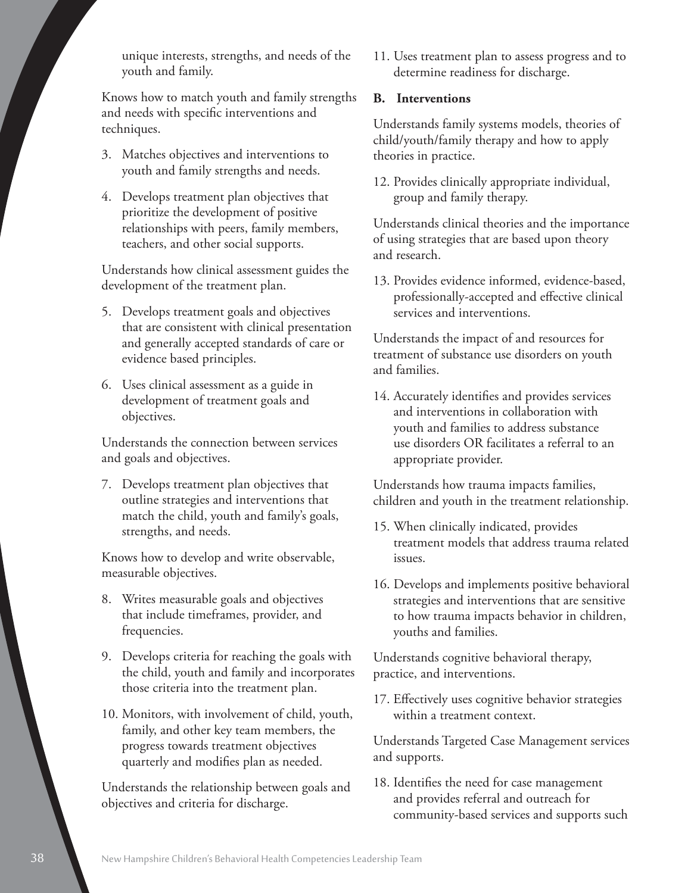unique interests, strengths, and needs of the youth and family.

Knows how to match youth and family strengths and needs with specific interventions and techniques.

3. Matches objectives and interventions to youth and family strengths and needs.
4. Develops treatment plan objectives that prioritize the development of positive relationships with peers, family members, teachers, and other social supports.

Understands how clinical assessment guides the development of the treatment plan.

5. Develops treatment goals and objectives that are consistent with clinical presentation and generally accepted standards of care or evidence based principles.
6. Uses clinical assessment as a guide in development of treatment goals and objectives.

Understands the connection between services and goals and objectives.

7. Develops treatment plan objectives that outline strategies and interventions that match the child, youth and family's goals, strengths, and needs.

Knows how to develop and write observable, measurable objectives.

8. Writes measurable goals and objectives that include timeframes, provider, and frequencies.
9. Develops criteria for reaching the goals with the child, youth and family and incorporates those criteria into the treatment plan.
10. Monitors, with involvement of child, youth, family, and other key team members, the progress towards treatment objectives quarterly and modifies plan as needed.

Understands the relationship between goals and objectives and criteria for discharge.

11. Uses treatment plan to assess progress and to determine readiness for discharge.

**B. Interventions**

Understands family systems models, theories of child/youth/family therapy and how to apply theories in practice.

12. Provides clinically appropriate individual, group and family therapy.

Understands clinical theories and the importance of using strategies that are based upon theory and research.

13. Provides evidence informed, evidence-based, professionally-accepted and effective clinical services and interventions.

Understands the impact of and resources for treatment of substance use disorders on youth and families.

14. Accurately identifies and provides services and interventions in collaboration with youth and families to address substance use disorders OR facilitates a referral to an appropriate provider.

Understands how trauma impacts families, children and youth in the treatment relationship.

15. When clinically indicated, provides treatment models that address trauma related issues.
16. Develops and implements positive behavioral strategies and interventions that are sensitive to how trauma impacts behavior in children, youths and families.

Understands cognitive behavioral therapy, practice, and interventions.

17. Effectively uses cognitive behavior strategies within a treatment context.

Understands Targeted Case Management services and supports.

18. Identifies the need for case management and provides referral and outreach for community-based services and supports such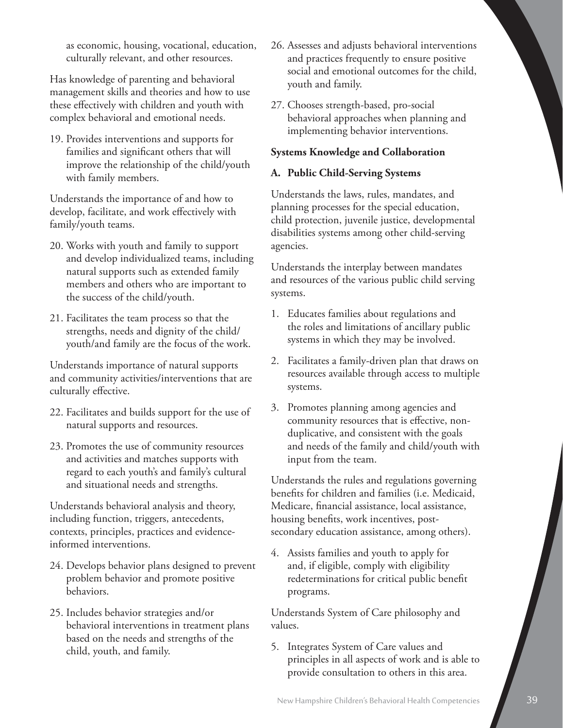as economic, housing, vocational, education, culturally relevant, and other resources.

Has knowledge of parenting and behavioral management skills and theories and how to use these effectively with children and youth with complex behavioral and emotional needs.

19. Provides interventions and supports for families and significant others that will improve the relationship of the child/youth with family members.

Understands the importance of and how to develop, facilitate, and work effectively with family/youth teams.

20. Works with youth and family to support and develop individualized teams, including natural supports such as extended family members and others who are important to the success of the child/youth.
21. Facilitates the team process so that the strengths, needs and dignity of the child/ youth/and family are the focus of the work.

Understands importance of natural supports and community activities/interventions that are culturally effective.

22. Facilitates and builds support for the use of natural supports and resources.
23. Promotes the use of community resources and activities and matches supports with regard to each youth's and family's cultural and situational needs and strengths.

Understands behavioral analysis and theory, including function, triggers, antecedents, contexts, principles, practices and evidence-informed interventions.

24. Develops behavior plans designed to prevent problem behavior and promote positive behaviors.
25. Includes behavior strategies and/or behavioral interventions in treatment plans based on the needs and strengths of the child, youth, and family.
26. Assesses and adjusts behavioral interventions and practices frequently to ensure positive social and emotional outcomes for the child, youth and family.
27. Chooses strength-based, pro-social behavioral approaches when planning and implementing behavior interventions.

**Systems Knowledge and Collaboration**

**A. Public Child-Serving Systems**

Understands the laws, rules, mandates, and planning processes for the special education, child protection, juvenile justice, developmental disabilities systems among other child-serving agencies.

Understands the interplay between mandates and resources of the various public child serving systems.

1. Educates families about regulations and the roles and limitations of ancillary public systems in which they may be involved.
2. Facilitates a family-driven plan that draws on resources available through access to multiple systems.
3. Promotes planning among agencies and community resources that is effective, non-duplicative, and consistent with the goals and needs of the family and child/youth with input from the team.

Understands the rules and regulations governing benefits for children and families (i.e. Medicaid, Medicare, financial assistance, local assistance, housing benefits, work incentives, post-secondary education assistance, among others).

4. Assists families and youth to apply for and, if eligible, comply with eligibility redeterminations for critical public benefit programs.

Understands System of Care philosophy and values.

5. Integrates System of Care values and principles in all aspects of work and is able to provide consultation to others in this area.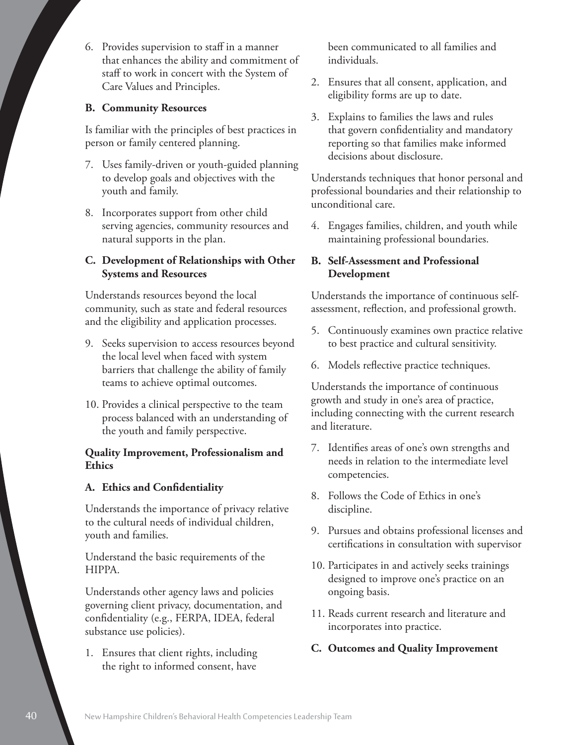6. Provides supervision to staff in a manner that enhances the ability and commitment of staff to work in concert with the System of Care Values and Principles.

**B. Community Resources**

Is familiar with the principles of best practices in person or family centered planning.

7. Uses family-driven or youth-guided planning to develop goals and objectives with the youth and family.

8. Incorporates support from other child serving agencies, community resources and natural supports in the plan.

**C. Development of Relationships with Other Systems and Resources**

Understands resources beyond the local community, such as state and federal resources and the eligibility and application processes.

9. Seeks supervision to access resources beyond the local level when faced with system barriers that challenge the ability of family teams to achieve optimal outcomes.

10. Provides a clinical perspective to the team process balanced with an understanding of the youth and family perspective.

**Quality Improvement, Professionalism and Ethics**

**A. Ethics and Confidentiality**

Understands the importance of privacy relative to the cultural needs of individual children, youth and families.

Understand the basic requirements of the HIPPA.

Understands other agency laws and policies governing client privacy, documentation, and confidentiality (e.g., FERPA, IDEA, federal substance use policies).

1. Ensures that client rights, including the right to informed consent, have been communicated to all families and individuals.

2. Ensures that all consent, application, and eligibility forms are up to date.

3. Explains to families the laws and rules that govern confidentiality and mandatory reporting so that families make informed decisions about disclosure.

Understands techniques that honor personal and professional boundaries and their relationship to unconditional care.

4. Engages families, children, and youth while maintaining professional boundaries.

**B. Self-Assessment and Professional Development**

Understands the importance of continuous self-assessment, reflection, and professional growth.

5. Continuously examines own practice relative to best practice and cultural sensitivity.

6. Models reflective practice techniques.

Understands the importance of continuous growth and study in one's area of practice, including connecting with the current research and literature.

7. Identifies areas of one's own strengths and needs in relation to the intermediate level competencies.

8. Follows the Code of Ethics in one's discipline.

9. Pursues and obtains professional licenses and certifications in consultation with supervisor

10. Participates in and actively seeks trainings designed to improve one's practice on an ongoing basis.

11. Reads current research and literature and incorporates into practice.

**C. Outcomes and Quality Improvement**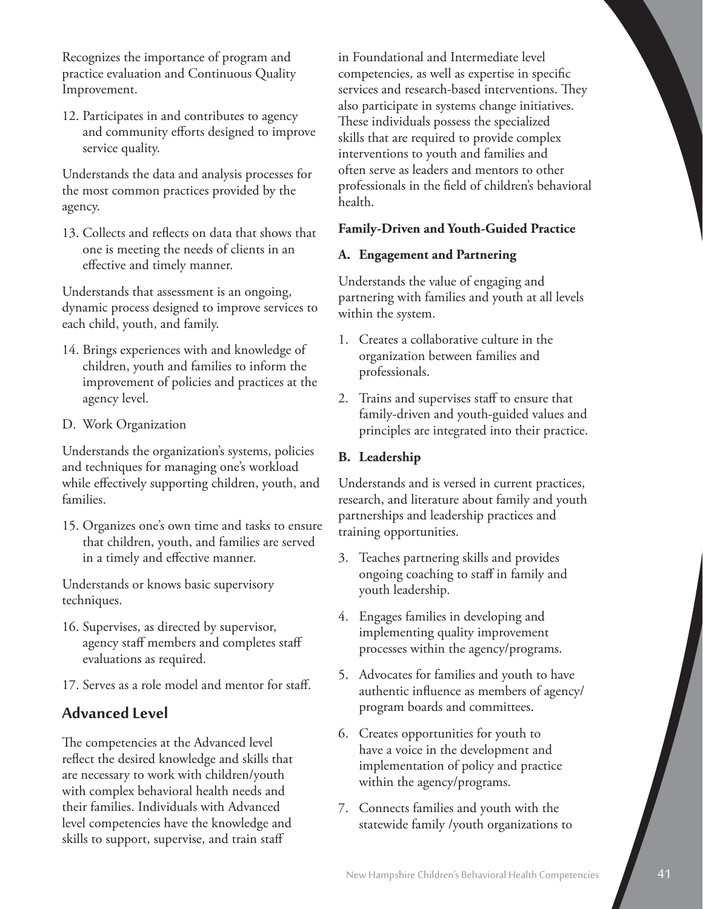Recognizes the importance of program and practice evaluation and Continuous Quality Improvement.

12. Participates in and contributes to agency and community efforts designed to improve service quality.

Understands the data and analysis processes for the most common practices provided by the agency.

13. Collects and reflects on data that shows that one is meeting the needs of clients in an effective and timely manner.

Understands that assessment is an ongoing, dynamic process designed to improve services to each child, youth, and family.

14. Brings experiences with and knowledge of children, youth and families to inform the improvement of policies and practices at the agency level.

D. Work Organization

Understands the organization's systems, policies and techniques for managing one's workload while effectively supporting children, youth, and families.

15. Organizes one's own time and tasks to ensure that children, youth, and families are served in a timely and effective manner.

Understands or knows basic supervisory techniques.

16. Supervises, as directed by supervisor, agency staff members and completes staff evaluations as required.

17. Serves as a role model and mentor for staff.

## Advanced Level

The competencies at the Advanced level reflect the desired knowledge and skills that are necessary to work with children/youth with complex behavioral health needs and their families. Individuals with Advanced level competencies have the knowledge and skills to support, supervise, and train staff in Foundational and Intermediate level competencies, as well as expertise in specific services and research-based interventions. They also participate in systems change initiatives. These individuals possess the specialized skills that are required to provide complex interventions to youth and families and often serve as leaders and mentors to other professionals in the field of children's behavioral health.

**Family-Driven and Youth-Guided Practice**

**A. Engagement and Partnering**

Understands the value of engaging and partnering with families and youth at all levels within the system.

1. Creates a collaborative culture in the organization between families and professionals.

2. Trains and supervises staff to ensure that family-driven and youth-guided values and principles are integrated into their practice.

**B. Leadership**

Understands and is versed in current practices, research, and literature about family and youth partnerships and leadership practices and training opportunities.

3. Teaches partnering skills and provides ongoing coaching to staff in family and youth leadership.

4. Engages families in developing and implementing quality improvement processes within the agency/programs.

5. Advocates for families and youth to have authentic influence as members of agency/program boards and committees.

6. Creates opportunities for youth to have a voice in the development and implementation of policy and practice within the agency/programs.

7. Connects families and youth with the statewide family /youth organizations to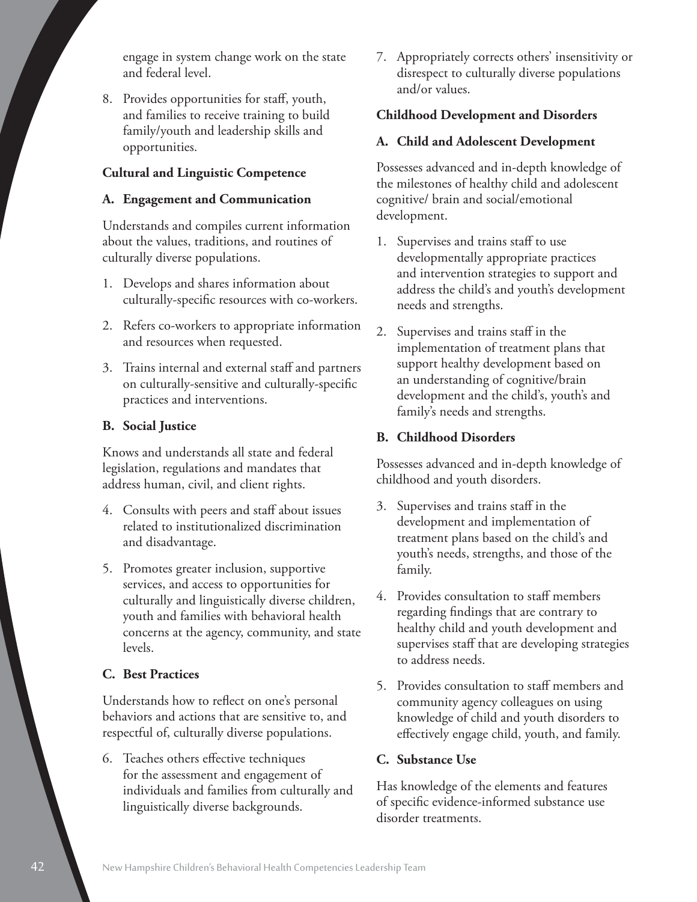engage in system change work on the state and federal level.

8. Provides opportunities for staff, youth, and families to receive training to build family/youth and leadership skills and opportunities.

**Cultural and Linguistic Competence**

**A. Engagement and Communication**

Understands and compiles current information about the values, traditions, and routines of culturally diverse populations.

1. Develops and shares information about culturally-specific resources with co-workers.
2. Refers co-workers to appropriate information and resources when requested.
3. Trains internal and external staff and partners on culturally-sensitive and culturally-specific practices and interventions.

**B. Social Justice**

Knows and understands all state and federal legislation, regulations and mandates that address human, civil, and client rights.

4. Consults with peers and staff about issues related to institutionalized discrimination and disadvantage.
5. Promotes greater inclusion, supportive services, and access to opportunities for culturally and linguistically diverse children, youth and families with behavioral health concerns at the agency, community, and state levels.

**C. Best Practices**

Understands how to reflect on one's personal behaviors and actions that are sensitive to, and respectful of, culturally diverse populations.

6. Teaches others effective techniques for the assessment and engagement of individuals and families from culturally and linguistically diverse backgrounds.
7. Appropriately corrects others' insensitivity or disrespect to culturally diverse populations and/or values.

**Childhood Development and Disorders**

**A. Child and Adolescent Development**

Possesses advanced and in-depth knowledge of the milestones of healthy child and adolescent cognitive/ brain and social/emotional development.

1. Supervises and trains staff to use developmentally appropriate practices and intervention strategies to support and address the child's and youth's development needs and strengths.
2. Supervises and trains staff in the implementation of treatment plans that support healthy development based on an understanding of cognitive/brain development and the child's, youth's and family's needs and strengths.

**B. Childhood Disorders**

Possesses advanced and in-depth knowledge of childhood and youth disorders.

3. Supervises and trains staff in the development and implementation of treatment plans based on the child's and youth's needs, strengths, and those of the family.
4. Provides consultation to staff members regarding findings that are contrary to healthy child and youth development and supervises staff that are developing strategies to address needs.
5. Provides consultation to staff members and community agency colleagues on using knowledge of child and youth disorders to effectively engage child, youth, and family.

**C. Substance Use**

Has knowledge of the elements and features of specific evidence-informed substance use disorder treatments.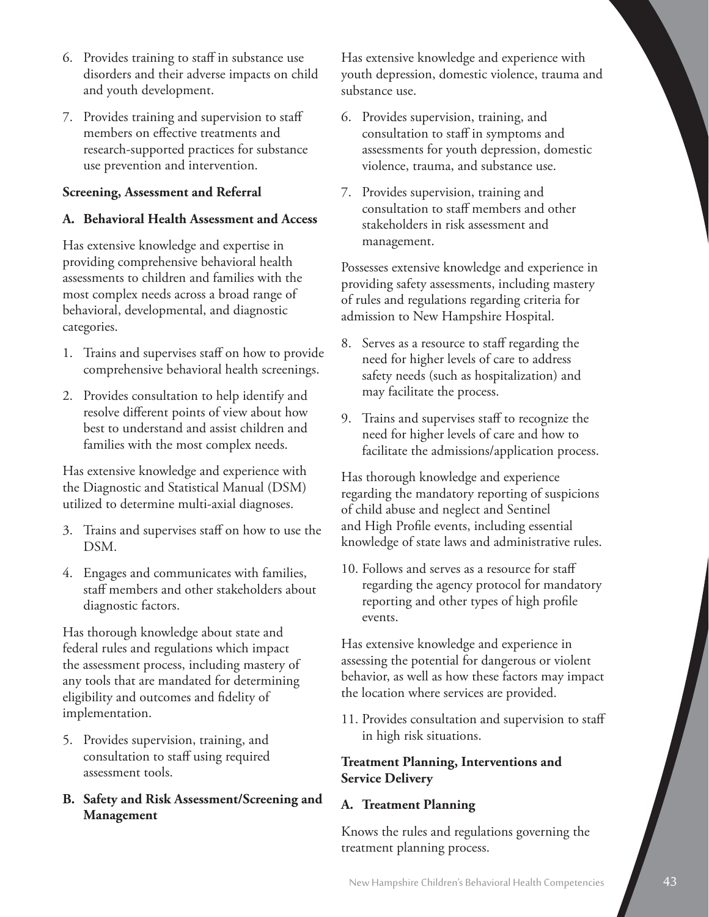6. Provides training to staff in substance use disorders and their adverse impacts on child and youth development.
7. Provides training and supervision to staff members on effective treatments and research-supported practices for substance use prevention and intervention.

**Screening, Assessment and Referral**

**A. Behavioral Health Assessment and Access**

Has extensive knowledge and expertise in providing comprehensive behavioral health assessments to children and families with the most complex needs across a broad range of behavioral, developmental, and diagnostic categories.

1. Trains and supervises staff on how to provide comprehensive behavioral health screenings.
2. Provides consultation to help identify and resolve different points of view about how best to understand and assist children and families with the most complex needs.

Has extensive knowledge and experience with the Diagnostic and Statistical Manual (DSM) utilized to determine multi-axial diagnoses.

3. Trains and supervises staff on how to use the DSM.
4. Engages and communicates with families, staff members and other stakeholders about diagnostic factors.

Has thorough knowledge about state and federal rules and regulations which impact the assessment process, including mastery of any tools that are mandated for determining eligibility and outcomes and fidelity of implementation.

5. Provides supervision, training, and consultation to staff using required assessment tools.

**B. Safety and Risk Assessment/Screening and Management**

Has extensive knowledge and experience with youth depression, domestic violence, trauma and substance use.

6. Provides supervision, training, and consultation to staff in symptoms and assessments for youth depression, domestic violence, trauma, and substance use.
7. Provides supervision, training and consultation to staff members and other stakeholders in risk assessment and management.

Possesses extensive knowledge and experience in providing safety assessments, including mastery of rules and regulations regarding criteria for admission to New Hampshire Hospital.

8. Serves as a resource to staff regarding the need for higher levels of care to address safety needs (such as hospitalization) and may facilitate the process.
9. Trains and supervises staff to recognize the need for higher levels of care and how to facilitate the admissions/application process.

Has thorough knowledge and experience regarding the mandatory reporting of suspicions of child abuse and neglect and Sentinel and High Profile events, including essential knowledge of state laws and administrative rules.

10. Follows and serves as a resource for staff regarding the agency protocol for mandatory reporting and other types of high profile events.

Has extensive knowledge and experience in assessing the potential for dangerous or violent behavior, as well as how these factors may impact the location where services are provided.

11. Provides consultation and supervision to staff in high risk situations.

**Treatment Planning, Interventions and Service Delivery**

**A. Treatment Planning**

Knows the rules and regulations governing the treatment planning process.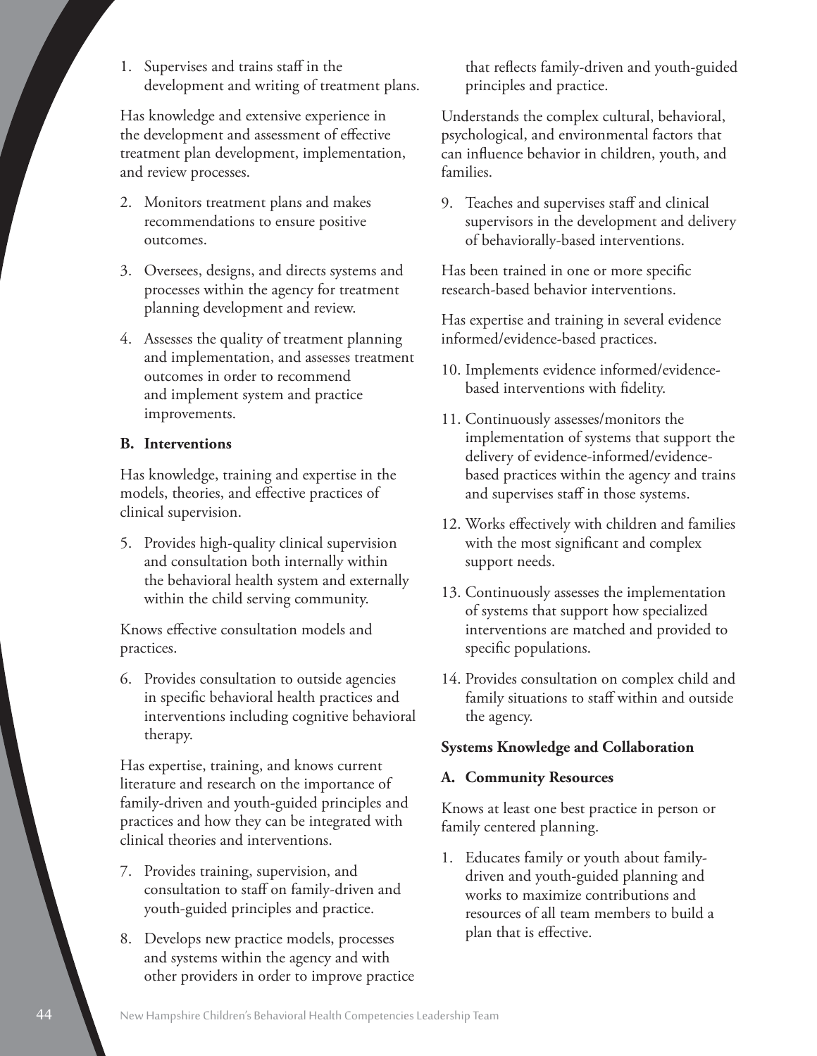1. Supervises and trains staff in the development and writing of treatment plans.

Has knowledge and extensive experience in the development and assessment of effective treatment plan development, implementation, and review processes.

2. Monitors treatment plans and makes recommendations to ensure positive outcomes.
3. Oversees, designs, and directs systems and processes within the agency for treatment planning development and review.
4. Assesses the quality of treatment planning and implementation, and assesses treatment outcomes in order to recommend and implement system and practice improvements.

**B. Interventions**

Has knowledge, training and expertise in the models, theories, and effective practices of clinical supervision.

5. Provides high-quality clinical supervision and consultation both internally within the behavioral health system and externally within the child serving community.

Knows effective consultation models and practices.

6. Provides consultation to outside agencies in specific behavioral health practices and interventions including cognitive behavioral therapy.

Has expertise, training, and knows current literature and research on the importance of family-driven and youth-guided principles and practices and how they can be integrated with clinical theories and interventions.

7. Provides training, supervision, and consultation to staff on family-driven and youth-guided principles and practice.
8. Develops new practice models, processes and systems within the agency and with other providers in order to improve practice that reflects family-driven and youth-guided principles and practice.

Understands the complex cultural, behavioral, psychological, and environmental factors that can influence behavior in children, youth, and families.

9. Teaches and supervises staff and clinical supervisors in the development and delivery of behaviorally-based interventions.

Has been trained in one or more specific research-based behavior interventions.

Has expertise and training in several evidence informed/evidence-based practices.

10. Implements evidence informed/evidence-based interventions with fidelity.
11. Continuously assesses/monitors the implementation of systems that support the delivery of evidence-informed/evidence-based practices within the agency and trains and supervises staff in those systems.
12. Works effectively with children and families with the most significant and complex support needs.
13. Continuously assesses the implementation of systems that support how specialized interventions are matched and provided to specific populations.
14. Provides consultation on complex child and family situations to staff within and outside the agency.

**Systems Knowledge and Collaboration**

**A. Community Resources**

Knows at least one best practice in person or family centered planning.

1. Educates family or youth about family-driven and youth-guided planning and works to maximize contributions and resources of all team members to build a plan that is effective.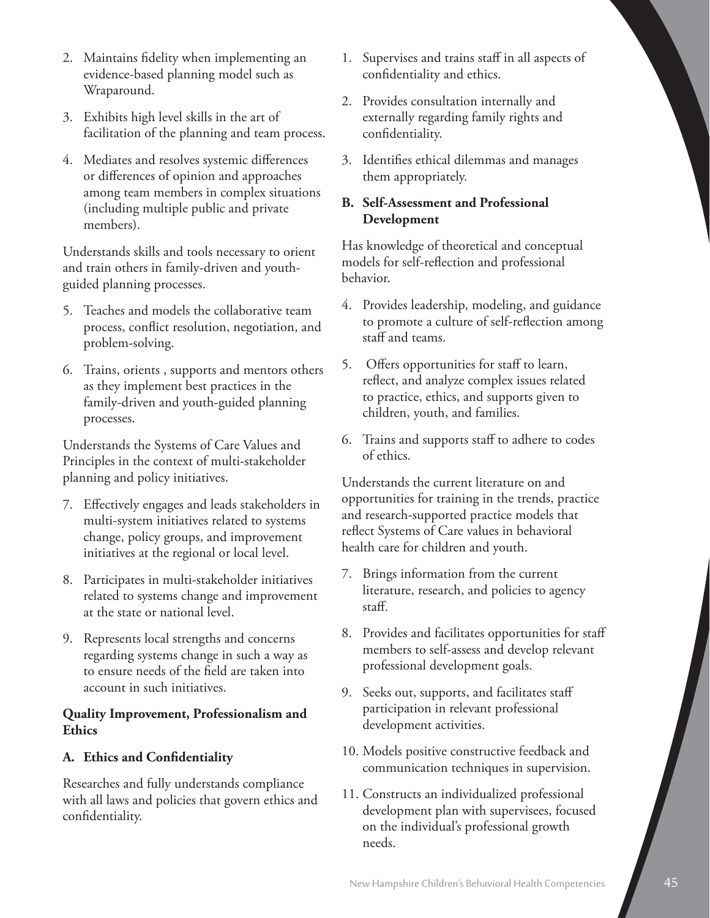2. Maintains fidelity when implementing an evidence-based planning model such as Wraparound.
3. Exhibits high level skills in the art of facilitation of the planning and team process.
4. Mediates and resolves systemic differences or differences of opinion and approaches among team members in complex situations (including multiple public and private members).

Understands skills and tools necessary to orient and train others in family-driven and youth-guided planning processes.

5. Teaches and models the collaborative team process, conflict resolution, negotiation, and problem-solving.
6. Trains, orients , supports and mentors others as they implement best practices in the family-driven and youth-guided planning processes.

Understands the Systems of Care Values and Principles in the context of multi-stakeholder planning and policy initiatives.

7. Effectively engages and leads stakeholders in multi-system initiatives related to systems change, policy groups, and improvement initiatives at the regional or local level.
8. Participates in multi-stakeholder initiatives related to systems change and improvement at the state or national level.
9. Represents local strengths and concerns regarding systems change in such a way as to ensure needs of the field are taken into account in such initiatives.

**Quality Improvement, Professionalism and Ethics**

**A. Ethics and Confidentiality**

Researches and fully understands compliance with all laws and policies that govern ethics and confidentiality.

1. Supervises and trains staff in all aspects of confidentiality and ethics.
2. Provides consultation internally and externally regarding family rights and confidentiality.
3. Identifies ethical dilemmas and manages them appropriately.

**B. Self-Assessment and Professional Development**

Has knowledge of theoretical and conceptual models for self-reflection and professional behavior.

4. Provides leadership, modeling, and guidance to promote a culture of self-reflection among staff and teams.
5. Offers opportunities for staff to learn, reflect, and analyze complex issues related to practice, ethics, and supports given to children, youth, and families.
6. Trains and supports staff to adhere to codes of ethics.

Understands the current literature on and opportunities for training in the trends, practice and research-supported practice models that reflect Systems of Care values in behavioral health care for children and youth.

7. Brings information from the current literature, research, and policies to agency staff.
8. Provides and facilitates opportunities for staff members to self-assess and develop relevant professional development goals.
9. Seeks out, supports, and facilitates staff participation in relevant professional development activities.
10. Models positive constructive feedback and communication techniques in supervision.
11. Constructs an individualized professional development plan with supervisees, focused on the individual's professional growth needs.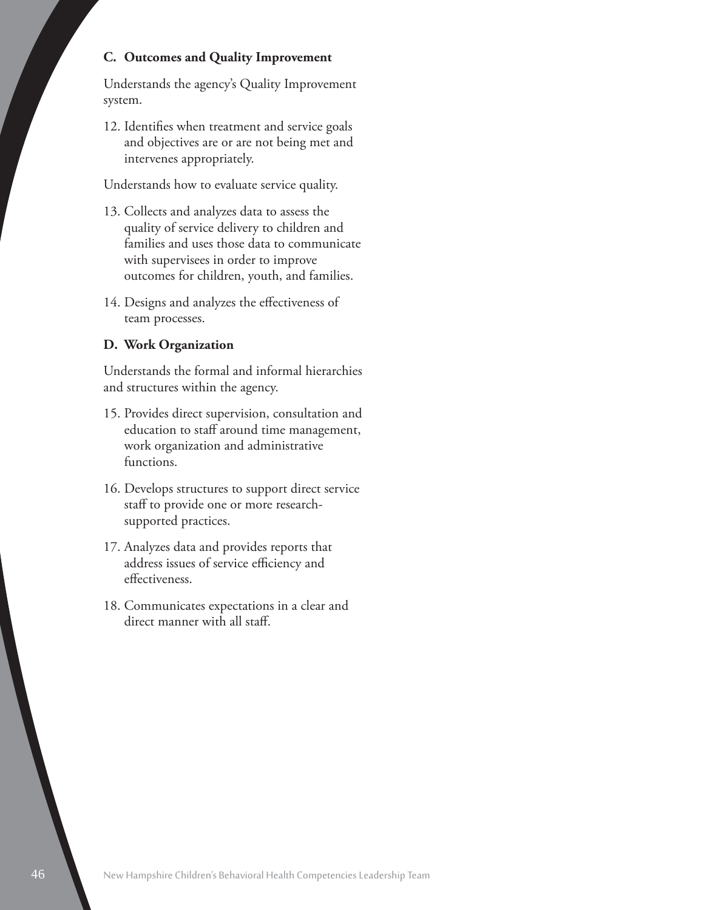### C. Outcomes and Quality Improvement

Understands the agency's Quality Improvement system.

12. Identifies when treatment and service goals and objectives are or are not being met and intervenes appropriately.

Understands how to evaluate service quality.

13. Collects and analyzes data to assess the quality of service delivery to children and families and uses those data to communicate with supervisees in order to improve outcomes for children, youth, and families.
14. Designs and analyzes the effectiveness of team processes.

### D. Work Organization

Understands the formal and informal hierarchies and structures within the agency.

15. Provides direct supervision, consultation and education to staff around time management, work organization and administrative functions.
16. Develops structures to support direct service staff to provide one or more research-supported practices.
17. Analyzes data and provides reports that address issues of service efficiency and effectiveness.
18. Communicates expectations in a clear and direct manner with all staff.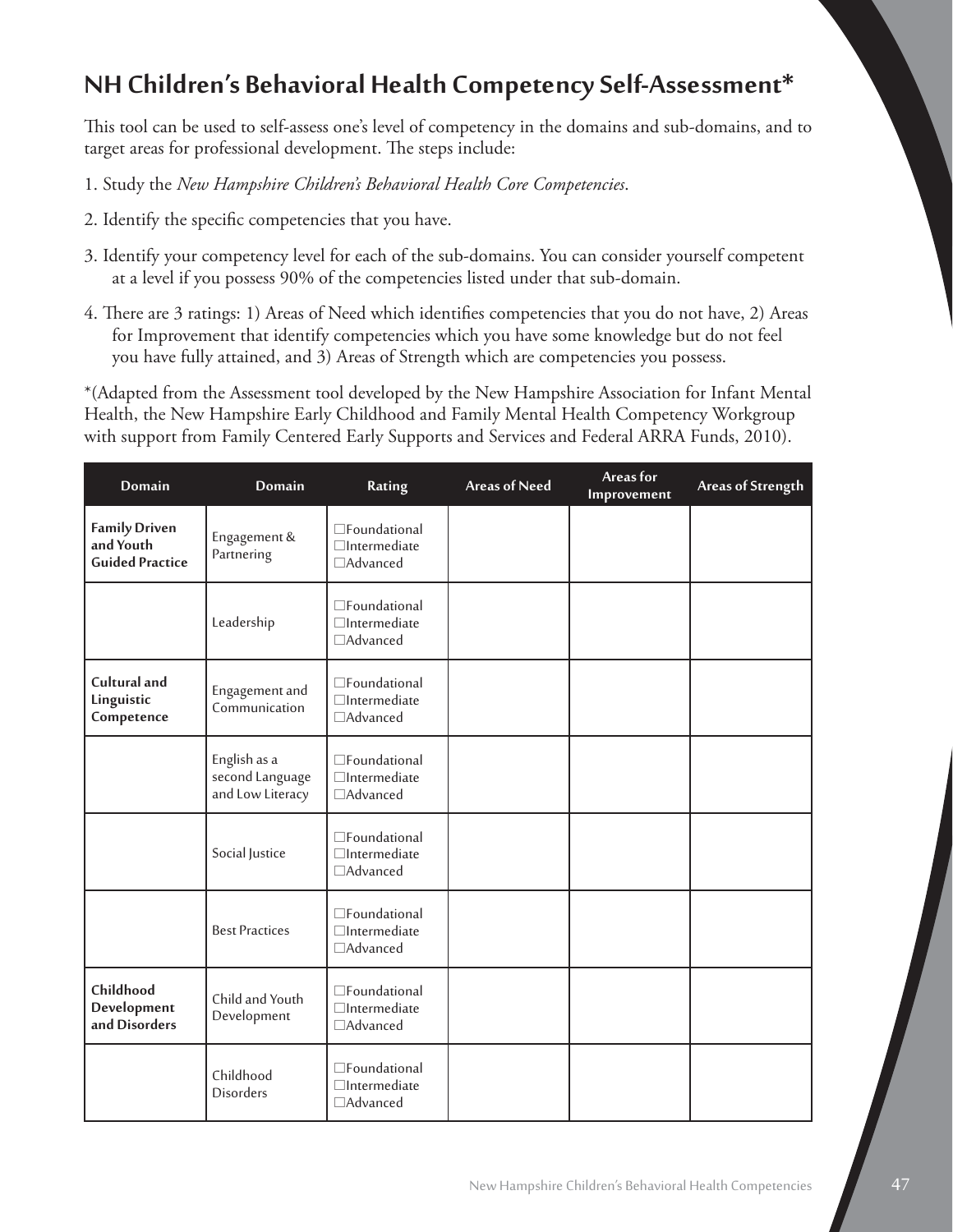## NH Children's Behavioral Health Competency Self-Assessment*

This tool can be used to self-assess one's level of competency in the domains and sub-domains, and to target areas for professional development. The steps include:

1. Study the *New Hampshire Children's Behavioral Health Core Competencies*.
2. Identify the specific competencies that you have.
3. Identify your competency level for each of the sub-domains. You can consider yourself competent at a level if you possess 90% of the competencies listed under that sub-domain.
4. There are 3 ratings: 1) Areas of Need which identifies competencies that you do not have, 2) Areas for Improvement that identify competencies which you have some knowledge but do not feel you have fully attained, and 3) Areas of Strength which are competencies you possess.

*(Adapted from the Assessment tool developed by the New Hampshire Association for Infant Mental Health, the New Hampshire Early Childhood and Family Mental Health Competency Workgroup with support from Family Centered Early Supports and Services and Federal ARRA Funds, 2010).

| Domain | Domain | Rating | Areas of Need | Areas for Improvement | Areas of Strength |
|---|---|---|---|---|---|
| **Family Driven and Youth Guided Practice** | Engagement & Partnering | ☐Foundational ☐Intermediate ☐Advanced | | | |
| | Leadership | ☐Foundational ☐Intermediate ☐Advanced | | | |
| **Cultural and Linguistic Competence** | Engagement and Communication | ☐Foundational ☐Intermediate ☐Advanced | | | |
| | English as a second Language and Low Literacy | ☐Foundational ☐Intermediate ☐Advanced | | | |
| | Social Justice | ☐Foundational ☐Intermediate ☐Advanced | | | |
| | Best Practices | ☐Foundational ☐Intermediate ☐Advanced | | | |
| **Childhood Development and Disorders** | Child and Youth Development | ☐Foundational ☐Intermediate ☐Advanced | | | |
| | Childhood Disorders | ☐Foundational ☐Intermediate ☐Advanced | | | |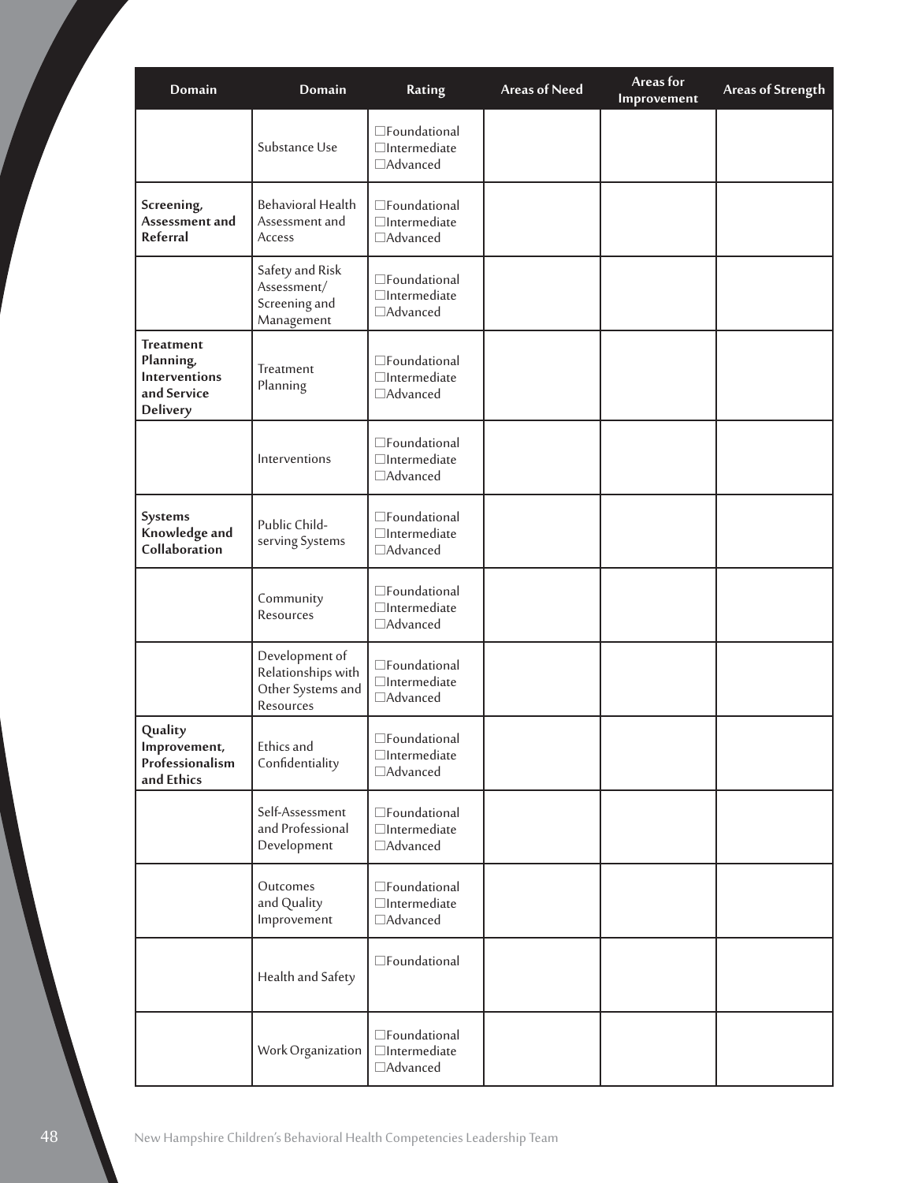| Domain | Domain | Rating | Areas of Need | Areas for Improvement | Areas of Strength |
|---|---|---|---|---|---|
| | Substance Use | ☐Foundational<br>☐Intermediate<br>☐Advanced | | | |
| **Screening, Assessment and Referral** | Behavioral Health Assessment and Access | ☐Foundational<br>☐Intermediate<br>☐Advanced | | | |
| | Safety and Risk Assessment/ Screening and Management | ☐Foundational<br>☐Intermediate<br>☐Advanced | | | |
| **Treatment Planning, Interventions and Service Delivery** | Treatment Planning | ☐Foundational<br>☐Intermediate<br>☐Advanced | | | |
| | Interventions | ☐Foundational<br>☐Intermediate<br>☐Advanced | | | |
| **Systems Knowledge and Collaboration** | Public Child-serving Systems | ☐Foundational<br>☐Intermediate<br>☐Advanced | | | |
| | Community Resources | ☐Foundational<br>☐Intermediate<br>☐Advanced | | | |
| | Development of Relationships with Other Systems and Resources | ☐Foundational<br>☐Intermediate<br>☐Advanced | | | |
| **Quality Improvement, Professionalism and Ethics** | Ethics and Confidentiality | ☐Foundational<br>☐Intermediate<br>☐Advanced | | | |
| | Self-Assessment and Professional Development | ☐Foundational<br>☐Intermediate<br>☐Advanced | | | |
| | Outcomes and Quality Improvement | ☐Foundational<br>☐Intermediate<br>☐Advanced | | | |
| | Health and Safety | ☐Foundational | | | |
| | Work Organization | ☐Foundational<br>☐Intermediate<br>☐Advanced | | | |